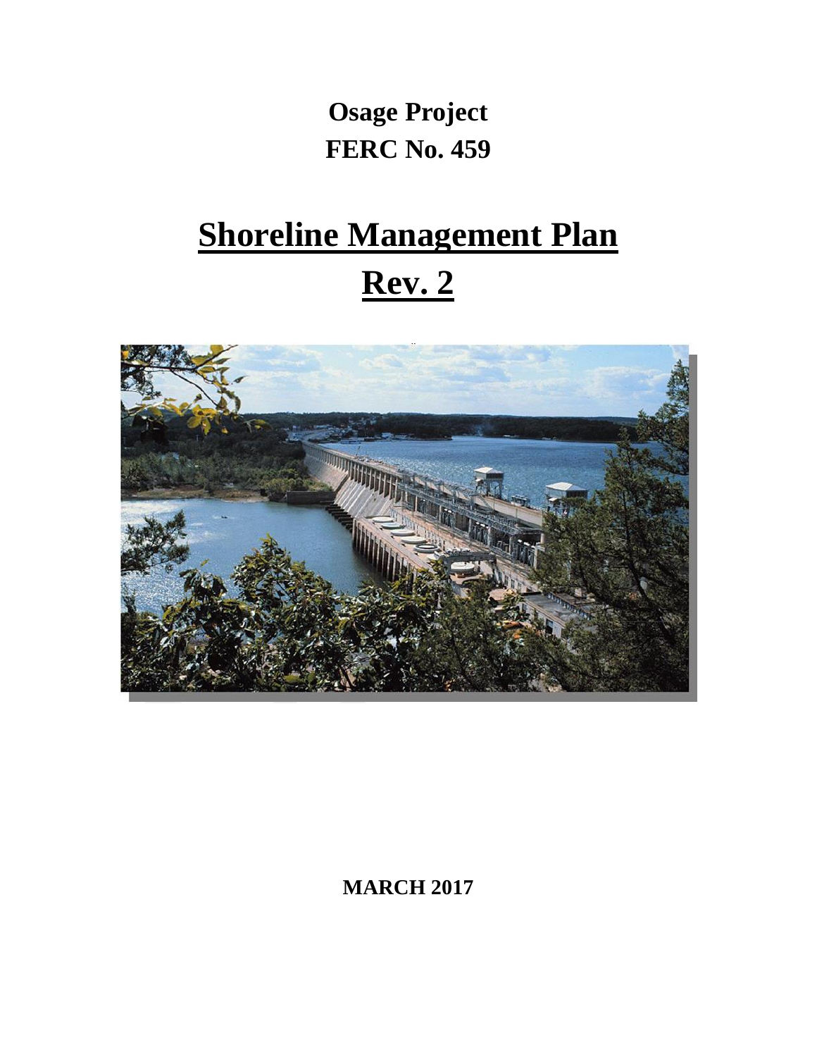**Osage Project**

**FERC No. 459**

# Shoreline Management Plan

# Rev. 2

**MARCH 2017**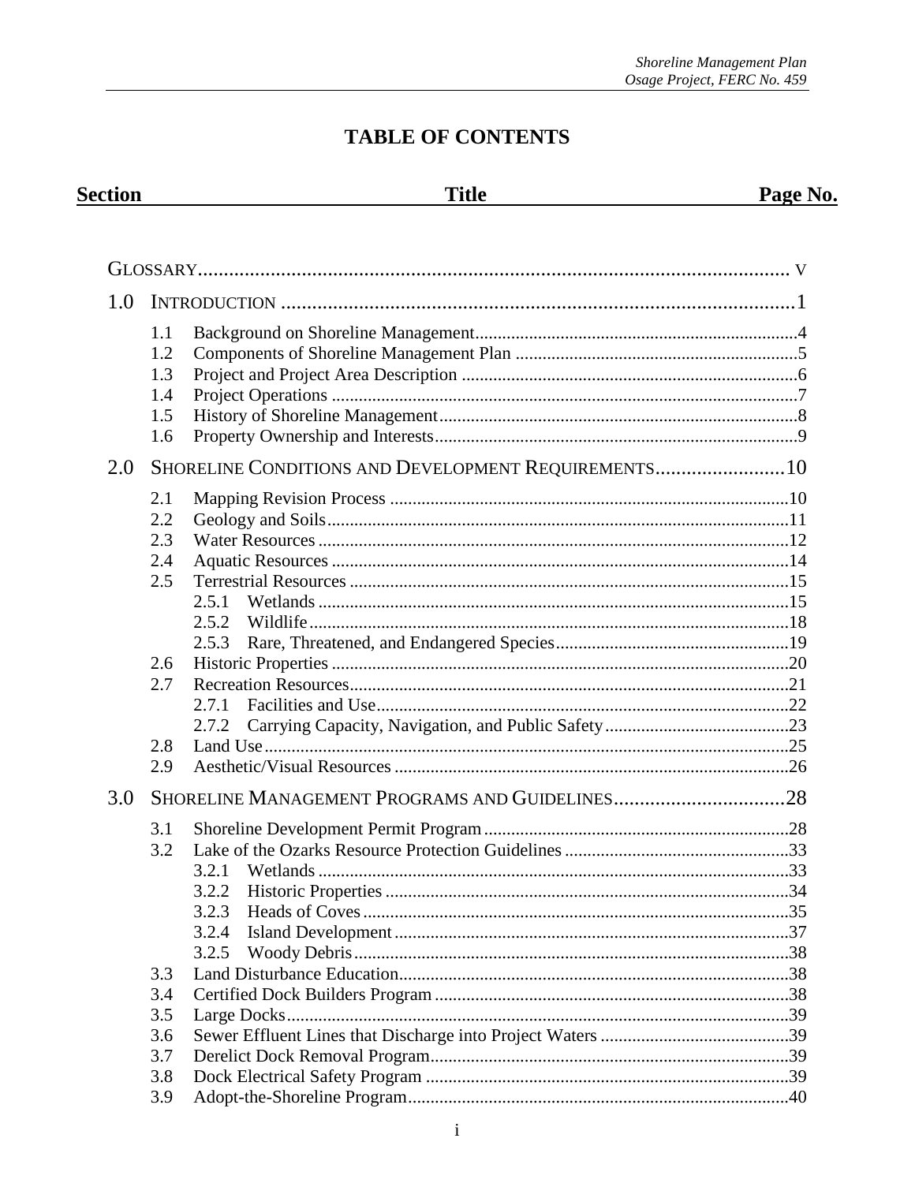# TABLE OF CONTENTS

| Section | Title | Page No. |
|---|---|---|
| | GLOSSARY | v |
| 1.0 | INTRODUCTION | 1 |
| 1.1 | Background on Shoreline Management | 4 |
| 1.2 | Components of Shoreline Management Plan | 5 |
| 1.3 | Project and Project Area Description | 6 |
| 1.4 | Project Operations | 7 |
| 1.5 | History of Shoreline Management | 8 |
| 1.6 | Property Ownership and Interests | 9 |
| 2.0 | SHORELINE CONDITIONS AND DEVELOPMENT REQUIREMENTS | 10 |
| 2.1 | Mapping Revision Process | 10 |
| 2.2 | Geology and Soils | 11 |
| 2.3 | Water Resources | 12 |
| 2.4 | Aquatic Resources | 14 |
| 2.5 | Terrestrial Resources | 15 |
| 2.5.1 | Wetlands | 15 |
| 2.5.2 | Wildlife | 18 |
| 2.5.3 | Rare, Threatened, and Endangered Species | 19 |
| 2.6 | Historic Properties | 20 |
| 2.7 | Recreation Resources | 21 |
| 2.7.1 | Facilities and Use | 22 |
| 2.7.2 | Carrying Capacity, Navigation, and Public Safety | 23 |
| 2.8 | Land Use | 25 |
| 2.9 | Aesthetic/Visual Resources | 26 |
| 3.0 | SHORELINE MANAGEMENT PROGRAMS AND GUIDELINES | 28 |
| 3.1 | Shoreline Development Permit Program | 28 |
| 3.2 | Lake of the Ozarks Resource Protection Guidelines | 33 |
| 3.2.1 | Wetlands | 33 |
| 3.2.2 | Historic Properties | 34 |
| 3.2.3 | Heads of Coves | 35 |
| 3.2.4 | Island Development | 37 |
| 3.2.5 | Woody Debris | 38 |
| 3.3 | Land Disturbance Education | 38 |
| 3.4 | Certified Dock Builders Program | 38 |
| 3.5 | Large Docks | 39 |
| 3.6 | Sewer Effluent Lines that Discharge into Project Waters | 39 |
| 3.7 | Derelict Dock Removal Program | 39 |
| 3.8 | Dock Electrical Safety Program | 39 |
| 3.9 | Adopt-the-Shoreline Program | 40 |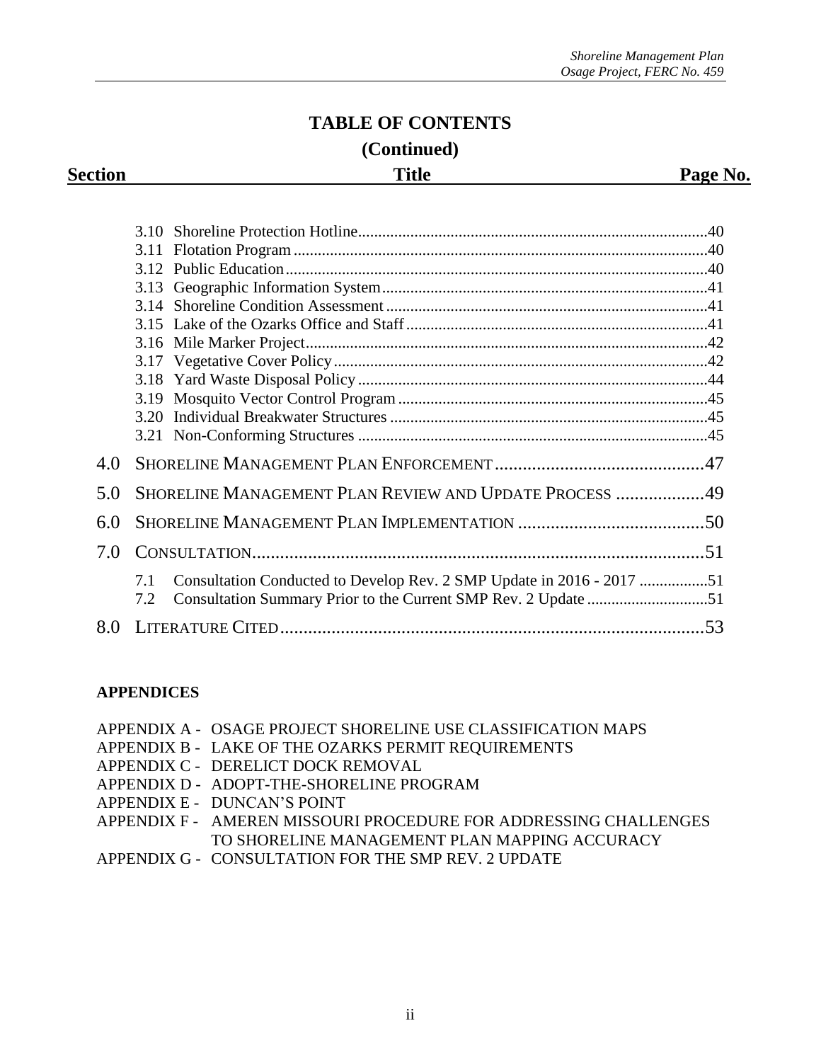# TABLE OF CONTENTS
## (Continued)

| Section | Title | Page No. |
|---|---|---|
| 3.10 | Shoreline Protection Hotline | 40 |
| 3.11 | Flotation Program | 40 |
| 3.12 | Public Education | 40 |
| 3.13 | Geographic Information System | 41 |
| 3.14 | Shoreline Condition Assessment | 41 |
| 3.15 | Lake of the Ozarks Office and Staff | 41 |
| 3.16 | Mile Marker Project | 42 |
| 3.17 | Vegetative Cover Policy | 42 |
| 3.18 | Yard Waste Disposal Policy | 44 |
| 3.19 | Mosquito Vector Control Program | 45 |
| 3.20 | Individual Breakwater Structures | 45 |
| 3.21 | Non-Conforming Structures | 45 |
| 4.0 | SHORELINE MANAGEMENT PLAN ENFORCEMENT | 47 |
| 5.0 | SHORELINE MANAGEMENT PLAN REVIEW AND UPDATE PROCESS | 49 |
| 6.0 | SHORELINE MANAGEMENT PLAN IMPLEMENTATION | 50 |
| 7.0 | CONSULTATION | 51 |
| 7.1 | Consultation Conducted to Develop Rev. 2 SMP Update in 2016 - 2017 | 51 |
| 7.2 | Consultation Summary Prior to the Current SMP Rev. 2 Update | 51 |
| 8.0 | LITERATURE CITED | 53 |

**APPENDICES**

APPENDIX A - OSAGE PROJECT SHORELINE USE CLASSIFICATION MAPS
APPENDIX B - LAKE OF THE OZARKS PERMIT REQUIREMENTS
APPENDIX C - DERELICT DOCK REMOVAL
APPENDIX D - ADOPT-THE-SHORELINE PROGRAM
APPENDIX E - DUNCAN'S POINT
APPENDIX F - AMEREN MISSOURI PROCEDURE FOR ADDRESSING CHALLENGES TO SHORELINE MANAGEMENT PLAN MAPPING ACCURACY
APPENDIX G - CONSULTATION FOR THE SMP REV. 2 UPDATE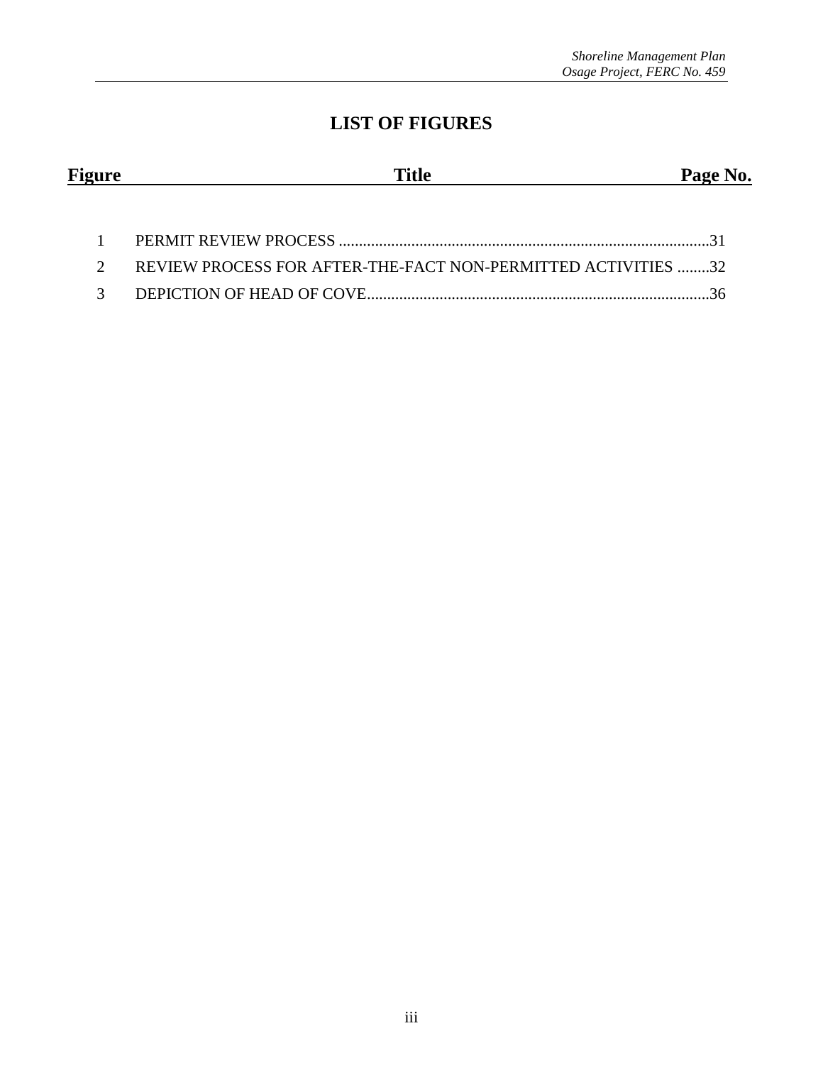# LIST OF FIGURES

| Figure | Title | Page No. |
| --- | --- | --- |
| 1 | PERMIT REVIEW PROCESS | 31 |
| 2 | REVIEW PROCESS FOR AFTER-THE-FACT NON-PERMITTED ACTIVITIES | 32 |
| 3 | DEPICTION OF HEAD OF COVE | 36 |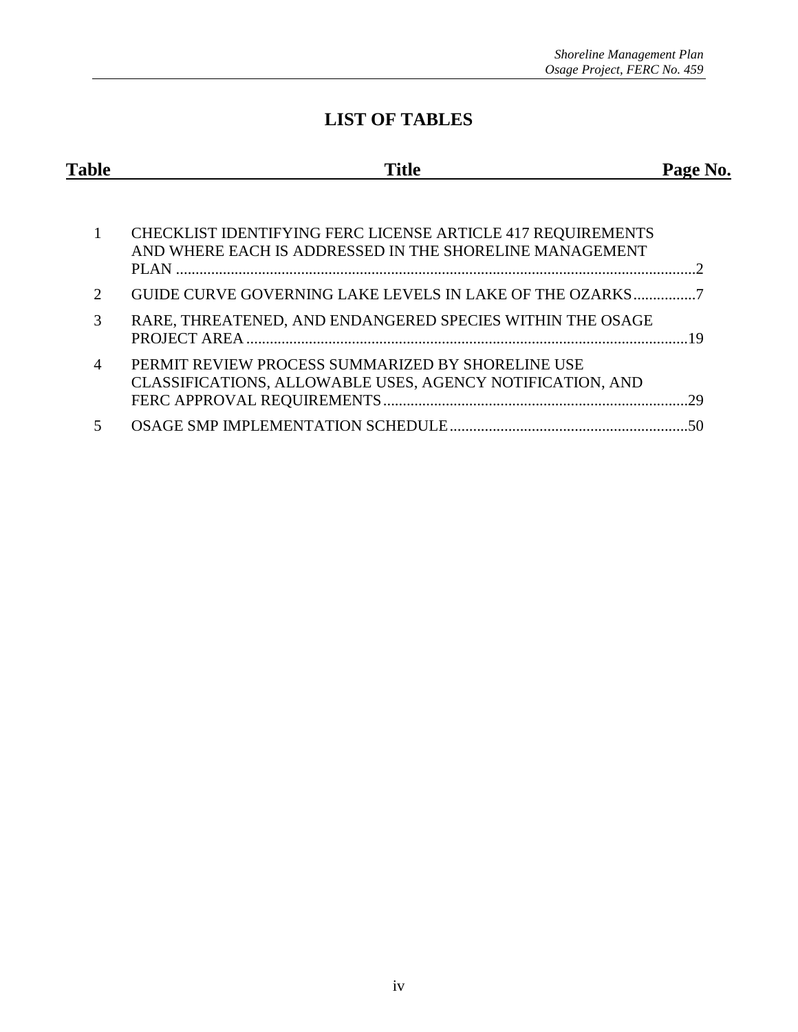# LIST OF TABLES

| Table | Title | Page No. |
|---|---|---|
| 1 | CHECKLIST IDENTIFYING FERC LICENSE ARTICLE 417 REQUIREMENTS AND WHERE EACH IS ADDRESSED IN THE SHORELINE MANAGEMENT PLAN | 2 |
| 2 | GUIDE CURVE GOVERNING LAKE LEVELS IN LAKE OF THE OZARKS | 7 |
| 3 | RARE, THREATENED, AND ENDANGERED SPECIES WITHIN THE OSAGE PROJECT AREA | 19 |
| 4 | PERMIT REVIEW PROCESS SUMMARIZED BY SHORELINE USE CLASSIFICATIONS, ALLOWABLE USES, AGENCY NOTIFICATION, AND FERC APPROVAL REQUIREMENTS | 29 |
| 5 | OSAGE SMP IMPLEMENTATION SCHEDULE | 50 |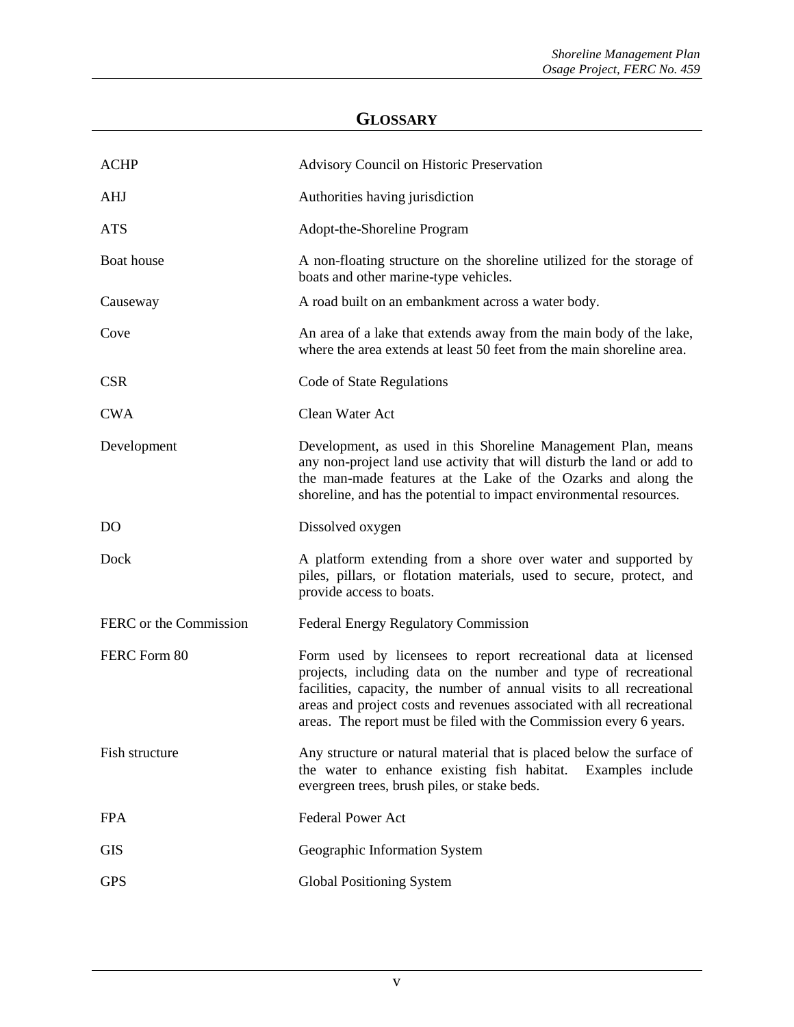## GLOSSARY

| | |
|---|---|
| ACHP | Advisory Council on Historic Preservation |
| AHJ | Authorities having jurisdiction |
| ATS | Adopt-the-Shoreline Program |
| Boat house | A non-floating structure on the shoreline utilized for the storage of boats and other marine-type vehicles. |
| Causeway | A road built on an embankment across a water body. |
| Cove | An area of a lake that extends away from the main body of the lake, where the area extends at least 50 feet from the main shoreline area. |
| CSR | Code of State Regulations |
| CWA | Clean Water Act |
| Development | Development, as used in this Shoreline Management Plan, means any non-project land use activity that will disturb the land or add to the man-made features at the Lake of the Ozarks and along the shoreline, and has the potential to impact environmental resources. |
| DO | Dissolved oxygen |
| Dock | A platform extending from a shore over water and supported by piles, pillars, or flotation materials, used to secure, protect, and provide access to boats. |
| FERC or the Commission | Federal Energy Regulatory Commission |
| FERC Form 80 | Form used by licensees to report recreational data at licensed projects, including data on the number and type of recreational facilities, capacity, the number of annual visits to all recreational areas and project costs and revenues associated with all recreational areas. The report must be filed with the Commission every 6 years. |
| Fish structure | Any structure or natural material that is placed below the surface of the water to enhance existing fish habitat. Examples include evergreen trees, brush piles, or stake beds. |
| FPA | Federal Power Act |
| GIS | Geographic Information System |
| GPS | Global Positioning System |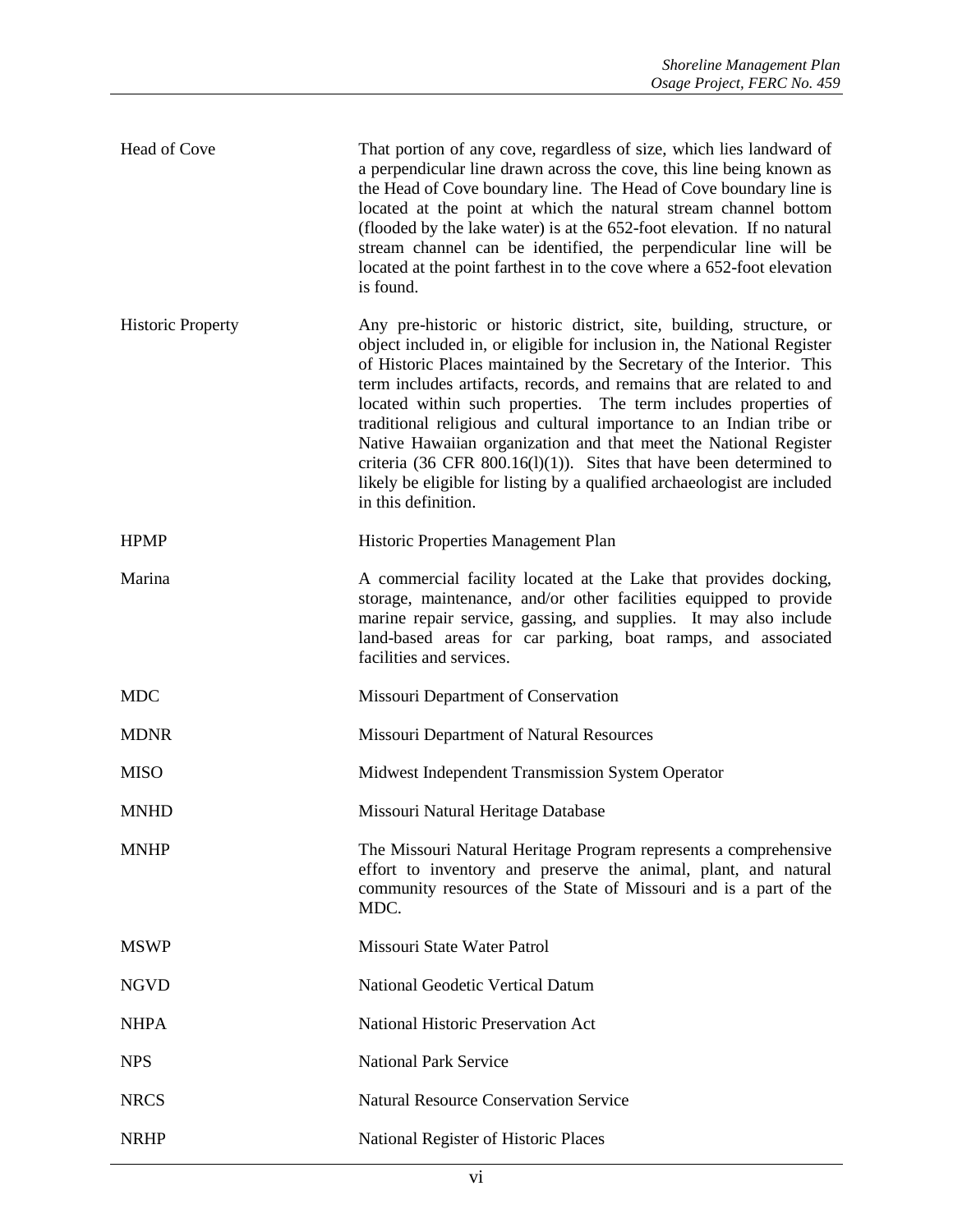| | |
|---|---|
| Head of Cove | That portion of any cove, regardless of size, which lies landward of a perpendicular line drawn across the cove, this line being known as the Head of Cove boundary line. The Head of Cove boundary line is located at the point at which the natural stream channel bottom (flooded by the lake water) is at the 652-foot elevation. If no natural stream channel can be identified, the perpendicular line will be located at the point farthest in to the cove where a 652-foot elevation is found. |
| Historic Property | Any pre-historic or historic district, site, building, structure, or object included in, or eligible for inclusion in, the National Register of Historic Places maintained by the Secretary of the Interior. This term includes artifacts, records, and remains that are related to and located within such properties. The term includes properties of traditional religious and cultural importance to an Indian tribe or Native Hawaiian organization and that meet the National Register criteria (36 CFR 800.16(l)(1)). Sites that have been determined to likely be eligible for listing by a qualified archaeologist are included in this definition. |
| HPMP | Historic Properties Management Plan |
| Marina | A commercial facility located at the Lake that provides docking, storage, maintenance, and/or other facilities equipped to provide marine repair service, gassing, and supplies. It may also include land-based areas for car parking, boat ramps, and associated facilities and services. |
| MDC | Missouri Department of Conservation |
| MDNR | Missouri Department of Natural Resources |
| MISO | Midwest Independent Transmission System Operator |
| MNHD | Missouri Natural Heritage Database |
| MNHP | The Missouri Natural Heritage Program represents a comprehensive effort to inventory and preserve the animal, plant, and natural community resources of the State of Missouri and is a part of the MDC. |
| MSWP | Missouri State Water Patrol |
| NGVD | National Geodetic Vertical Datum |
| NHPA | National Historic Preservation Act |
| NPS | National Park Service |
| NRCS | Natural Resource Conservation Service |
| NRHP | National Register of Historic Places |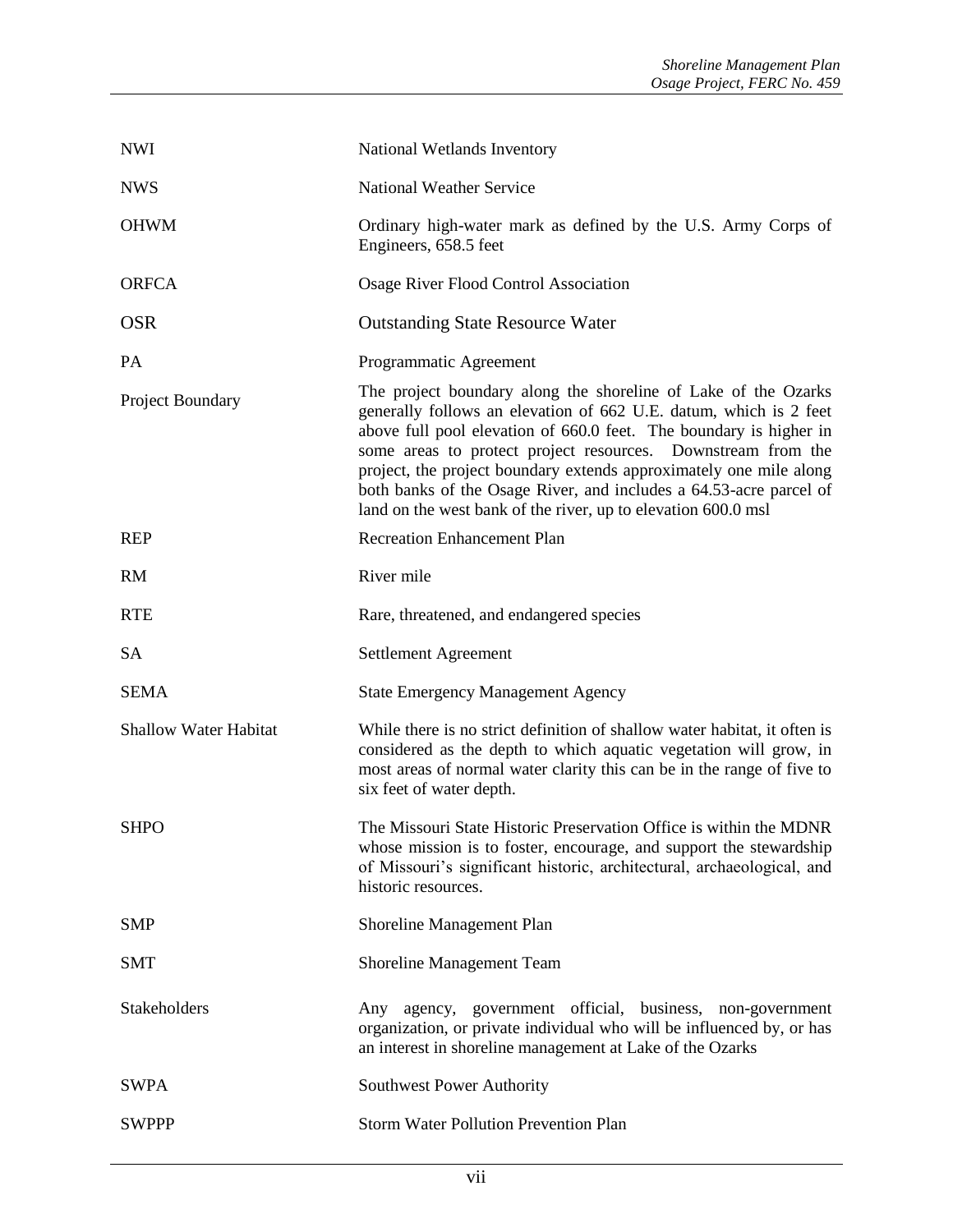| | |
|---|---|
| NWI | National Wetlands Inventory |
| NWS | National Weather Service |
| OHWM | Ordinary high-water mark as defined by the U.S. Army Corps of Engineers, 658.5 feet |
| ORFCA | Osage River Flood Control Association |
| OSR | Outstanding State Resource Water |
| PA | Programmatic Agreement |
| Project Boundary | The project boundary along the shoreline of Lake of the Ozarks generally follows an elevation of 662 U.E. datum, which is 2 feet above full pool elevation of 660.0 feet. The boundary is higher in some areas to protect project resources. Downstream from the project, the project boundary extends approximately one mile along both banks of the Osage River, and includes a 64.53-acre parcel of land on the west bank of the river, up to elevation 600.0 msl |
| REP | Recreation Enhancement Plan |
| RM | River mile |
| RTE | Rare, threatened, and endangered species |
| SA | Settlement Agreement |
| SEMA | State Emergency Management Agency |
| Shallow Water Habitat | While there is no strict definition of shallow water habitat, it often is considered as the depth to which aquatic vegetation will grow, in most areas of normal water clarity this can be in the range of five to six feet of water depth. |
| SHPO | The Missouri State Historic Preservation Office is within the MDNR whose mission is to foster, encourage, and support the stewardship of Missouri's significant historic, architectural, archaeological, and historic resources. |
| SMP | Shoreline Management Plan |
| SMT | Shoreline Management Team |
| Stakeholders | Any agency, government official, business, non-government organization, or private individual who will be influenced by, or has an interest in shoreline management at Lake of the Ozarks |
| SWPA | Southwest Power Authority |
| SWPPP | Storm Water Pollution Prevention Plan |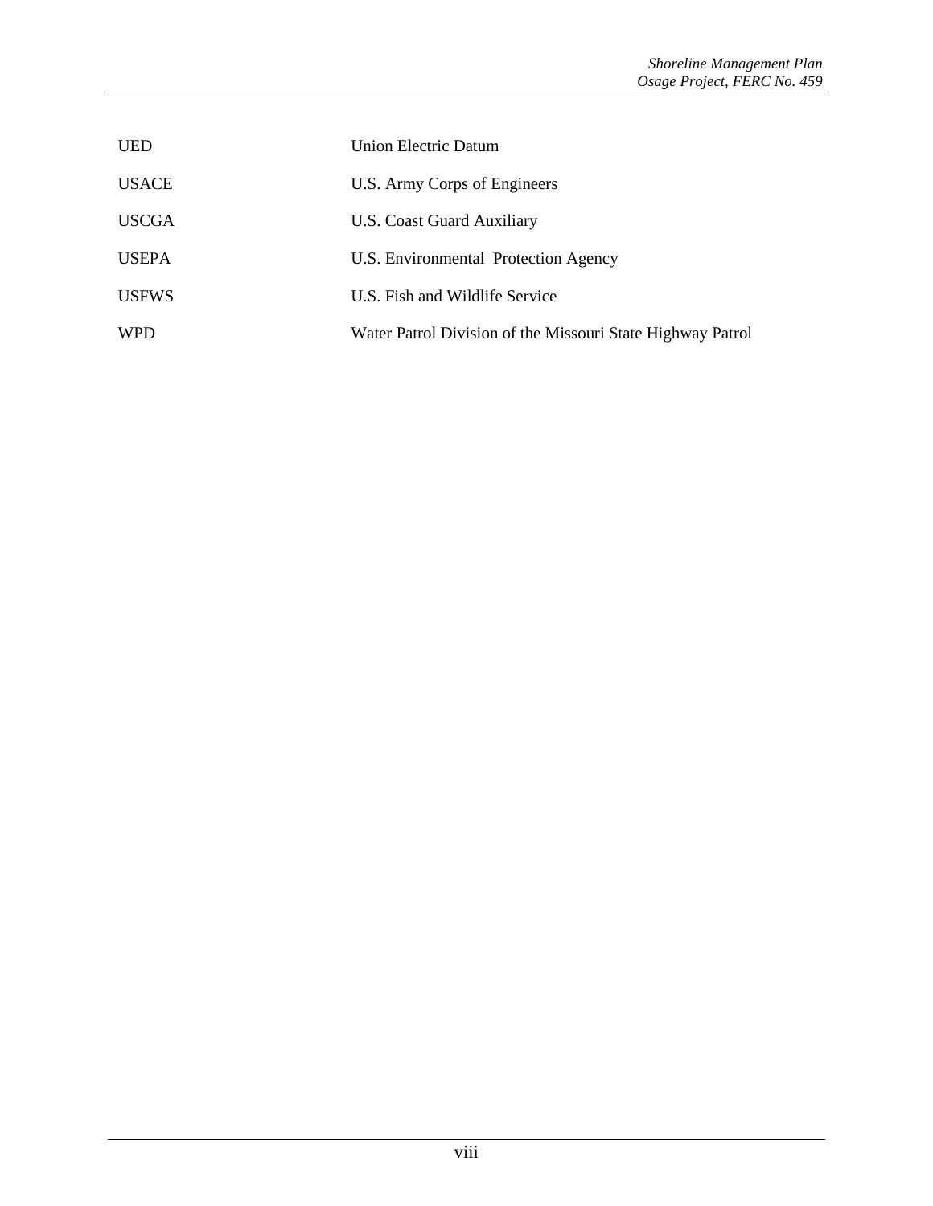| | |
|---|---|
| UED | Union Electric Datum |
| USACE | U.S. Army Corps of Engineers |
| USCGA | U.S. Coast Guard Auxiliary |
| USEPA | U.S. Environmental Protection Agency |
| USFWS | U.S. Fish and Wildlife Service |
| WPD | Water Patrol Division of the Missouri State Highway Patrol |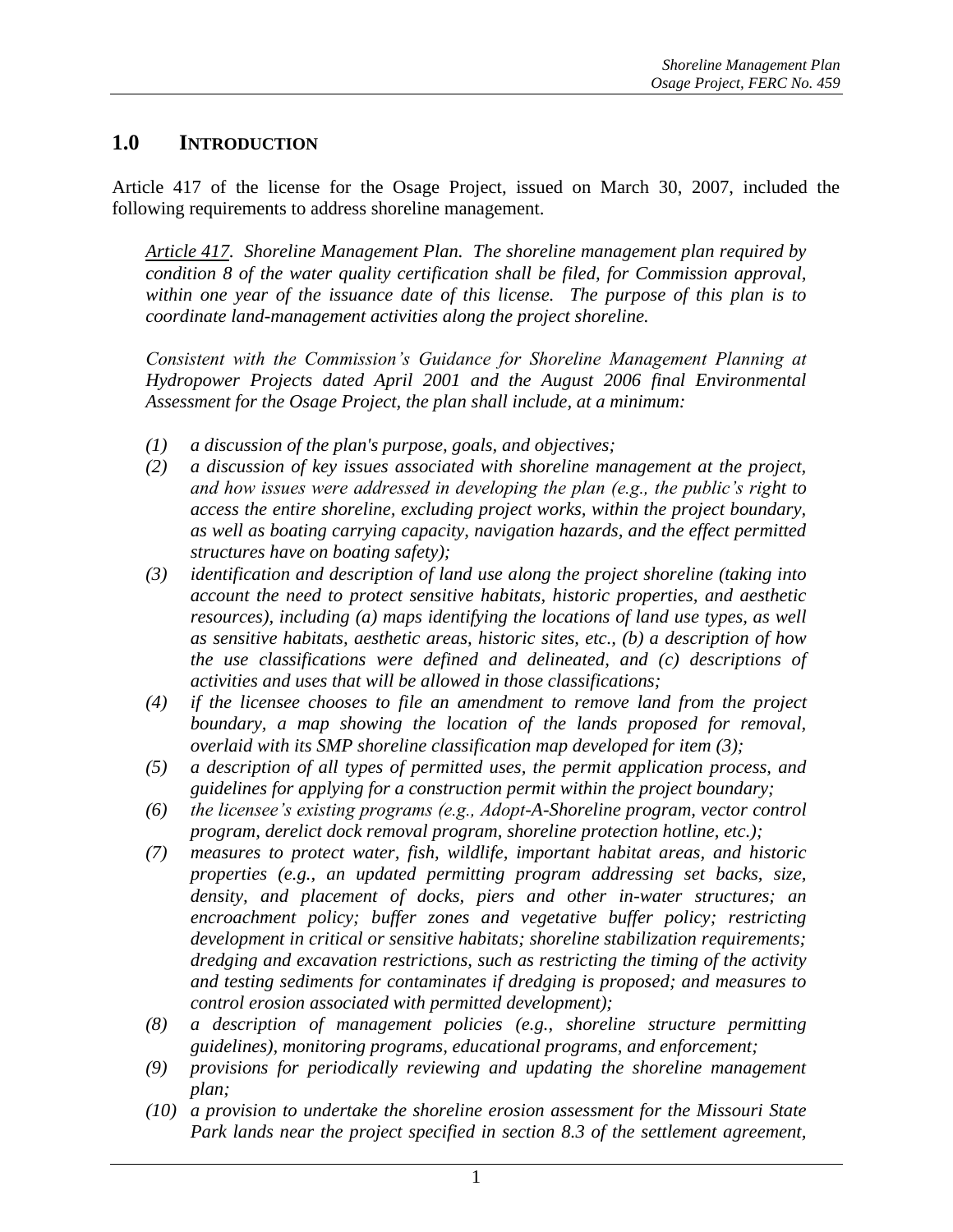## 1.0 INTRODUCTION

Article 417 of the license for the Osage Project, issued on March 30, 2007, included the following requirements to address shoreline management.

> *<u>Article 417</u>. Shoreline Management Plan. The shoreline management plan required by condition 8 of the water quality certification shall be filed, for Commission approval, within one year of the issuance date of this license. The purpose of this plan is to coordinate land-management activities along the project shoreline.*
>
> *Consistent with the Commission's Guidance for Shoreline Management Planning at Hydropower Projects dated April 2001 and the August 2006 final Environmental Assessment for the Osage Project, the plan shall include, at a minimum:*
>
> *(1) a discussion of the plan's purpose, goals, and objectives;*
> *(2) a discussion of key issues associated with shoreline management at the project, and how issues were addressed in developing the plan (e.g., the public's right to access the entire shoreline, excluding project works, within the project boundary, as well as boating carrying capacity, navigation hazards, and the effect permitted structures have on boating safety);*
> *(3) identification and description of land use along the project shoreline (taking into account the need to protect sensitive habitats, historic properties, and aesthetic resources), including (a) maps identifying the locations of land use types, as well as sensitive habitats, aesthetic areas, historic sites, etc., (b) a description of how the use classifications were defined and delineated, and (c) descriptions of activities and uses that will be allowed in those classifications;*
> *(4) if the licensee chooses to file an amendment to remove land from the project boundary, a map showing the location of the lands proposed for removal, overlaid with its SMP shoreline classification map developed for item (3);*
> *(5) a description of all types of permitted uses, the permit application process, and guidelines for applying for a construction permit within the project boundary;*
> *(6) the licensee's existing programs (e.g., Adopt-A-Shoreline program, vector control program, derelict dock removal program, shoreline protection hotline, etc.);*
> *(7) measures to protect water, fish, wildlife, important habitat areas, and historic properties (e.g., an updated permitting program addressing set backs, size, density, and placement of docks, piers and other in-water structures; an encroachment policy; buffer zones and vegetative buffer policy; restricting development in critical or sensitive habitats; shoreline stabilization requirements; dredging and excavation restrictions, such as restricting the timing of the activity and testing sediments for contaminates if dredging is proposed; and measures to control erosion associated with permitted development);*
> *(8) a description of management policies (e.g., shoreline structure permitting guidelines), monitoring programs, educational programs, and enforcement;*
> *(9) provisions for periodically reviewing and updating the shoreline management plan;*
> *(10) a provision to undertake the shoreline erosion assessment for the Missouri State Park lands near the project specified in section 8.3 of the settlement agreement,*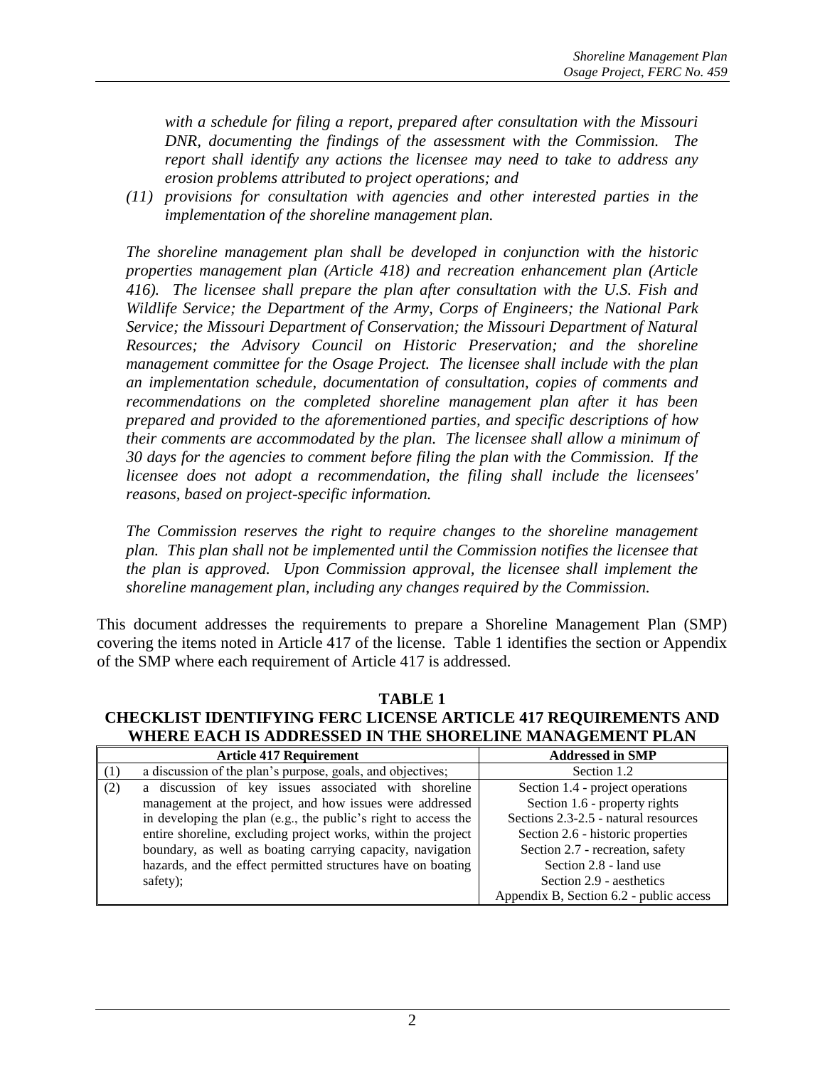*with a schedule for filing a report, prepared after consultation with the Missouri DNR, documenting the findings of the assessment with the Commission. The report shall identify any actions the licensee may need to take to address any erosion problems attributed to project operations; and*

*(11) provisions for consultation with agencies and other interested parties in the implementation of the shoreline management plan.*

*The shoreline management plan shall be developed in conjunction with the historic properties management plan (Article 418) and recreation enhancement plan (Article 416). The licensee shall prepare the plan after consultation with the U.S. Fish and Wildlife Service; the Department of the Army, Corps of Engineers; the National Park Service; the Missouri Department of Conservation; the Missouri Department of Natural Resources; the Advisory Council on Historic Preservation; and the shoreline management committee for the Osage Project. The licensee shall include with the plan an implementation schedule, documentation of consultation, copies of comments and recommendations on the completed shoreline management plan after it has been prepared and provided to the aforementioned parties, and specific descriptions of how their comments are accommodated by the plan. The licensee shall allow a minimum of 30 days for the agencies to comment before filing the plan with the Commission. If the licensee does not adopt a recommendation, the filing shall include the licensees' reasons, based on project-specific information.*

*The Commission reserves the right to require changes to the shoreline management plan. This plan shall not be implemented until the Commission notifies the licensee that the plan is approved. Upon Commission approval, the licensee shall implement the shoreline management plan, including any changes required by the Commission.*

This document addresses the requirements to prepare a Shoreline Management Plan (SMP) covering the items noted in Article 417 of the license. Table 1 identifies the section or Appendix of the SMP where each requirement of Article 417 is addressed.

**TABLE 1**
**CHECKLIST IDENTIFYING FERC LICENSE ARTICLE 417 REQUIREMENTS AND WHERE EACH IS ADDRESSED IN THE SHORELINE MANAGEMENT PLAN**

| | Article 417 Requirement | Addressed in SMP |
|---|---|---|
| (1) | a discussion of the plan's purpose, goals, and objectives; | Section 1.2 |
| (2) | a discussion of key issues associated with shoreline management at the project, and how issues were addressed in developing the plan (e.g., the public's right to access the entire shoreline, excluding project works, within the project boundary, as well as boating carrying capacity, navigation hazards, and the effect permitted structures have on boating safety); | Section 1.4 - project operations<br>Section 1.6 - property rights<br>Sections 2.3-2.5 - natural resources<br>Section 2.6 - historic properties<br>Section 2.7 - recreation, safety<br>Section 2.8 - land use<br>Section 2.9 - aesthetics<br>Appendix B, Section 6.2 - public access |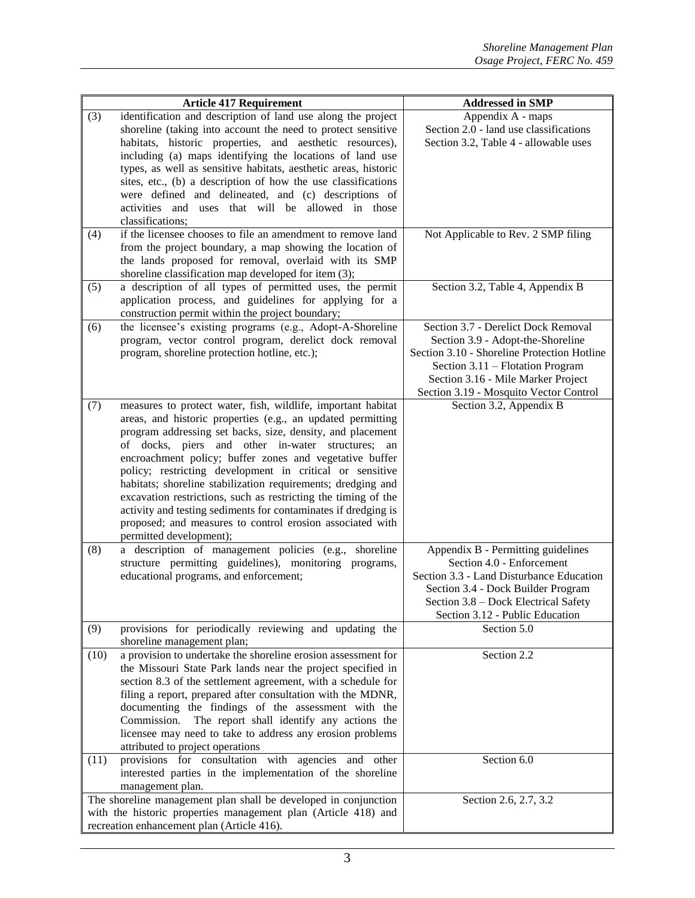| Article 417 Requirement | | Addressed in SMP |
|---|---|---|
| (3) | identification and description of land use along the project shoreline (taking into account the need to protect sensitive habitats, historic properties, and aesthetic resources), including (a) maps identifying the locations of land use types, as well as sensitive habitats, aesthetic areas, historic sites, etc., (b) a description of how the use classifications were defined and delineated, and (c) descriptions of activities and uses that will be allowed in those classifications; | Appendix A - maps<br>Section 2.0 - land use classifications<br>Section 3.2, Table 4 - allowable uses |
| (4) | if the licensee chooses to file an amendment to remove land from the project boundary, a map showing the location of the lands proposed for removal, overlaid with its SMP shoreline classification map developed for item (3); | Not Applicable to Rev. 2 SMP filing |
| (5) | a description of all types of permitted uses, the permit application process, and guidelines for applying for a construction permit within the project boundary; | Section 3.2, Table 4, Appendix B |
| (6) | the licensee's existing programs (e.g., Adopt-A-Shoreline program, vector control program, derelict dock removal program, shoreline protection hotline, etc.); | Section 3.7 - Derelict Dock Removal<br>Section 3.9 - Adopt-the-Shoreline<br>Section 3.10 - Shoreline Protection Hotline<br>Section 3.11 – Flotation Program<br>Section 3.16 - Mile Marker Project<br>Section 3.19 - Mosquito Vector Control |
| (7) | measures to protect water, fish, wildlife, important habitat areas, and historic properties (e.g., an updated permitting program addressing set backs, size, density, and placement of docks, piers and other in-water structures; an encroachment policy; buffer zones and vegetative buffer policy; restricting development in critical or sensitive habitats; shoreline stabilization requirements; dredging and excavation restrictions, such as restricting the timing of the activity and testing sediments for contaminates if dredging is proposed; and measures to control erosion associated with permitted development); | Section 3.2, Appendix B |
| (8) | a description of management policies (e.g., shoreline structure permitting guidelines), monitoring programs, educational programs, and enforcement; | Appendix B - Permitting guidelines<br>Section 4.0 - Enforcement<br>Section 3.3 - Land Disturbance Education<br>Section 3.4 - Dock Builder Program<br>Section 3.8 – Dock Electrical Safety<br>Section 3.12 - Public Education |
| (9) | provisions for periodically reviewing and updating the shoreline management plan; | Section 5.0 |
| (10) | a provision to undertake the shoreline erosion assessment for the Missouri State Park lands near the project specified in section 8.3 of the settlement agreement, with a schedule for filing a report, prepared after consultation with the MDNR, documenting the findings of the assessment with the Commission. The report shall identify any actions the licensee may need to take to address any erosion problems attributed to project operations | Section 2.2 |
| (11) | provisions for consultation with agencies and other interested parties in the implementation of the shoreline management plan. | Section 6.0 |
| The shoreline management plan shall be developed in conjunction with the historic properties management plan (Article 418) and recreation enhancement plan (Article 416). | | Section 2.6, 2.7, 3.2 |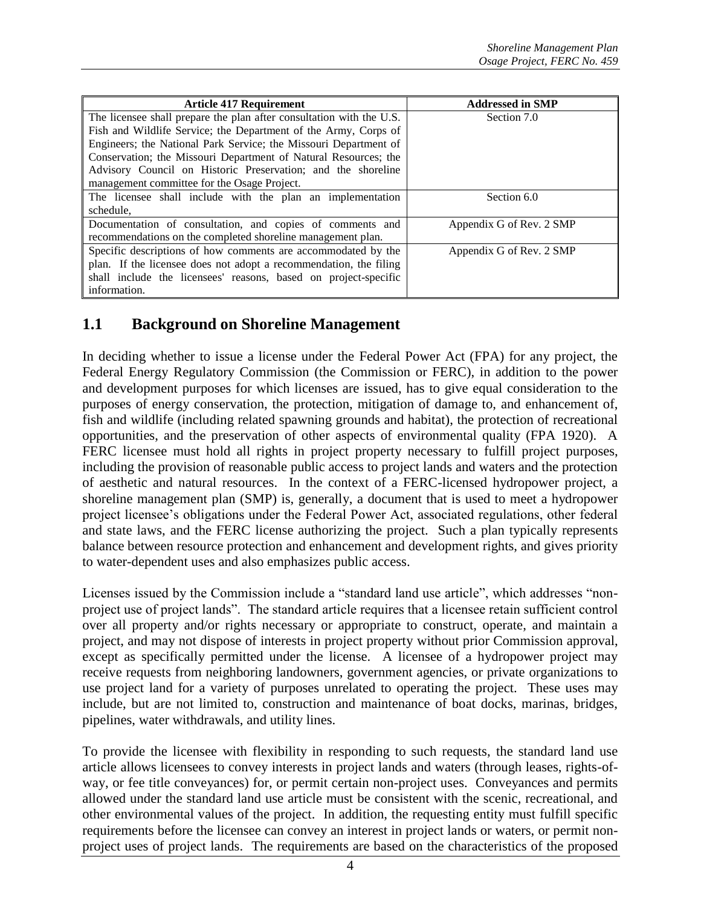| Article 417 Requirement | Addressed in SMP |
|---|---|
| The licensee shall prepare the plan after consultation with the U.S. Fish and Wildlife Service; the Department of the Army, Corps of Engineers; the National Park Service; the Missouri Department of Conservation; the Missouri Department of Natural Resources; the Advisory Council on Historic Preservation; and the shoreline management committee for the Osage Project. | Section 7.0 |
| The licensee shall include with the plan an implementation schedule, | Section 6.0 |
| Documentation of consultation, and copies of comments and recommendations on the completed shoreline management plan. | Appendix G of Rev. 2 SMP |
| Specific descriptions of how comments are accommodated by the plan. If the licensee does not adopt a recommendation, the filing shall include the licensees' reasons, based on project-specific information. | Appendix G of Rev. 2 SMP |

## 1.1 Background on Shoreline Management

In deciding whether to issue a license under the Federal Power Act (FPA) for any project, the Federal Energy Regulatory Commission (the Commission or FERC), in addition to the power and development purposes for which licenses are issued, has to give equal consideration to the purposes of energy conservation, the protection, mitigation of damage to, and enhancement of, fish and wildlife (including related spawning grounds and habitat), the protection of recreational opportunities, and the preservation of other aspects of environmental quality (FPA 1920). A FERC licensee must hold all rights in project property necessary to fulfill project purposes, including the provision of reasonable public access to project lands and waters and the protection of aesthetic and natural resources. In the context of a FERC-licensed hydropower project, a shoreline management plan (SMP) is, generally, a document that is used to meet a hydropower project licensee's obligations under the Federal Power Act, associated regulations, other federal and state laws, and the FERC license authorizing the project. Such a plan typically represents balance between resource protection and enhancement and development rights, and gives priority to water-dependent uses and also emphasizes public access.

Licenses issued by the Commission include a "standard land use article", which addresses "non-project use of project lands". The standard article requires that a licensee retain sufficient control over all property and/or rights necessary or appropriate to construct, operate, and maintain a project, and may not dispose of interests in project property without prior Commission approval, except as specifically permitted under the license. A licensee of a hydropower project may receive requests from neighboring landowners, government agencies, or private organizations to use project land for a variety of purposes unrelated to operating the project. These uses may include, but are not limited to, construction and maintenance of boat docks, marinas, bridges, pipelines, water withdrawals, and utility lines.

To provide the licensee with flexibility in responding to such requests, the standard land use article allows licensees to convey interests in project lands and waters (through leases, rights-of-way, or fee title conveyances) for, or permit certain non-project uses. Conveyances and permits allowed under the standard land use article must be consistent with the scenic, recreational, and other environmental values of the project. In addition, the requesting entity must fulfill specific requirements before the licensee can convey an interest in project lands or waters, or permit non-project uses of project lands. The requirements are based on the characteristics of the proposed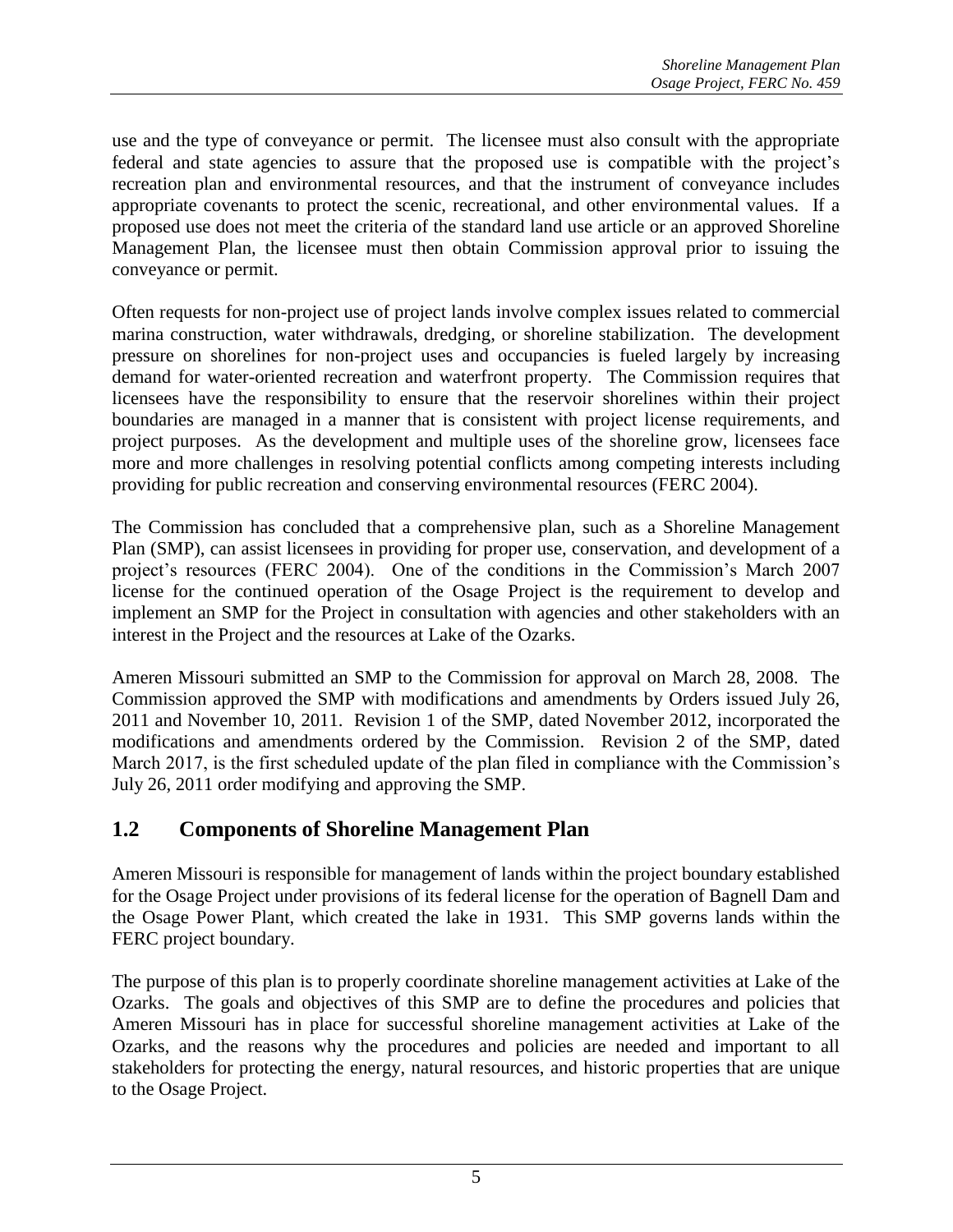use and the type of conveyance or permit. The licensee must also consult with the appropriate federal and state agencies to assure that the proposed use is compatible with the project's recreation plan and environmental resources, and that the instrument of conveyance includes appropriate covenants to protect the scenic, recreational, and other environmental values. If a proposed use does not meet the criteria of the standard land use article or an approved Shoreline Management Plan, the licensee must then obtain Commission approval prior to issuing the conveyance or permit.

Often requests for non-project use of project lands involve complex issues related to commercial marina construction, water withdrawals, dredging, or shoreline stabilization. The development pressure on shorelines for non-project uses and occupancies is fueled largely by increasing demand for water-oriented recreation and waterfront property. The Commission requires that licensees have the responsibility to ensure that the reservoir shorelines within their project boundaries are managed in a manner that is consistent with project license requirements, and project purposes. As the development and multiple uses of the shoreline grow, licensees face more and more challenges in resolving potential conflicts among competing interests including providing for public recreation and conserving environmental resources (FERC 2004).

The Commission has concluded that a comprehensive plan, such as a Shoreline Management Plan (SMP), can assist licensees in providing for proper use, conservation, and development of a project's resources (FERC 2004). One of the conditions in the Commission's March 2007 license for the continued operation of the Osage Project is the requirement to develop and implement an SMP for the Project in consultation with agencies and other stakeholders with an interest in the Project and the resources at Lake of the Ozarks.

Ameren Missouri submitted an SMP to the Commission for approval on March 28, 2008. The Commission approved the SMP with modifications and amendments by Orders issued July 26, 2011 and November 10, 2011. Revision 1 of the SMP, dated November 2012, incorporated the modifications and amendments ordered by the Commission. Revision 2 of the SMP, dated March 2017, is the first scheduled update of the plan filed in compliance with the Commission's July 26, 2011 order modifying and approving the SMP.

## 1.2 Components of Shoreline Management Plan

Ameren Missouri is responsible for management of lands within the project boundary established for the Osage Project under provisions of its federal license for the operation of Bagnell Dam and the Osage Power Plant, which created the lake in 1931. This SMP governs lands within the FERC project boundary.

The purpose of this plan is to properly coordinate shoreline management activities at Lake of the Ozarks. The goals and objectives of this SMP are to define the procedures and policies that Ameren Missouri has in place for successful shoreline management activities at Lake of the Ozarks, and the reasons why the procedures and policies are needed and important to all stakeholders for protecting the energy, natural resources, and historic properties that are unique to the Osage Project.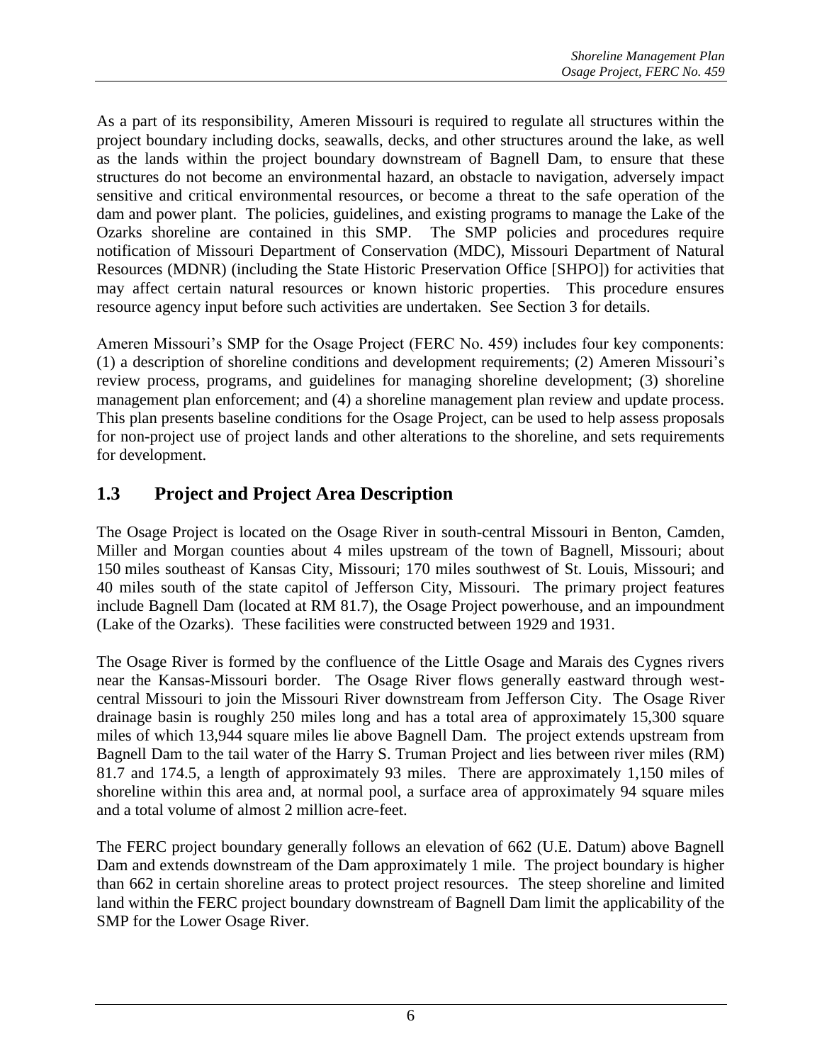As a part of its responsibility, Ameren Missouri is required to regulate all structures within the project boundary including docks, seawalls, decks, and other structures around the lake, as well as the lands within the project boundary downstream of Bagnell Dam, to ensure that these structures do not become an environmental hazard, an obstacle to navigation, adversely impact sensitive and critical environmental resources, or become a threat to the safe operation of the dam and power plant. The policies, guidelines, and existing programs to manage the Lake of the Ozarks shoreline are contained in this SMP. The SMP policies and procedures require notification of Missouri Department of Conservation (MDC), Missouri Department of Natural Resources (MDNR) (including the State Historic Preservation Office [SHPO]) for activities that may affect certain natural resources or known historic properties. This procedure ensures resource agency input before such activities are undertaken. See Section 3 for details.

Ameren Missouri's SMP for the Osage Project (FERC No. 459) includes four key components: (1) a description of shoreline conditions and development requirements; (2) Ameren Missouri's review process, programs, and guidelines for managing shoreline development; (3) shoreline management plan enforcement; and (4) a shoreline management plan review and update process. This plan presents baseline conditions for the Osage Project, can be used to help assess proposals for non-project use of project lands and other alterations to the shoreline, and sets requirements for development.

## 1.3 Project and Project Area Description

The Osage Project is located on the Osage River in south-central Missouri in Benton, Camden, Miller and Morgan counties about 4 miles upstream of the town of Bagnell, Missouri; about 150 miles southeast of Kansas City, Missouri; 170 miles southwest of St. Louis, Missouri; and 40 miles south of the state capitol of Jefferson City, Missouri. The primary project features include Bagnell Dam (located at RM 81.7), the Osage Project powerhouse, and an impoundment (Lake of the Ozarks). These facilities were constructed between 1929 and 1931.

The Osage River is formed by the confluence of the Little Osage and Marais des Cygnes rivers near the Kansas-Missouri border. The Osage River flows generally eastward through west-central Missouri to join the Missouri River downstream from Jefferson City. The Osage River drainage basin is roughly 250 miles long and has a total area of approximately 15,300 square miles of which 13,944 square miles lie above Bagnell Dam. The project extends upstream from Bagnell Dam to the tail water of the Harry S. Truman Project and lies between river miles (RM) 81.7 and 174.5, a length of approximately 93 miles. There are approximately 1,150 miles of shoreline within this area and, at normal pool, a surface area of approximately 94 square miles and a total volume of almost 2 million acre-feet.

The FERC project boundary generally follows an elevation of 662 (U.E. Datum) above Bagnell Dam and extends downstream of the Dam approximately 1 mile. The project boundary is higher than 662 in certain shoreline areas to protect project resources. The steep shoreline and limited land within the FERC project boundary downstream of Bagnell Dam limit the applicability of the SMP for the Lower Osage River.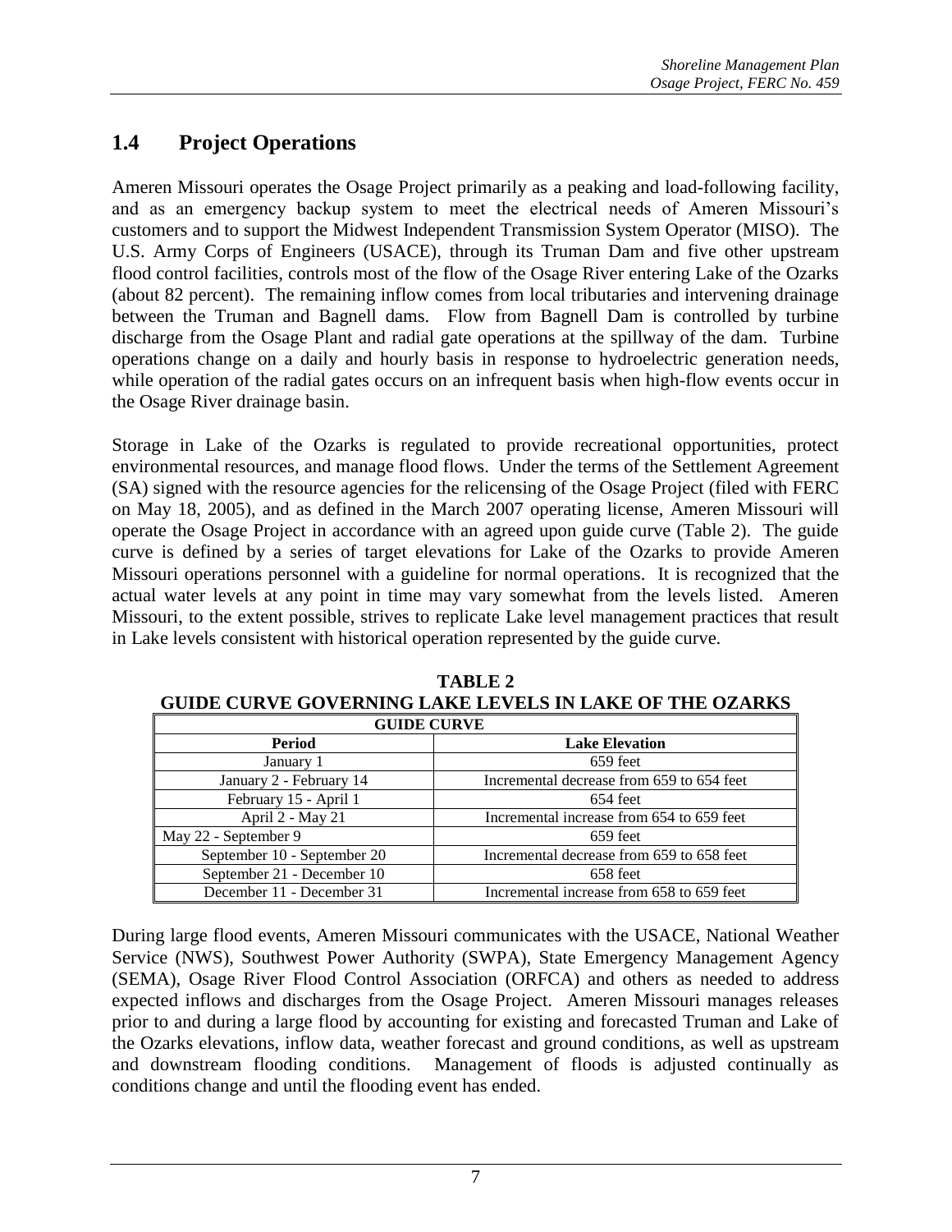## 1.4 Project Operations

Ameren Missouri operates the Osage Project primarily as a peaking and load-following facility, and as an emergency backup system to meet the electrical needs of Ameren Missouri's customers and to support the Midwest Independent Transmission System Operator (MISO). The U.S. Army Corps of Engineers (USACE), through its Truman Dam and five other upstream flood control facilities, controls most of the flow of the Osage River entering Lake of the Ozarks (about 82 percent). The remaining inflow comes from local tributaries and intervening drainage between the Truman and Bagnell dams. Flow from Bagnell Dam is controlled by turbine discharge from the Osage Plant and radial gate operations at the spillway of the dam. Turbine operations change on a daily and hourly basis in response to hydroelectric generation needs, while operation of the radial gates occurs on an infrequent basis when high-flow events occur in the Osage River drainage basin.

Storage in Lake of the Ozarks is regulated to provide recreational opportunities, protect environmental resources, and manage flood flows. Under the terms of the Settlement Agreement (SA) signed with the resource agencies for the relicensing of the Osage Project (filed with FERC on May 18, 2005), and as defined in the March 2007 operating license, Ameren Missouri will operate the Osage Project in accordance with an agreed upon guide curve (Table 2). The guide curve is defined by a series of target elevations for Lake of the Ozarks to provide Ameren Missouri operations personnel with a guideline for normal operations. It is recognized that the actual water levels at any point in time may vary somewhat from the levels listed. Ameren Missouri, to the extent possible, strives to replicate Lake level management practices that result in Lake levels consistent with historical operation represented by the guide curve.

**TABLE 2**
**GUIDE CURVE GOVERNING LAKE LEVELS IN LAKE OF THE OZARKS**

| GUIDE CURVE | |
|---|---|
| **Period** | **Lake Elevation** |
| January 1 | 659 feet |
| January 2 - February 14 | Incremental decrease from 659 to 654 feet |
| February 15 - April 1 | 654 feet |
| April 2 - May 21 | Incremental increase from 654 to 659 feet |
| May 22 - September 9 | 659 feet |
| September 10 - September 20 | Incremental decrease from 659 to 658 feet |
| September 21 - December 10 | 658 feet |
| December 11 - December 31 | Incremental increase from 658 to 659 feet |

During large flood events, Ameren Missouri communicates with the USACE, National Weather Service (NWS), Southwest Power Authority (SWPA), State Emergency Management Agency (SEMA), Osage River Flood Control Association (ORFCA) and others as needed to address expected inflows and discharges from the Osage Project. Ameren Missouri manages releases prior to and during a large flood by accounting for existing and forecasted Truman and Lake of the Ozarks elevations, inflow data, weather forecast and ground conditions, as well as upstream and downstream flooding conditions. Management of floods is adjusted continually as conditions change and until the flooding event has ended.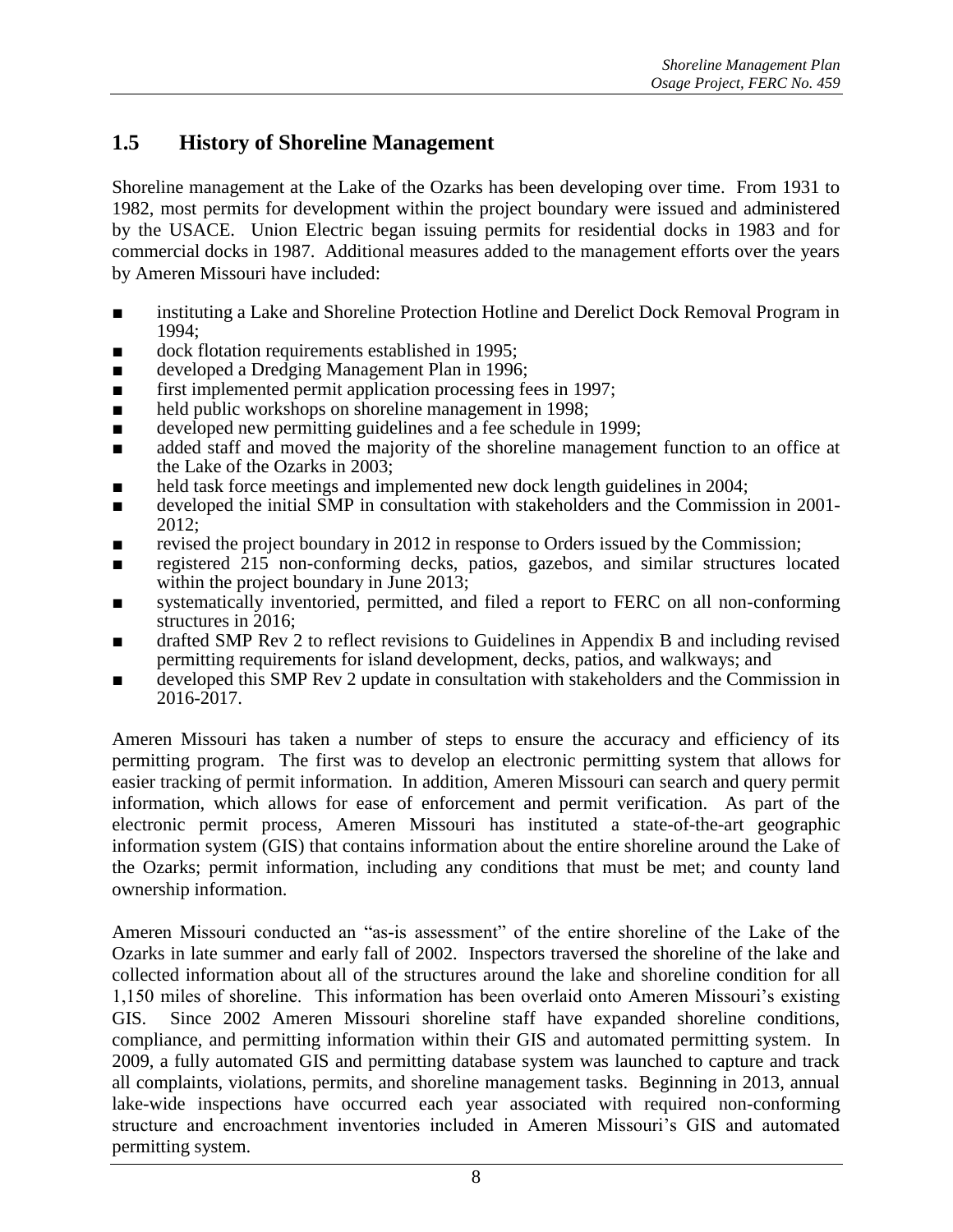## 1.5 History of Shoreline Management

Shoreline management at the Lake of the Ozarks has been developing over time. From 1931 to 1982, most permits for development within the project boundary were issued and administered by the USACE. Union Electric began issuing permits for residential docks in 1983 and for commercial docks in 1987. Additional measures added to the management efforts over the years by Ameren Missouri have included:

- instituting a Lake and Shoreline Protection Hotline and Derelict Dock Removal Program in 1994;
- dock flotation requirements established in 1995;
- developed a Dredging Management Plan in 1996;
- first implemented permit application processing fees in 1997;
- held public workshops on shoreline management in 1998;
- developed new permitting guidelines and a fee schedule in 1999;
- added staff and moved the majority of the shoreline management function to an office at the Lake of the Ozarks in 2003;
- held task force meetings and implemented new dock length guidelines in 2004;
- developed the initial SMP in consultation with stakeholders and the Commission in 2001-2012;
- revised the project boundary in 2012 in response to Orders issued by the Commission;
- registered 215 non-conforming decks, patios, gazebos, and similar structures located within the project boundary in June 2013;
- systematically inventoried, permitted, and filed a report to FERC on all non-conforming structures in 2016;
- drafted SMP Rev 2 to reflect revisions to Guidelines in Appendix B and including revised permitting requirements for island development, decks, patios, and walkways; and
- developed this SMP Rev 2 update in consultation with stakeholders and the Commission in 2016-2017.

Ameren Missouri has taken a number of steps to ensure the accuracy and efficiency of its permitting program. The first was to develop an electronic permitting system that allows for easier tracking of permit information. In addition, Ameren Missouri can search and query permit information, which allows for ease of enforcement and permit verification. As part of the electronic permit process, Ameren Missouri has instituted a state-of-the-art geographic information system (GIS) that contains information about the entire shoreline around the Lake of the Ozarks; permit information, including any conditions that must be met; and county land ownership information.

Ameren Missouri conducted an "as-is assessment" of the entire shoreline of the Lake of the Ozarks in late summer and early fall of 2002. Inspectors traversed the shoreline of the lake and collected information about all of the structures around the lake and shoreline condition for all 1,150 miles of shoreline. This information has been overlaid onto Ameren Missouri's existing GIS. Since 2002 Ameren Missouri shoreline staff have expanded shoreline conditions, compliance, and permitting information within their GIS and automated permitting system. In 2009, a fully automated GIS and permitting database system was launched to capture and track all complaints, violations, permits, and shoreline management tasks. Beginning in 2013, annual lake-wide inspections have occurred each year associated with required non-conforming structure and encroachment inventories included in Ameren Missouri's GIS and automated permitting system.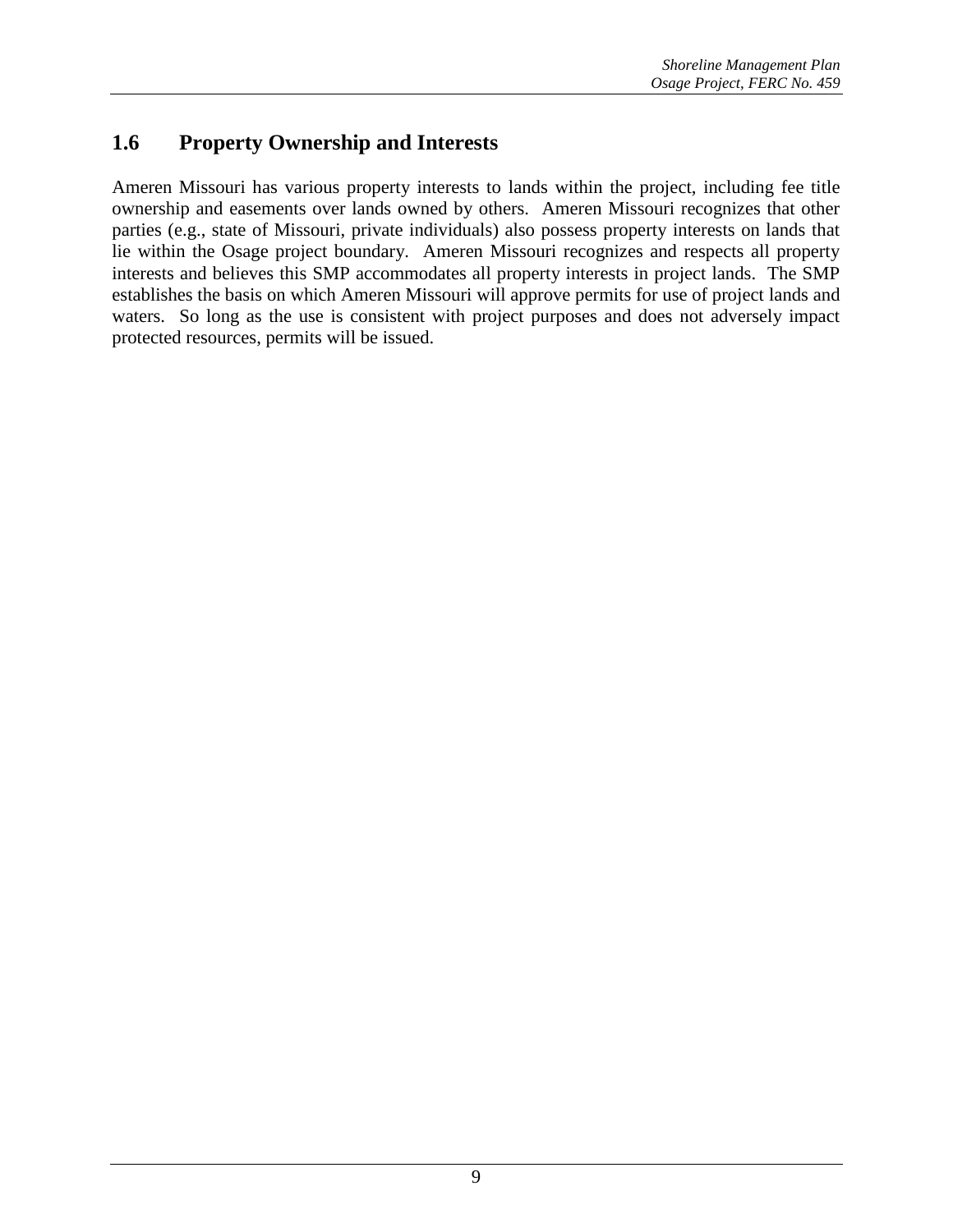## 1.6 Property Ownership and Interests

Ameren Missouri has various property interests to lands within the project, including fee title ownership and easements over lands owned by others. Ameren Missouri recognizes that other parties (e.g., state of Missouri, private individuals) also possess property interests on lands that lie within the Osage project boundary. Ameren Missouri recognizes and respects all property interests and believes this SMP accommodates all property interests in project lands. The SMP establishes the basis on which Ameren Missouri will approve permits for use of project lands and waters. So long as the use is consistent with project purposes and does not adversely impact protected resources, permits will be issued.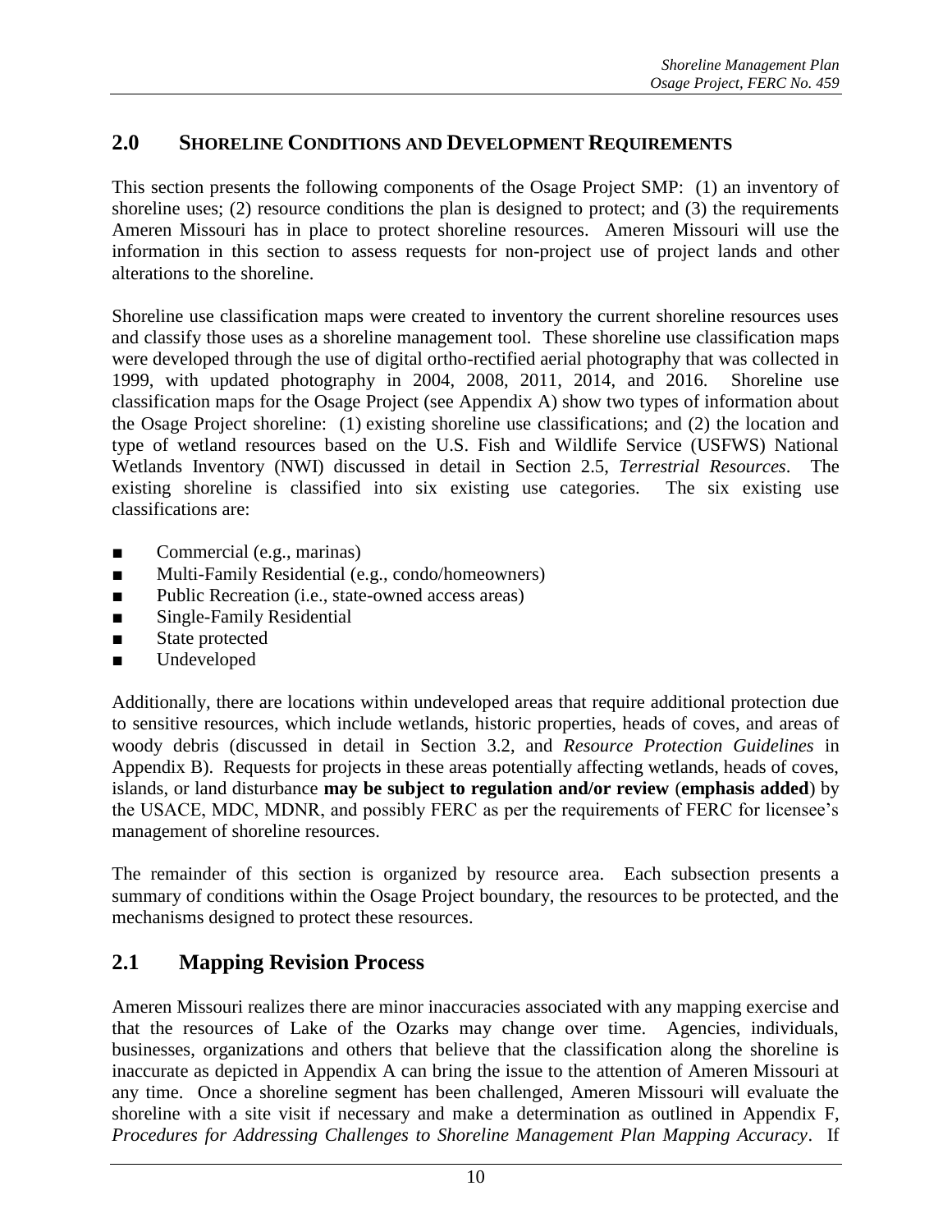## 2.0 SHORELINE CONDITIONS AND DEVELOPMENT REQUIREMENTS

This section presents the following components of the Osage Project SMP: (1) an inventory of shoreline uses; (2) resource conditions the plan is designed to protect; and (3) the requirements Ameren Missouri has in place to protect shoreline resources. Ameren Missouri will use the information in this section to assess requests for non-project use of project lands and other alterations to the shoreline.

Shoreline use classification maps were created to inventory the current shoreline resources uses and classify those uses as a shoreline management tool. These shoreline use classification maps were developed through the use of digital ortho-rectified aerial photography that was collected in 1999, with updated photography in 2004, 2008, 2011, 2014, and 2016. Shoreline use classification maps for the Osage Project (see Appendix A) show two types of information about the Osage Project shoreline: (1) existing shoreline use classifications; and (2) the location and type of wetland resources based on the U.S. Fish and Wildlife Service (USFWS) National Wetlands Inventory (NWI) discussed in detail in Section 2.5, *Terrestrial Resources*. The existing shoreline is classified into six existing use categories. The six existing use classifications are:

- Commercial (e.g., marinas)
- Multi-Family Residential (e.g., condo/homeowners)
- Public Recreation (i.e., state-owned access areas)
- Single-Family Residential
- State protected
- Undeveloped

Additionally, there are locations within undeveloped areas that require additional protection due to sensitive resources, which include wetlands, historic properties, heads of coves, and areas of woody debris (discussed in detail in Section 3.2, and *Resource Protection Guidelines* in Appendix B). Requests for projects in these areas potentially affecting wetlands, heads of coves, islands, or land disturbance **may be subject to regulation and/or review** (**emphasis added**) by the USACE, MDC, MDNR, and possibly FERC as per the requirements of FERC for licensee's management of shoreline resources.

The remainder of this section is organized by resource area. Each subsection presents a summary of conditions within the Osage Project boundary, the resources to be protected, and the mechanisms designed to protect these resources.

## 2.1 Mapping Revision Process

Ameren Missouri realizes there are minor inaccuracies associated with any mapping exercise and that the resources of Lake of the Ozarks may change over time. Agencies, individuals, businesses, organizations and others that believe that the classification along the shoreline is inaccurate as depicted in Appendix A can bring the issue to the attention of Ameren Missouri at any time. Once a shoreline segment has been challenged, Ameren Missouri will evaluate the shoreline with a site visit if necessary and make a determination as outlined in Appendix F, *Procedures for Addressing Challenges to Shoreline Management Plan Mapping Accuracy*. If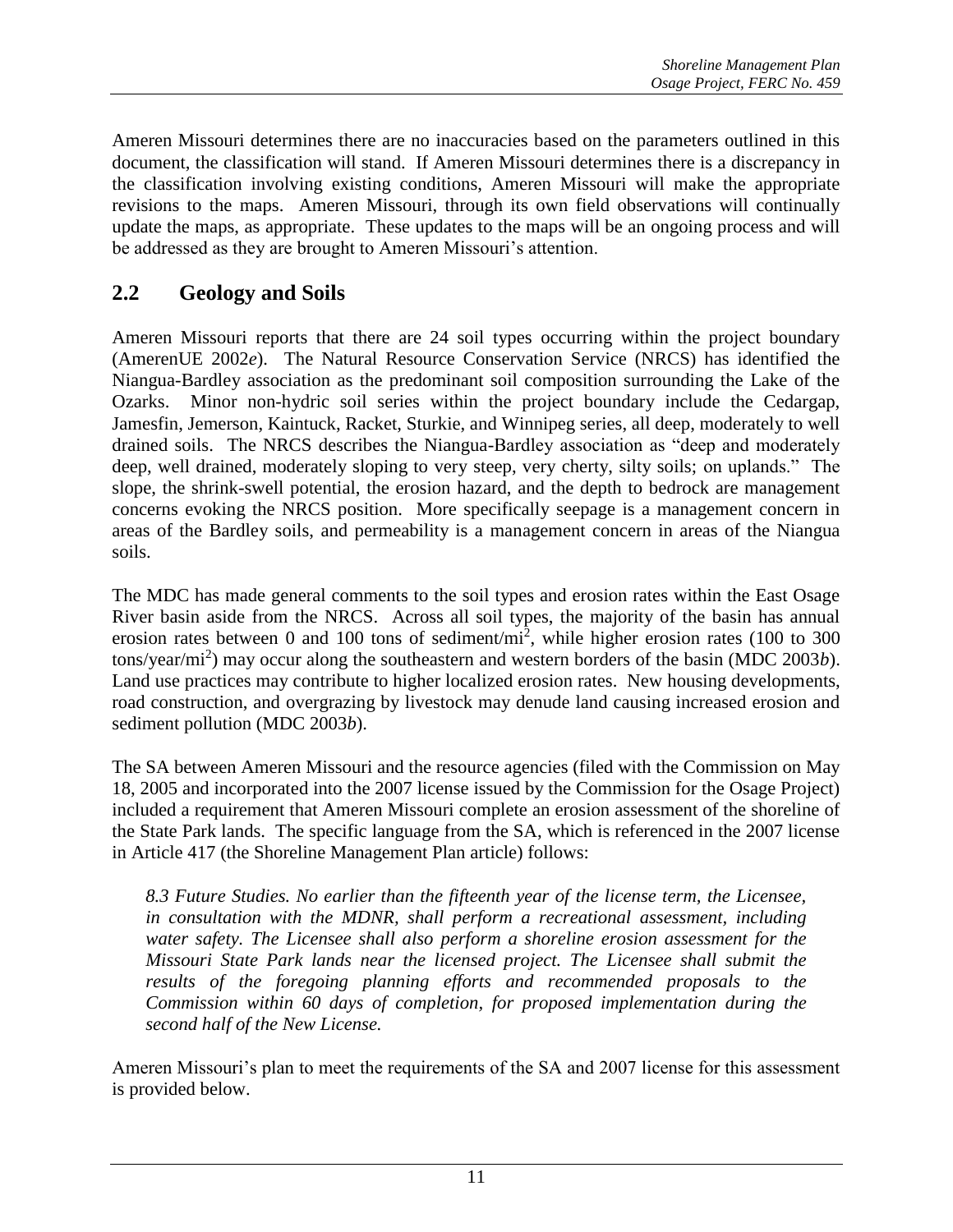Ameren Missouri determines there are no inaccuracies based on the parameters outlined in this document, the classification will stand. If Ameren Missouri determines there is a discrepancy in the classification involving existing conditions, Ameren Missouri will make the appropriate revisions to the maps. Ameren Missouri, through its own field observations will continually update the maps, as appropriate. These updates to the maps will be an ongoing process and will be addressed as they are brought to Ameren Missouri's attention.

## 2.2 Geology and Soils

Ameren Missouri reports that there are 24 soil types occurring within the project boundary (AmerenUE 2002*e*). The Natural Resource Conservation Service (NRCS) has identified the Niangua-Bardley association as the predominant soil composition surrounding the Lake of the Ozarks. Minor non-hydric soil series within the project boundary include the Cedargap, Jamesfin, Jemerson, Kaintuck, Racket, Sturkie, and Winnipeg series, all deep, moderately to well drained soils. The NRCS describes the Niangua-Bardley association as "deep and moderately deep, well drained, moderately sloping to very steep, very cherty, silty soils; on uplands." The slope, the shrink-swell potential, the erosion hazard, and the depth to bedrock are management concerns evoking the NRCS position. More specifically seepage is a management concern in areas of the Bardley soils, and permeability is a management concern in areas of the Niangua soils.

The MDC has made general comments to the soil types and erosion rates within the East Osage River basin aside from the NRCS. Across all soil types, the majority of the basin has annual erosion rates between 0 and 100 tons of sediment/mi$^2$, while higher erosion rates (100 to 300 tons/year/mi$^2$) may occur along the southeastern and western borders of the basin (MDC 2003*b*). Land use practices may contribute to higher localized erosion rates. New housing developments, road construction, and overgrazing by livestock may denude land causing increased erosion and sediment pollution (MDC 2003*b*).

The SA between Ameren Missouri and the resource agencies (filed with the Commission on May 18, 2005 and incorporated into the 2007 license issued by the Commission for the Osage Project) included a requirement that Ameren Missouri complete an erosion assessment of the shoreline of the State Park lands. The specific language from the SA, which is referenced in the 2007 license in Article 417 (the Shoreline Management Plan article) follows:

> *8.3 Future Studies. No earlier than the fifteenth year of the license term, the Licensee, in consultation with the MDNR, shall perform a recreational assessment, including water safety. The Licensee shall also perform a shoreline erosion assessment for the Missouri State Park lands near the licensed project. The Licensee shall submit the results of the foregoing planning efforts and recommended proposals to the Commission within 60 days of completion, for proposed implementation during the second half of the New License.*

Ameren Missouri's plan to meet the requirements of the SA and 2007 license for this assessment is provided below.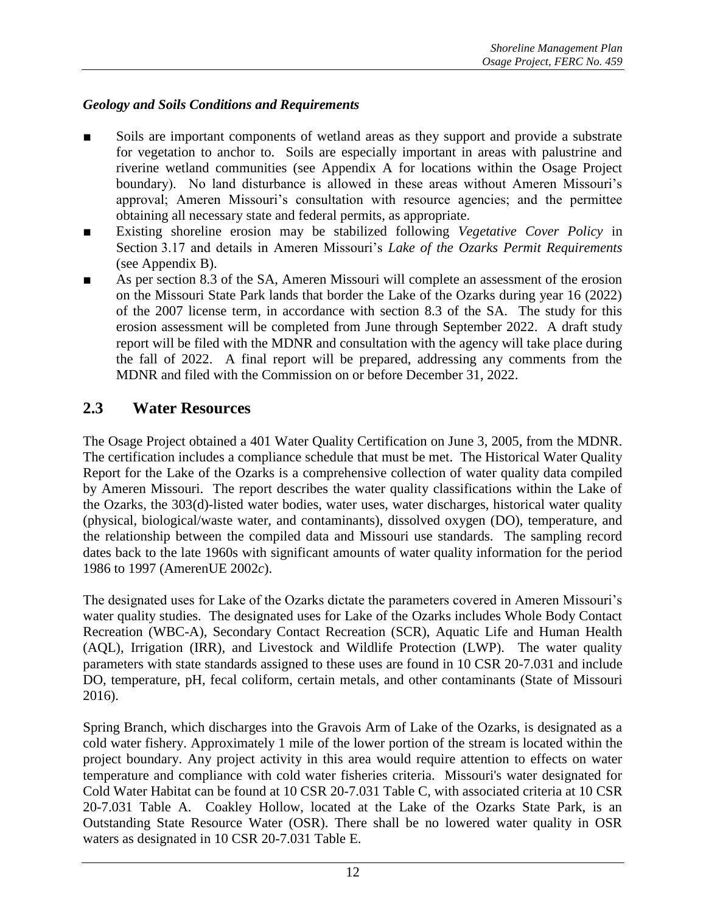### *Geology and Soils Conditions and Requirements*

- Soils are important components of wetland areas as they support and provide a substrate for vegetation to anchor to. Soils are especially important in areas with palustrine and riverine wetland communities (see Appendix A for locations within the Osage Project boundary). No land disturbance is allowed in these areas without Ameren Missouri's approval; Ameren Missouri's consultation with resource agencies; and the permittee obtaining all necessary state and federal permits, as appropriate.
- Existing shoreline erosion may be stabilized following *Vegetative Cover Policy* in Section 3.17 and details in Ameren Missouri's *Lake of the Ozarks Permit Requirements* (see Appendix B).
- As per section 8.3 of the SA, Ameren Missouri will complete an assessment of the erosion on the Missouri State Park lands that border the Lake of the Ozarks during year 16 (2022) of the 2007 license term, in accordance with section 8.3 of the SA. The study for this erosion assessment will be completed from June through September 2022. A draft study report will be filed with the MDNR and consultation with the agency will take place during the fall of 2022. A final report will be prepared, addressing any comments from the MDNR and filed with the Commission on or before December 31, 2022.

## 2.3 Water Resources

The Osage Project obtained a 401 Water Quality Certification on June 3, 2005, from the MDNR. The certification includes a compliance schedule that must be met. The Historical Water Quality Report for the Lake of the Ozarks is a comprehensive collection of water quality data compiled by Ameren Missouri. The report describes the water quality classifications within the Lake of the Ozarks, the 303(d)-listed water bodies, water uses, water discharges, historical water quality (physical, biological/waste water, and contaminants), dissolved oxygen (DO), temperature, and the relationship between the compiled data and Missouri use standards. The sampling record dates back to the late 1960s with significant amounts of water quality information for the period 1986 to 1997 (AmerenUE 2002*c*).

The designated uses for Lake of the Ozarks dictate the parameters covered in Ameren Missouri's water quality studies. The designated uses for Lake of the Ozarks includes Whole Body Contact Recreation (WBC-A), Secondary Contact Recreation (SCR), Aquatic Life and Human Health (AQL), Irrigation (IRR), and Livestock and Wildlife Protection (LWP). The water quality parameters with state standards assigned to these uses are found in 10 CSR 20-7.031 and include DO, temperature, pH, fecal coliform, certain metals, and other contaminants (State of Missouri 2016).

Spring Branch, which discharges into the Gravois Arm of Lake of the Ozarks, is designated as a cold water fishery. Approximately 1 mile of the lower portion of the stream is located within the project boundary. Any project activity in this area would require attention to effects on water temperature and compliance with cold water fisheries criteria. Missouri's water designated for Cold Water Habitat can be found at 10 CSR 20-7.031 Table C, with associated criteria at 10 CSR 20-7.031 Table A. Coakley Hollow, located at the Lake of the Ozarks State Park, is an Outstanding State Resource Water (OSR). There shall be no lowered water quality in OSR waters as designated in 10 CSR 20-7.031 Table E.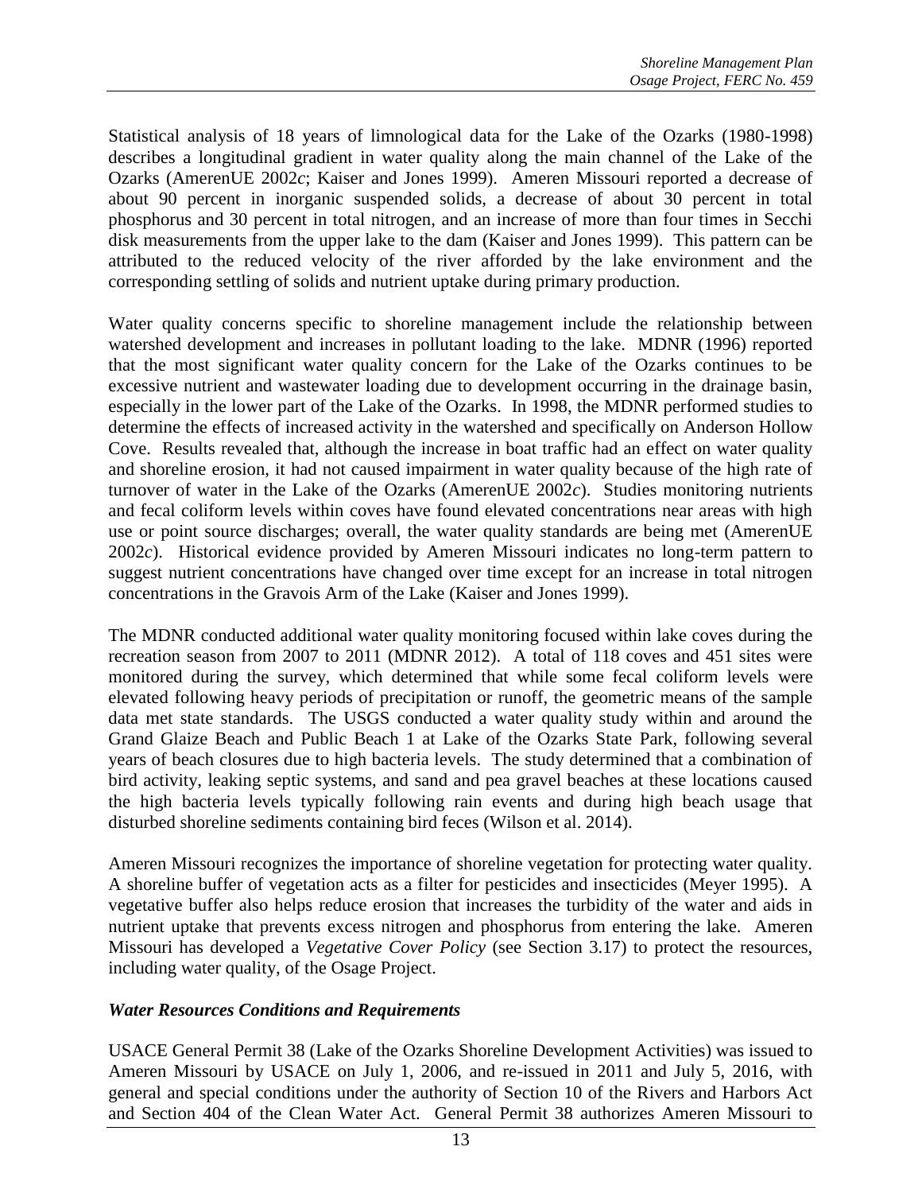Statistical analysis of 18 years of limnological data for the Lake of the Ozarks (1980-1998) describes a longitudinal gradient in water quality along the main channel of the Lake of the Ozarks (AmerenUE 2002*c*; Kaiser and Jones 1999). Ameren Missouri reported a decrease of about 90 percent in inorganic suspended solids, a decrease of about 30 percent in total phosphorus and 30 percent in total nitrogen, and an increase of more than four times in Secchi disk measurements from the upper lake to the dam (Kaiser and Jones 1999). This pattern can be attributed to the reduced velocity of the river afforded by the lake environment and the corresponding settling of solids and nutrient uptake during primary production.

Water quality concerns specific to shoreline management include the relationship between watershed development and increases in pollutant loading to the lake. MDNR (1996) reported that the most significant water quality concern for the Lake of the Ozarks continues to be excessive nutrient and wastewater loading due to development occurring in the drainage basin, especially in the lower part of the Lake of the Ozarks. In 1998, the MDNR performed studies to determine the effects of increased activity in the watershed and specifically on Anderson Hollow Cove. Results revealed that, although the increase in boat traffic had an effect on water quality and shoreline erosion, it had not caused impairment in water quality because of the high rate of turnover of water in the Lake of the Ozarks (AmerenUE 2002*c*). Studies monitoring nutrients and fecal coliform levels within coves have found elevated concentrations near areas with high use or point source discharges; overall, the water quality standards are being met (AmerenUE 2002*c*). Historical evidence provided by Ameren Missouri indicates no long-term pattern to suggest nutrient concentrations have changed over time except for an increase in total nitrogen concentrations in the Gravois Arm of the Lake (Kaiser and Jones 1999).

The MDNR conducted additional water quality monitoring focused within lake coves during the recreation season from 2007 to 2011 (MDNR 2012). A total of 118 coves and 451 sites were monitored during the survey, which determined that while some fecal coliform levels were elevated following heavy periods of precipitation or runoff, the geometric means of the sample data met state standards. The USGS conducted a water quality study within and around the Grand Glaize Beach and Public Beach 1 at Lake of the Ozarks State Park, following several years of beach closures due to high bacteria levels. The study determined that a combination of bird activity, leaking septic systems, and sand and pea gravel beaches at these locations caused the high bacteria levels typically following rain events and during high beach usage that disturbed shoreline sediments containing bird feces (Wilson et al. 2014).

Ameren Missouri recognizes the importance of shoreline vegetation for protecting water quality. A shoreline buffer of vegetation acts as a filter for pesticides and insecticides (Meyer 1995). A vegetative buffer also helps reduce erosion that increases the turbidity of the water and aids in nutrient uptake that prevents excess nitrogen and phosphorus from entering the lake. Ameren Missouri has developed a *Vegetative Cover Policy* (see Section 3.17) to protect the resources, including water quality, of the Osage Project.

### *Water Resources Conditions and Requirements*

USACE General Permit 38 (Lake of the Ozarks Shoreline Development Activities) was issued to Ameren Missouri by USACE on July 1, 2006, and re-issued in 2011 and July 5, 2016, with general and special conditions under the authority of Section 10 of the Rivers and Harbors Act and Section 404 of the Clean Water Act. General Permit 38 authorizes Ameren Missouri to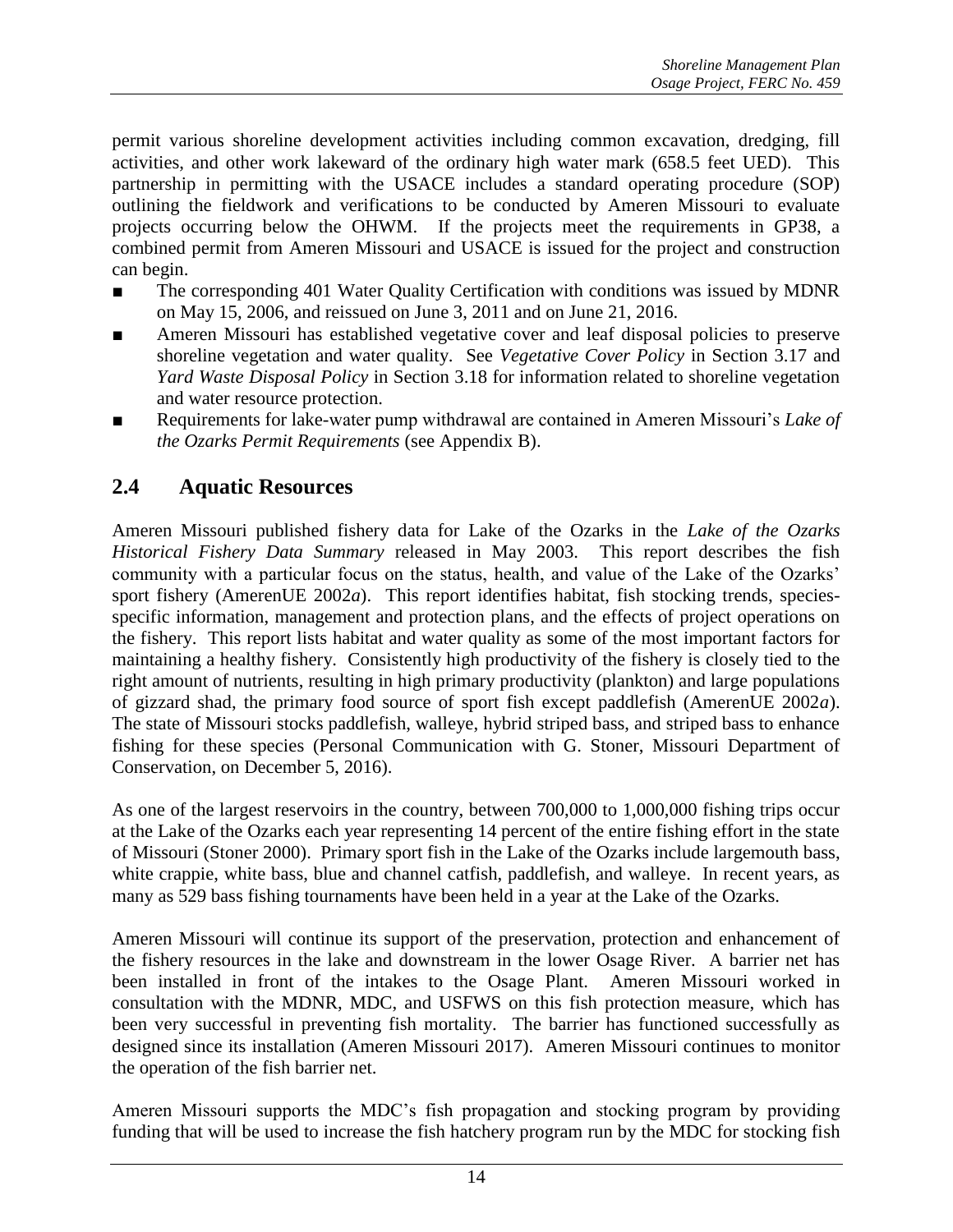permit various shoreline development activities including common excavation, dredging, fill activities, and other work lakeward of the ordinary high water mark (658.5 feet UED). This partnership in permitting with the USACE includes a standard operating procedure (SOP) outlining the fieldwork and verifications to be conducted by Ameren Missouri to evaluate projects occurring below the OHWM. If the projects meet the requirements in GP38, a combined permit from Ameren Missouri and USACE is issued for the project and construction can begin.

- The corresponding 401 Water Quality Certification with conditions was issued by MDNR on May 15, 2006, and reissued on June 3, 2011 and on June 21, 2016.
- Ameren Missouri has established vegetative cover and leaf disposal policies to preserve shoreline vegetation and water quality. See *Vegetative Cover Policy* in Section 3.17 and *Yard Waste Disposal Policy* in Section 3.18 for information related to shoreline vegetation and water resource protection.
- Requirements for lake-water pump withdrawal are contained in Ameren Missouri's *Lake of the Ozarks Permit Requirements* (see Appendix B).

## 2.4 Aquatic Resources

Ameren Missouri published fishery data for Lake of the Ozarks in the *Lake of the Ozarks Historical Fishery Data Summary* released in May 2003. This report describes the fish community with a particular focus on the status, health, and value of the Lake of the Ozarks' sport fishery (AmerenUE 2002*a*). This report identifies habitat, fish stocking trends, species-specific information, management and protection plans, and the effects of project operations on the fishery. This report lists habitat and water quality as some of the most important factors for maintaining a healthy fishery. Consistently high productivity of the fishery is closely tied to the right amount of nutrients, resulting in high primary productivity (plankton) and large populations of gizzard shad, the primary food source of sport fish except paddlefish (AmerenUE 2002*a*). The state of Missouri stocks paddlefish, walleye, hybrid striped bass, and striped bass to enhance fishing for these species (Personal Communication with G. Stoner, Missouri Department of Conservation, on December 5, 2016).

As one of the largest reservoirs in the country, between 700,000 to 1,000,000 fishing trips occur at the Lake of the Ozarks each year representing 14 percent of the entire fishing effort in the state of Missouri (Stoner 2000). Primary sport fish in the Lake of the Ozarks include largemouth bass, white crappie, white bass, blue and channel catfish, paddlefish, and walleye. In recent years, as many as 529 bass fishing tournaments have been held in a year at the Lake of the Ozarks.

Ameren Missouri will continue its support of the preservation, protection and enhancement of the fishery resources in the lake and downstream in the lower Osage River. A barrier net has been installed in front of the intakes to the Osage Plant. Ameren Missouri worked in consultation with the MDNR, MDC, and USFWS on this fish protection measure, which has been very successful in preventing fish mortality. The barrier has functioned successfully as designed since its installation (Ameren Missouri 2017). Ameren Missouri continues to monitor the operation of the fish barrier net.

Ameren Missouri supports the MDC's fish propagation and stocking program by providing funding that will be used to increase the fish hatchery program run by the MDC for stocking fish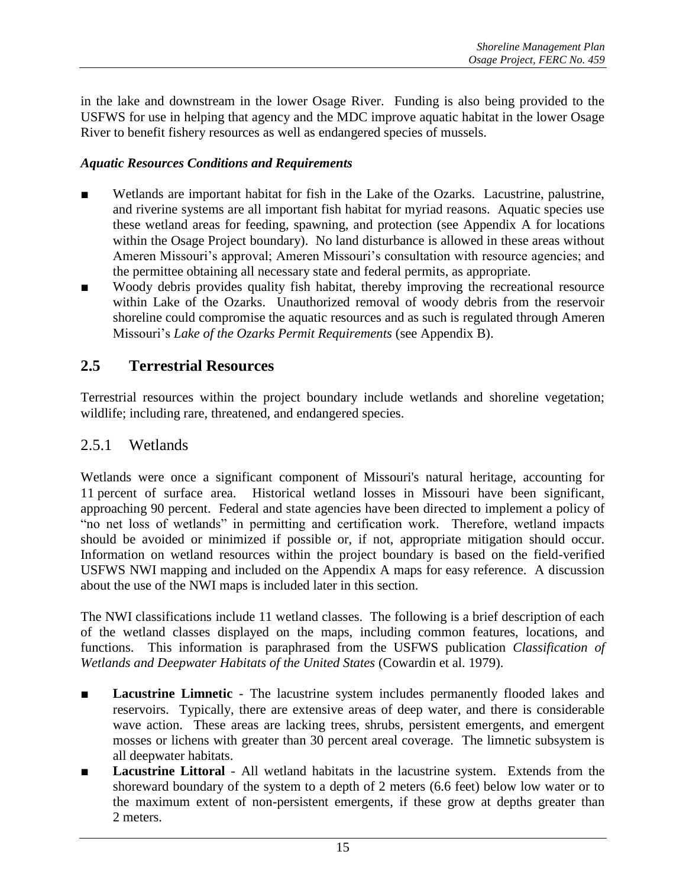in the lake and downstream in the lower Osage River. Funding is also being provided to the USFWS for use in helping that agency and the MDC improve aquatic habitat in the lower Osage River to benefit fishery resources as well as endangered species of mussels.

***Aquatic Resources Conditions and Requirements***

- Wetlands are important habitat for fish in the Lake of the Ozarks. Lacustrine, palustrine, and riverine systems are all important fish habitat for myriad reasons. Aquatic species use these wetland areas for feeding, spawning, and protection (see Appendix A for locations within the Osage Project boundary). No land disturbance is allowed in these areas without Ameren Missouri's approval; Ameren Missouri's consultation with resource agencies; and the permittee obtaining all necessary state and federal permits, as appropriate.
- Woody debris provides quality fish habitat, thereby improving the recreational resource within Lake of the Ozarks. Unauthorized removal of woody debris from the reservoir shoreline could compromise the aquatic resources and as such is regulated through Ameren Missouri's *Lake of the Ozarks Permit Requirements* (see Appendix B).

## 2.5 Terrestrial Resources

Terrestrial resources within the project boundary include wetlands and shoreline vegetation; wildlife; including rare, threatened, and endangered species.

### 2.5.1 Wetlands

Wetlands were once a significant component of Missouri's natural heritage, accounting for 11 percent of surface area. Historical wetland losses in Missouri have been significant, approaching 90 percent. Federal and state agencies have been directed to implement a policy of "no net loss of wetlands" in permitting and certification work. Therefore, wetland impacts should be avoided or minimized if possible or, if not, appropriate mitigation should occur. Information on wetland resources within the project boundary is based on the field-verified USFWS NWI mapping and included on the Appendix A maps for easy reference. A discussion about the use of the NWI maps is included later in this section.

The NWI classifications include 11 wetland classes. The following is a brief description of each of the wetland classes displayed on the maps, including common features, locations, and functions. This information is paraphrased from the USFWS publication *Classification of Wetlands and Deepwater Habitats of the United States* (Cowardin et al. 1979).

- **Lacustrine Limnetic** - The lacustrine system includes permanently flooded lakes and reservoirs. Typically, there are extensive areas of deep water, and there is considerable wave action. These areas are lacking trees, shrubs, persistent emergents, and emergent mosses or lichens with greater than 30 percent areal coverage. The limnetic subsystem is all deepwater habitats.
- **Lacustrine Littoral** - All wetland habitats in the lacustrine system. Extends from the shoreward boundary of the system to a depth of 2 meters (6.6 feet) below low water or to the maximum extent of non-persistent emergents, if these grow at depths greater than 2 meters.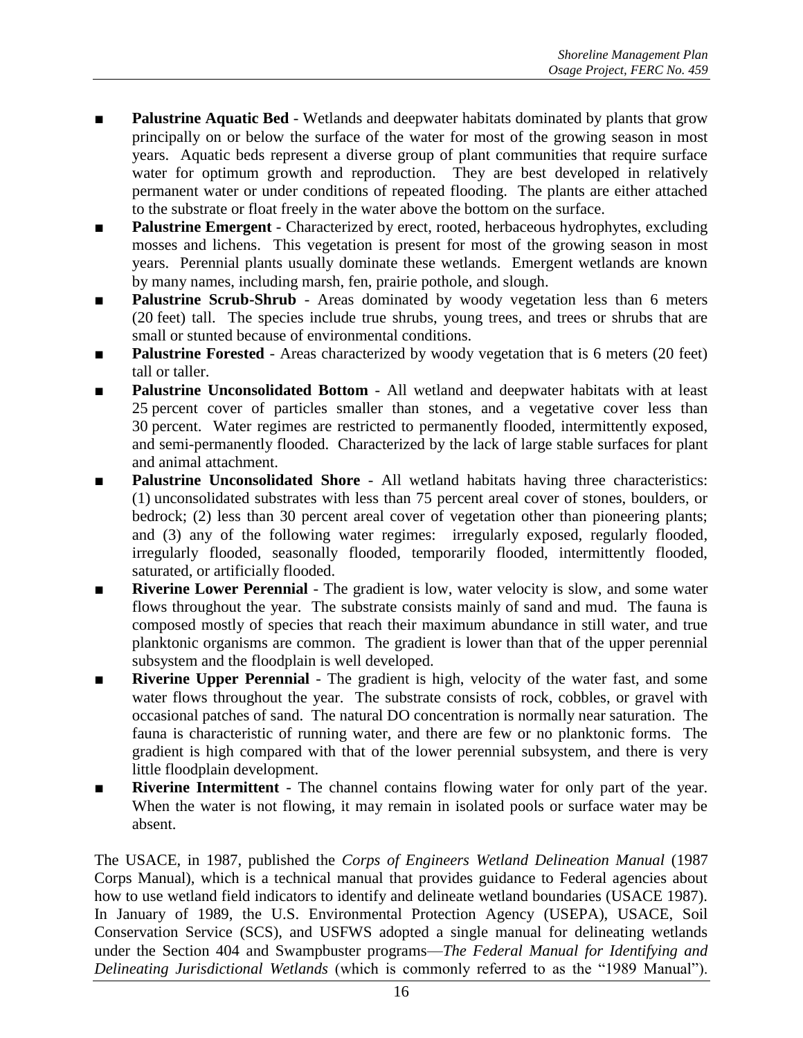- **Palustrine Aquatic Bed** - Wetlands and deepwater habitats dominated by plants that grow principally on or below the surface of the water for most of the growing season in most years. Aquatic beds represent a diverse group of plant communities that require surface water for optimum growth and reproduction. They are best developed in relatively permanent water or under conditions of repeated flooding. The plants are either attached to the substrate or float freely in the water above the bottom on the surface.
- **Palustrine Emergent** - Characterized by erect, rooted, herbaceous hydrophytes, excluding mosses and lichens. This vegetation is present for most of the growing season in most years. Perennial plants usually dominate these wetlands. Emergent wetlands are known by many names, including marsh, fen, prairie pothole, and slough.
- **Palustrine Scrub-Shrub** - Areas dominated by woody vegetation less than 6 meters (20 feet) tall. The species include true shrubs, young trees, and trees or shrubs that are small or stunted because of environmental conditions.
- **Palustrine Forested** - Areas characterized by woody vegetation that is 6 meters (20 feet) tall or taller.
- **Palustrine Unconsolidated Bottom** - All wetland and deepwater habitats with at least 25 percent cover of particles smaller than stones, and a vegetative cover less than 30 percent. Water regimes are restricted to permanently flooded, intermittently exposed, and semi-permanently flooded. Characterized by the lack of large stable surfaces for plant and animal attachment.
- **Palustrine Unconsolidated Shore** - All wetland habitats having three characteristics: (1) unconsolidated substrates with less than 75 percent areal cover of stones, boulders, or bedrock; (2) less than 30 percent areal cover of vegetation other than pioneering plants; and (3) any of the following water regimes: irregularly exposed, regularly flooded, irregularly flooded, seasonally flooded, temporarily flooded, intermittently flooded, saturated, or artificially flooded.
- **Riverine Lower Perennial** - The gradient is low, water velocity is slow, and some water flows throughout the year. The substrate consists mainly of sand and mud. The fauna is composed mostly of species that reach their maximum abundance in still water, and true planktonic organisms are common. The gradient is lower than that of the upper perennial subsystem and the floodplain is well developed.
- **Riverine Upper Perennial** - The gradient is high, velocity of the water fast, and some water flows throughout the year. The substrate consists of rock, cobbles, or gravel with occasional patches of sand. The natural DO concentration is normally near saturation. The fauna is characteristic of running water, and there are few or no planktonic forms. The gradient is high compared with that of the lower perennial subsystem, and there is very little floodplain development.
- **Riverine Intermittent** - The channel contains flowing water for only part of the year. When the water is not flowing, it may remain in isolated pools or surface water may be absent.

The USACE, in 1987, published the *Corps of Engineers Wetland Delineation Manual* (1987 Corps Manual), which is a technical manual that provides guidance to Federal agencies about how to use wetland field indicators to identify and delineate wetland boundaries (USACE 1987). In January of 1989, the U.S. Environmental Protection Agency (USEPA), USACE, Soil Conservation Service (SCS), and USFWS adopted a single manual for delineating wetlands under the Section 404 and Swampbuster programs—*The Federal Manual for Identifying and Delineating Jurisdictional Wetlands* (which is commonly referred to as the "1989 Manual").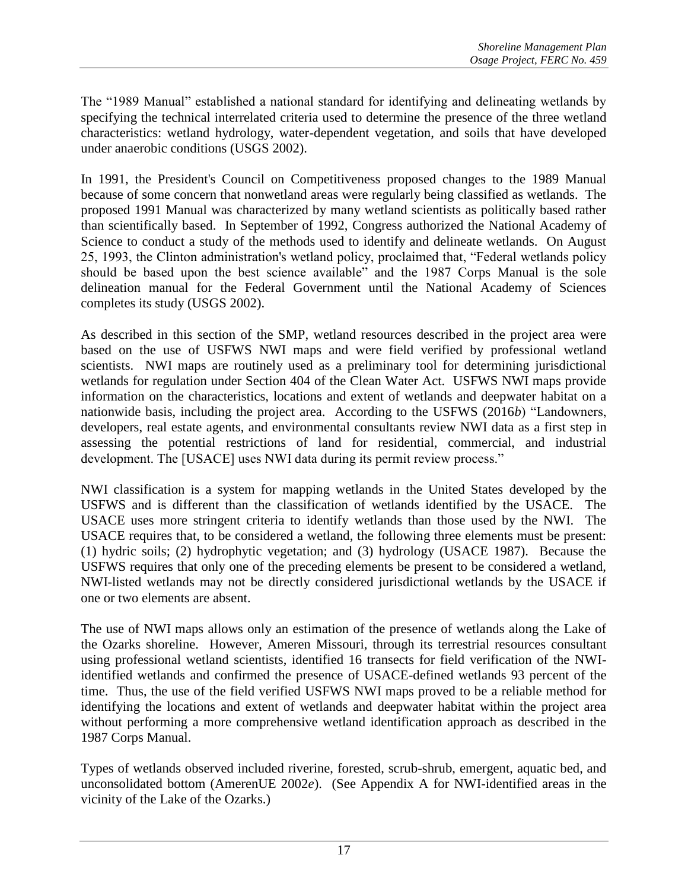The "1989 Manual" established a national standard for identifying and delineating wetlands by specifying the technical interrelated criteria used to determine the presence of the three wetland characteristics: wetland hydrology, water-dependent vegetation, and soils that have developed under anaerobic conditions (USGS 2002).

In 1991, the President's Council on Competitiveness proposed changes to the 1989 Manual because of some concern that nonwetland areas were regularly being classified as wetlands. The proposed 1991 Manual was characterized by many wetland scientists as politically based rather than scientifically based. In September of 1992, Congress authorized the National Academy of Science to conduct a study of the methods used to identify and delineate wetlands. On August 25, 1993, the Clinton administration's wetland policy, proclaimed that, "Federal wetlands policy should be based upon the best science available" and the 1987 Corps Manual is the sole delineation manual for the Federal Government until the National Academy of Sciences completes its study (USGS 2002).

As described in this section of the SMP, wetland resources described in the project area were based on the use of USFWS NWI maps and were field verified by professional wetland scientists. NWI maps are routinely used as a preliminary tool for determining jurisdictional wetlands for regulation under Section 404 of the Clean Water Act. USFWS NWI maps provide information on the characteristics, locations and extent of wetlands and deepwater habitat on a nationwide basis, including the project area. According to the USFWS (2016*b*) "Landowners, developers, real estate agents, and environmental consultants review NWI data as a first step in assessing the potential restrictions of land for residential, commercial, and industrial development. The [USACE] uses NWI data during its permit review process."

NWI classification is a system for mapping wetlands in the United States developed by the USFWS and is different than the classification of wetlands identified by the USACE. The USACE uses more stringent criteria to identify wetlands than those used by the NWI. The USACE requires that, to be considered a wetland, the following three elements must be present: (1) hydric soils; (2) hydrophytic vegetation; and (3) hydrology (USACE 1987). Because the USFWS requires that only one of the preceding elements be present to be considered a wetland, NWI-listed wetlands may not be directly considered jurisdictional wetlands by the USACE if one or two elements are absent.

The use of NWI maps allows only an estimation of the presence of wetlands along the Lake of the Ozarks shoreline. However, Ameren Missouri, through its terrestrial resources consultant using professional wetland scientists, identified 16 transects for field verification of the NWI-identified wetlands and confirmed the presence of USACE-defined wetlands 93 percent of the time. Thus, the use of the field verified USFWS NWI maps proved to be a reliable method for identifying the locations and extent of wetlands and deepwater habitat within the project area without performing a more comprehensive wetland identification approach as described in the 1987 Corps Manual.

Types of wetlands observed included riverine, forested, scrub-shrub, emergent, aquatic bed, and unconsolidated bottom (AmerenUE 2002*e*). (See Appendix A for NWI-identified areas in the vicinity of the Lake of the Ozarks.)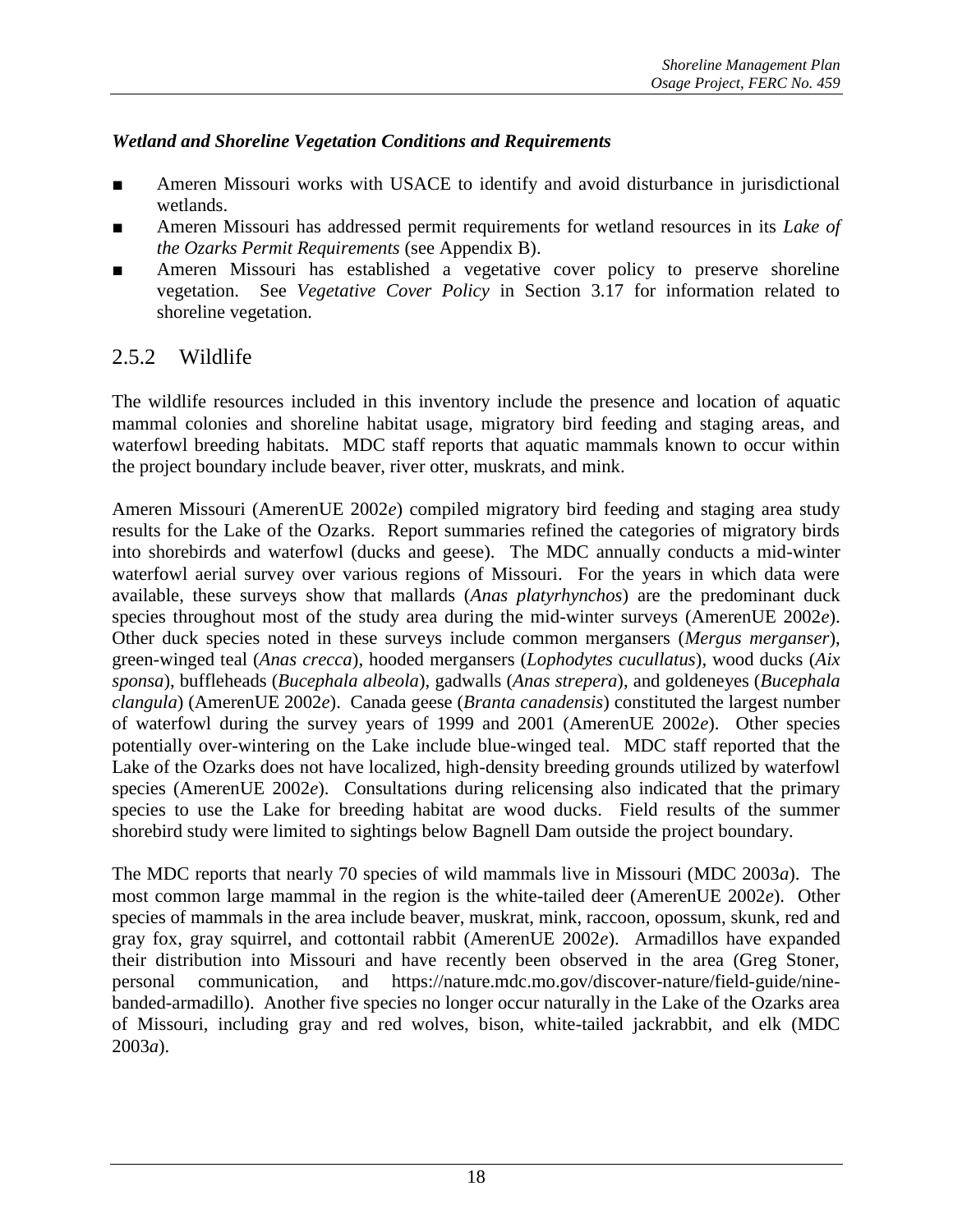***Wetland and Shoreline Vegetation Conditions and Requirements***

- Ameren Missouri works with USACE to identify and avoid disturbance in jurisdictional wetlands.
- Ameren Missouri has addressed permit requirements for wetland resources in its *Lake of the Ozarks Permit Requirements* (see Appendix B).
- Ameren Missouri has established a vegetative cover policy to preserve shoreline vegetation. See *Vegetative Cover Policy* in Section 3.17 for information related to shoreline vegetation.

## 2.5.2 Wildlife

The wildlife resources included in this inventory include the presence and location of aquatic mammal colonies and shoreline habitat usage, migratory bird feeding and staging areas, and waterfowl breeding habitats. MDC staff reports that aquatic mammals known to occur within the project boundary include beaver, river otter, muskrats, and mink.

Ameren Missouri (AmerenUE 2002*e*) compiled migratory bird feeding and staging area study results for the Lake of the Ozarks. Report summaries refined the categories of migratory birds into shorebirds and waterfowl (ducks and geese). The MDC annually conducts a mid-winter waterfowl aerial survey over various regions of Missouri. For the years in which data were available, these surveys show that mallards (*Anas platyrhynchos*) are the predominant duck species throughout most of the study area during the mid-winter surveys (AmerenUE 2002*e*). Other duck species noted in these surveys include common mergansers (*Mergus merganser*), green-winged teal (*Anas crecca*), hooded mergansers (*Lophodytes cucullatus*), wood ducks (*Aix sponsa*), buffleheads (*Bucephala albeola*), gadwalls (*Anas strepera*), and goldeneyes (*Bucephala clangula*) (AmerenUE 2002*e*). Canada geese (*Branta canadensis*) constituted the largest number of waterfowl during the survey years of 1999 and 2001 (AmerenUE 2002*e*). Other species potentially over-wintering on the Lake include blue-winged teal. MDC staff reported that the Lake of the Ozarks does not have localized, high-density breeding grounds utilized by waterfowl species (AmerenUE 2002*e*). Consultations during relicensing also indicated that the primary species to use the Lake for breeding habitat are wood ducks. Field results of the summer shorebird study were limited to sightings below Bagnell Dam outside the project boundary.

The MDC reports that nearly 70 species of wild mammals live in Missouri (MDC 2003*a*). The most common large mammal in the region is the white-tailed deer (AmerenUE 2002*e*). Other species of mammals in the area include beaver, muskrat, mink, raccoon, opossum, skunk, red and gray fox, gray squirrel, and cottontail rabbit (AmerenUE 2002*e*). Armadillos have expanded their distribution into Missouri and have recently been observed in the area (Greg Stoner, personal communication, and https://nature.mdc.mo.gov/discover-nature/field-guide/nine-banded-armadillo). Another five species no longer occur naturally in the Lake of the Ozarks area of Missouri, including gray and red wolves, bison, white-tailed jackrabbit, and elk (MDC 2003*a*).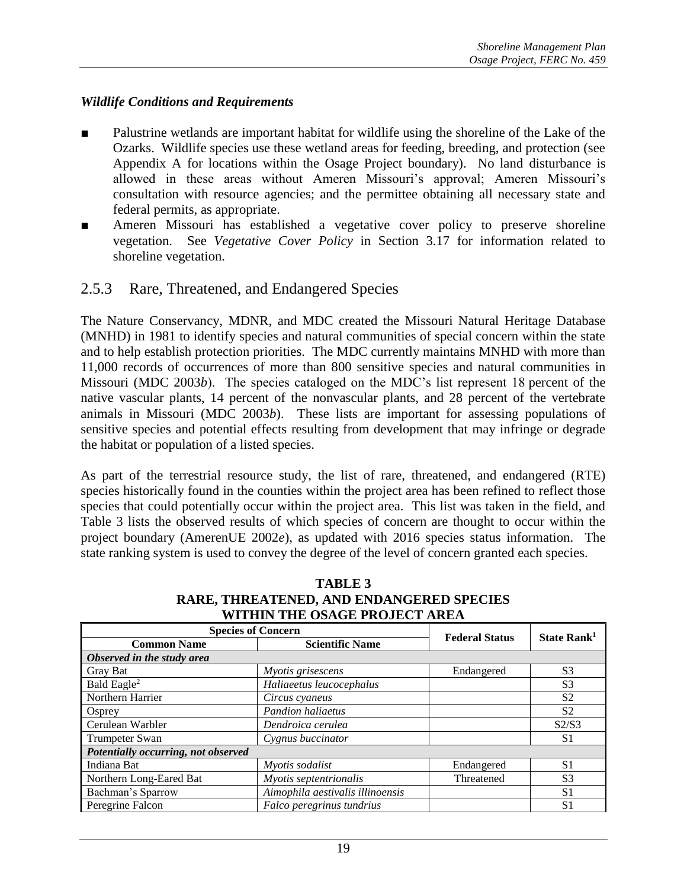### *Wildlife Conditions and Requirements*

- Palustrine wetlands are important habitat for wildlife using the shoreline of the Lake of the Ozarks. Wildlife species use these wetland areas for feeding, breeding, and protection (see Appendix A for locations within the Osage Project boundary). No land disturbance is allowed in these areas without Ameren Missouri's approval; Ameren Missouri's consultation with resource agencies; and the permittee obtaining all necessary state and federal permits, as appropriate.
- Ameren Missouri has established a vegetative cover policy to preserve shoreline vegetation. See *Vegetative Cover Policy* in Section 3.17 for information related to shoreline vegetation.

## 2.5.3 Rare, Threatened, and Endangered Species

The Nature Conservancy, MDNR, and MDC created the Missouri Natural Heritage Database (MNHD) in 1981 to identify species and natural communities of special concern within the state and to help establish protection priorities. The MDC currently maintains MNHD with more than 11,000 records of occurrences of more than 800 sensitive species and natural communities in Missouri (MDC 2003*b*). The species cataloged on the MDC's list represent 18 percent of the native vascular plants, 14 percent of the nonvascular plants, and 28 percent of the vertebrate animals in Missouri (MDC 2003*b*). These lists are important for assessing populations of sensitive species and potential effects resulting from development that may infringe or degrade the habitat or population of a listed species.

As part of the terrestrial resource study, the list of rare, threatened, and endangered (RTE) species historically found in the counties within the project area has been refined to reflect those species that could potentially occur within the project area. This list was taken in the field, and Table 3 lists the observed results of which species of concern are thought to occur within the project boundary (AmerenUE 2002*e*), as updated with 2016 species status information. The state ranking system is used to convey the degree of the level of concern granted each species.

**TABLE 3**
**RARE, THREATENED, AND ENDANGERED SPECIES WITHIN THE OSAGE PROJECT AREA**

| Species of Concern | | Federal Status | State Rank[1] |
|---|---|---|---|
| **Common Name** | **Scientific Name** | | |
| ***Observed in the study area*** | | | |
| Gray Bat | *Myotis grisescens* | Endangered | S3 |
| Bald Eagle[2] | *Haliaeetus leucocephalus* | | S3 |
| Northern Harrier | *Circus cyaneus* | | S2 |
| Osprey | *Pandion haliaetus* | | S2 |
| Cerulean Warbler | *Dendroica cerulea* | | S2/S3 |
| Trumpeter Swan | *Cygnus buccinator* | | S1 |
| ***Potentially occurring, not observed*** | | | |
| Indiana Bat | *Myotis sodalist* | Endangered | S1 |
| Northern Long-Eared Bat | *Myotis septentrionalis* | Threatened | S3 |
| Bachman's Sparrow | *Aimophila aestivalis illinoensis* | | S1 |
| Peregrine Falcon | *Falco peregrinus tundrius* | | S1 |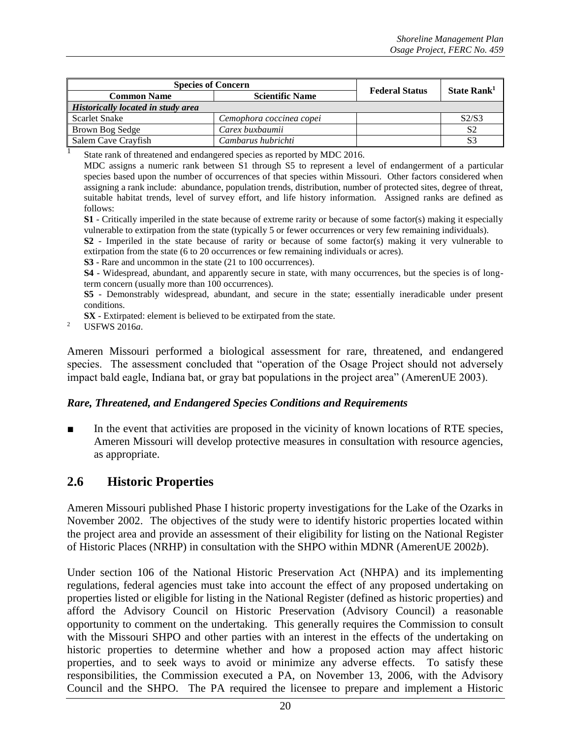| Species of Concern | | Federal Status | State Rank[1] |
|---|---|---|---|
| Common Name | Scientific Name | | |
| *Historically located in study area* | | | |
| Scarlet Snake | *Cemophora coccinea copei* | | S2/S3 |
| Brown Bog Sedge | *Carex buxbaumii* | | S2 |
| Salem Cave Crayfish | *Cambarus hubrichti* | | S3 |

[1] State rank of threatened and endangered species as reported by MDC 2016.

MDC assigns a numeric rank between S1 through S5 to represent a level of endangerment of a particular species based upon the number of occurrences of that species within Missouri. Other factors considered when assigning a rank include: abundance, population trends, distribution, number of protected sites, degree of threat, suitable habitat trends, level of survey effort, and life history information. Assigned ranks are defined as follows:

**S1** - Critically imperiled in the state because of extreme rarity or because of some factor(s) making it especially vulnerable to extirpation from the state (typically 5 or fewer occurrences or very few remaining individuals).

**S2** - Imperiled in the state because of rarity or because of some factor(s) making it very vulnerable to extirpation from the state (6 to 20 occurrences or few remaining individuals or acres).

**S3** - Rare and uncommon in the state (21 to 100 occurrences).

**S4** - Widespread, abundant, and apparently secure in state, with many occurrences, but the species is of long-term concern (usually more than 100 occurrences).

**S5** - Demonstrably widespread, abundant, and secure in the state; essentially ineradicable under present conditions.

**SX** - Extirpated: element is believed to be extirpated from the state.

[2] USFWS 2016*a*.

Ameren Missouri performed a biological assessment for rare, threatened, and endangered species. The assessment concluded that "operation of the Osage Project should not adversely impact bald eagle, Indiana bat, or gray bat populations in the project area" (AmerenUE 2003).

### *Rare, Threatened, and Endangered Species Conditions and Requirements*

- In the event that activities are proposed in the vicinity of known locations of RTE species, Ameren Missouri will develop protective measures in consultation with resource agencies, as appropriate.

## 2.6 Historic Properties

Ameren Missouri published Phase I historic property investigations for the Lake of the Ozarks in November 2002. The objectives of the study were to identify historic properties located within the project area and provide an assessment of their eligibility for listing on the National Register of Historic Places (NRHP) in consultation with the SHPO within MDNR (AmerenUE 2002*b*).

Under section 106 of the National Historic Preservation Act (NHPA) and its implementing regulations, federal agencies must take into account the effect of any proposed undertaking on properties listed or eligible for listing in the National Register (defined as historic properties) and afford the Advisory Council on Historic Preservation (Advisory Council) a reasonable opportunity to comment on the undertaking. This generally requires the Commission to consult with the Missouri SHPO and other parties with an interest in the effects of the undertaking on historic properties to determine whether and how a proposed action may affect historic properties, and to seek ways to avoid or minimize any adverse effects. To satisfy these responsibilities, the Commission executed a PA, on November 13, 2006, with the Advisory Council and the SHPO. The PA required the licensee to prepare and implement a Historic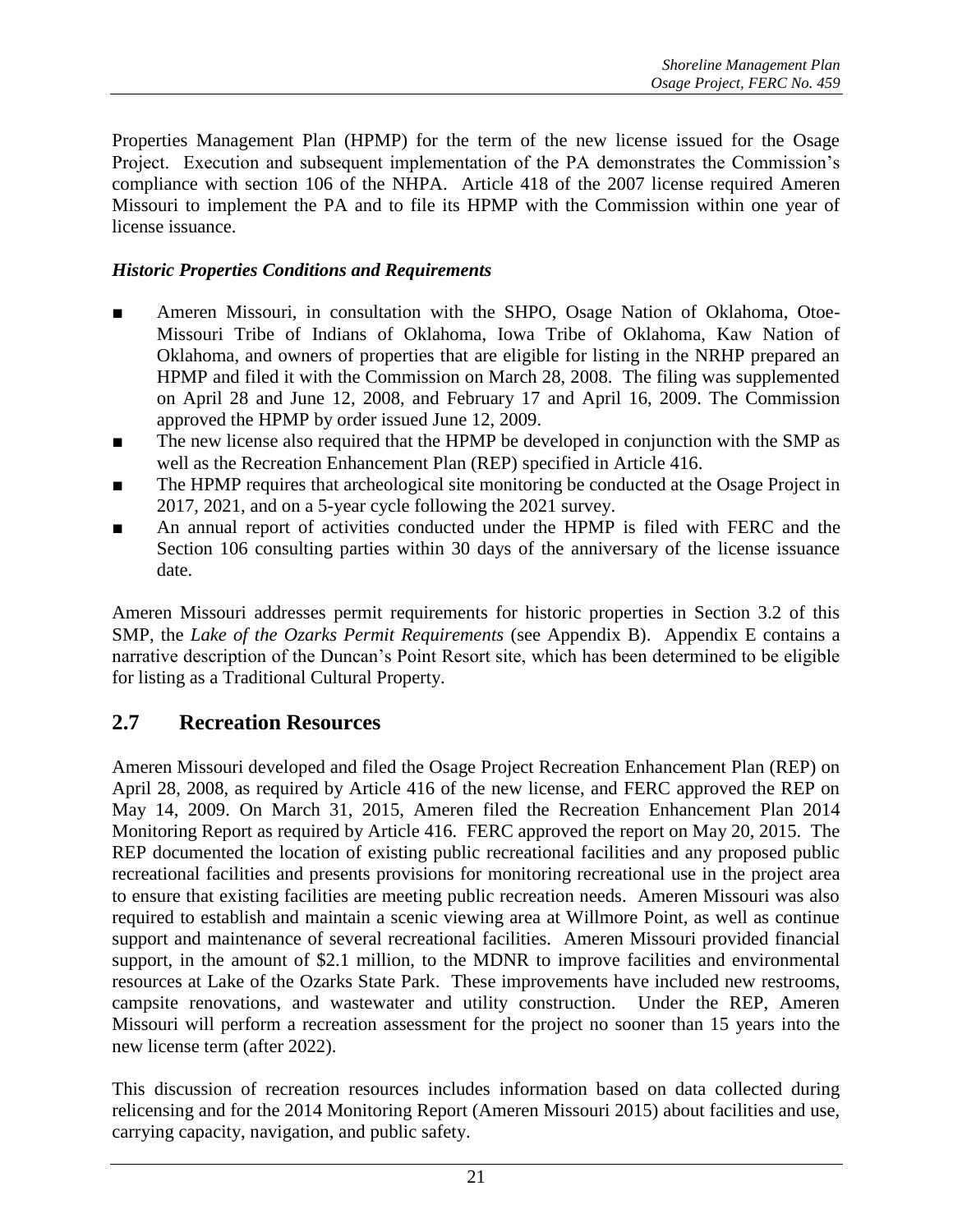Properties Management Plan (HPMP) for the term of the new license issued for the Osage Project. Execution and subsequent implementation of the PA demonstrates the Commission's compliance with section 106 of the NHPA. Article 418 of the 2007 license required Ameren Missouri to implement the PA and to file its HPMP with the Commission within one year of license issuance.

***Historic Properties Conditions and Requirements***

- Ameren Missouri, in consultation with the SHPO, Osage Nation of Oklahoma, Otoe-Missouri Tribe of Indians of Oklahoma, Iowa Tribe of Oklahoma, Kaw Nation of Oklahoma, and owners of properties that are eligible for listing in the NRHP prepared an HPMP and filed it with the Commission on March 28, 2008. The filing was supplemented on April 28 and June 12, 2008, and February 17 and April 16, 2009. The Commission approved the HPMP by order issued June 12, 2009.
- The new license also required that the HPMP be developed in conjunction with the SMP as well as the Recreation Enhancement Plan (REP) specified in Article 416.
- The HPMP requires that archeological site monitoring be conducted at the Osage Project in 2017, 2021, and on a 5-year cycle following the 2021 survey.
- An annual report of activities conducted under the HPMP is filed with FERC and the Section 106 consulting parties within 30 days of the anniversary of the license issuance date.

Ameren Missouri addresses permit requirements for historic properties in Section 3.2 of this SMP, the *Lake of the Ozarks Permit Requirements* (see Appendix B). Appendix E contains a narrative description of the Duncan's Point Resort site, which has been determined to be eligible for listing as a Traditional Cultural Property.

## 2.7 Recreation Resources

Ameren Missouri developed and filed the Osage Project Recreation Enhancement Plan (REP) on April 28, 2008, as required by Article 416 of the new license, and FERC approved the REP on May 14, 2009. On March 31, 2015, Ameren filed the Recreation Enhancement Plan 2014 Monitoring Report as required by Article 416. FERC approved the report on May 20, 2015. The REP documented the location of existing public recreational facilities and any proposed public recreational facilities and presents provisions for monitoring recreational use in the project area to ensure that existing facilities are meeting public recreation needs. Ameren Missouri was also required to establish and maintain a scenic viewing area at Willmore Point, as well as continue support and maintenance of several recreational facilities. Ameren Missouri provided financial support, in the amount of $2.1 million, to the MDNR to improve facilities and environmental resources at Lake of the Ozarks State Park. These improvements have included new restrooms, campsite renovations, and wastewater and utility construction. Under the REP, Ameren Missouri will perform a recreation assessment for the project no sooner than 15 years into the new license term (after 2022).

This discussion of recreation resources includes information based on data collected during relicensing and for the 2014 Monitoring Report (Ameren Missouri 2015) about facilities and use, carrying capacity, navigation, and public safety.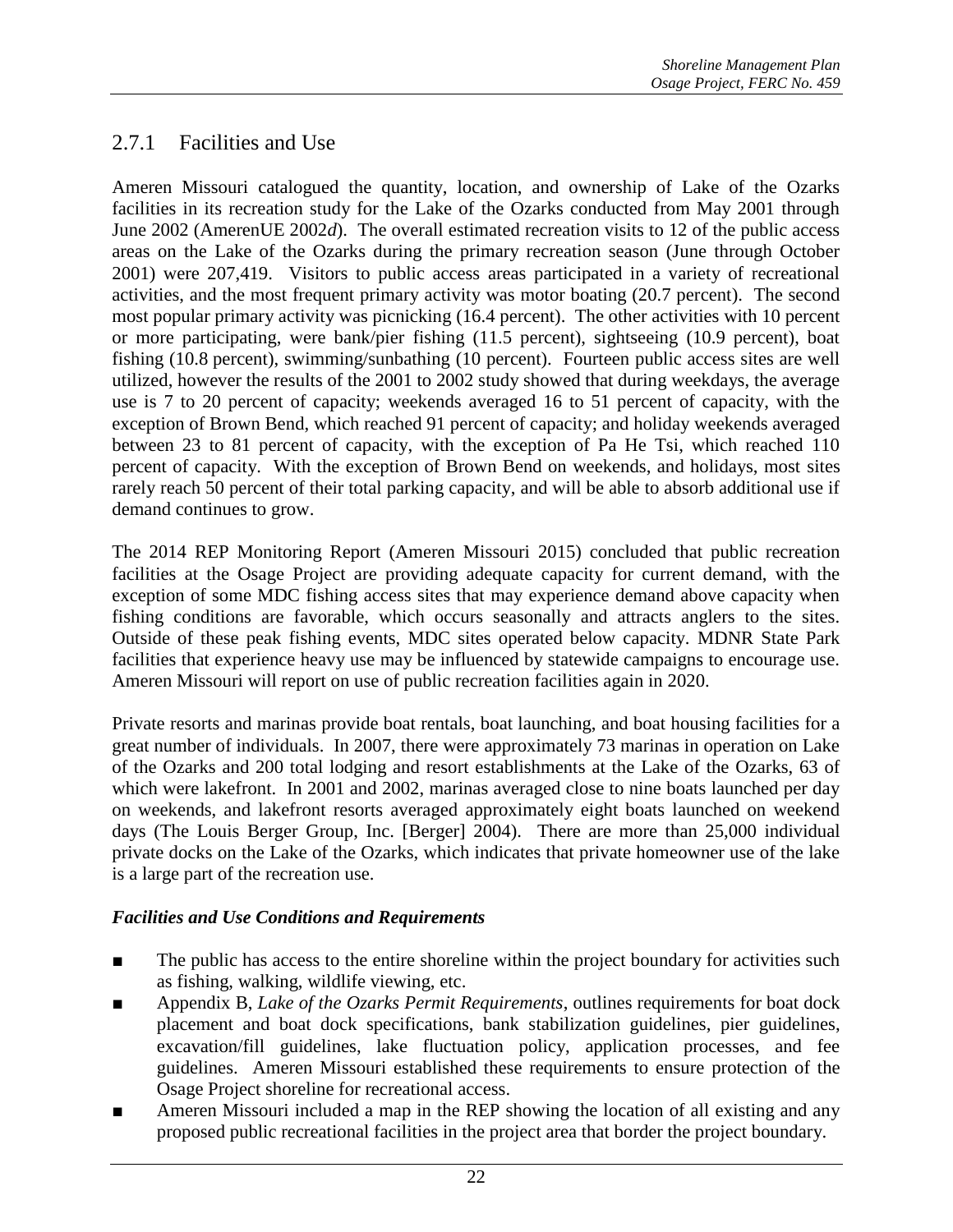## 2.7.1 Facilities and Use

Ameren Missouri catalogued the quantity, location, and ownership of Lake of the Ozarks facilities in its recreation study for the Lake of the Ozarks conducted from May 2001 through June 2002 (AmerenUE 2002*d*). The overall estimated recreation visits to 12 of the public access areas on the Lake of the Ozarks during the primary recreation season (June through October 2001) were 207,419. Visitors to public access areas participated in a variety of recreational activities, and the most frequent primary activity was motor boating (20.7 percent). The second most popular primary activity was picnicking (16.4 percent). The other activities with 10 percent or more participating, were bank/pier fishing (11.5 percent), sightseeing (10.9 percent), boat fishing (10.8 percent), swimming/sunbathing (10 percent). Fourteen public access sites are well utilized, however the results of the 2001 to 2002 study showed that during weekdays, the average use is 7 to 20 percent of capacity; weekends averaged 16 to 51 percent of capacity, with the exception of Brown Bend, which reached 91 percent of capacity; and holiday weekends averaged between 23 to 81 percent of capacity, with the exception of Pa He Tsi, which reached 110 percent of capacity. With the exception of Brown Bend on weekends, and holidays, most sites rarely reach 50 percent of their total parking capacity, and will be able to absorb additional use if demand continues to grow.

The 2014 REP Monitoring Report (Ameren Missouri 2015) concluded that public recreation facilities at the Osage Project are providing adequate capacity for current demand, with the exception of some MDC fishing access sites that may experience demand above capacity when fishing conditions are favorable, which occurs seasonally and attracts anglers to the sites. Outside of these peak fishing events, MDC sites operated below capacity. MDNR State Park facilities that experience heavy use may be influenced by statewide campaigns to encourage use. Ameren Missouri will report on use of public recreation facilities again in 2020.

Private resorts and marinas provide boat rentals, boat launching, and boat housing facilities for a great number of individuals. In 2007, there were approximately 73 marinas in operation on Lake of the Ozarks and 200 total lodging and resort establishments at the Lake of the Ozarks, 63 of which were lakefront. In 2001 and 2002, marinas averaged close to nine boats launched per day on weekends, and lakefront resorts averaged approximately eight boats launched on weekend days (The Louis Berger Group, Inc. [Berger] 2004). There are more than 25,000 individual private docks on the Lake of the Ozarks, which indicates that private homeowner use of the lake is a large part of the recreation use.

### *Facilities and Use Conditions and Requirements*

- The public has access to the entire shoreline within the project boundary for activities such as fishing, walking, wildlife viewing, etc.
- Appendix B, *Lake of the Ozarks Permit Requirements*, outlines requirements for boat dock placement and boat dock specifications, bank stabilization guidelines, pier guidelines, excavation/fill guidelines, lake fluctuation policy, application processes, and fee guidelines. Ameren Missouri established these requirements to ensure protection of the Osage Project shoreline for recreational access.
- Ameren Missouri included a map in the REP showing the location of all existing and any proposed public recreational facilities in the project area that border the project boundary.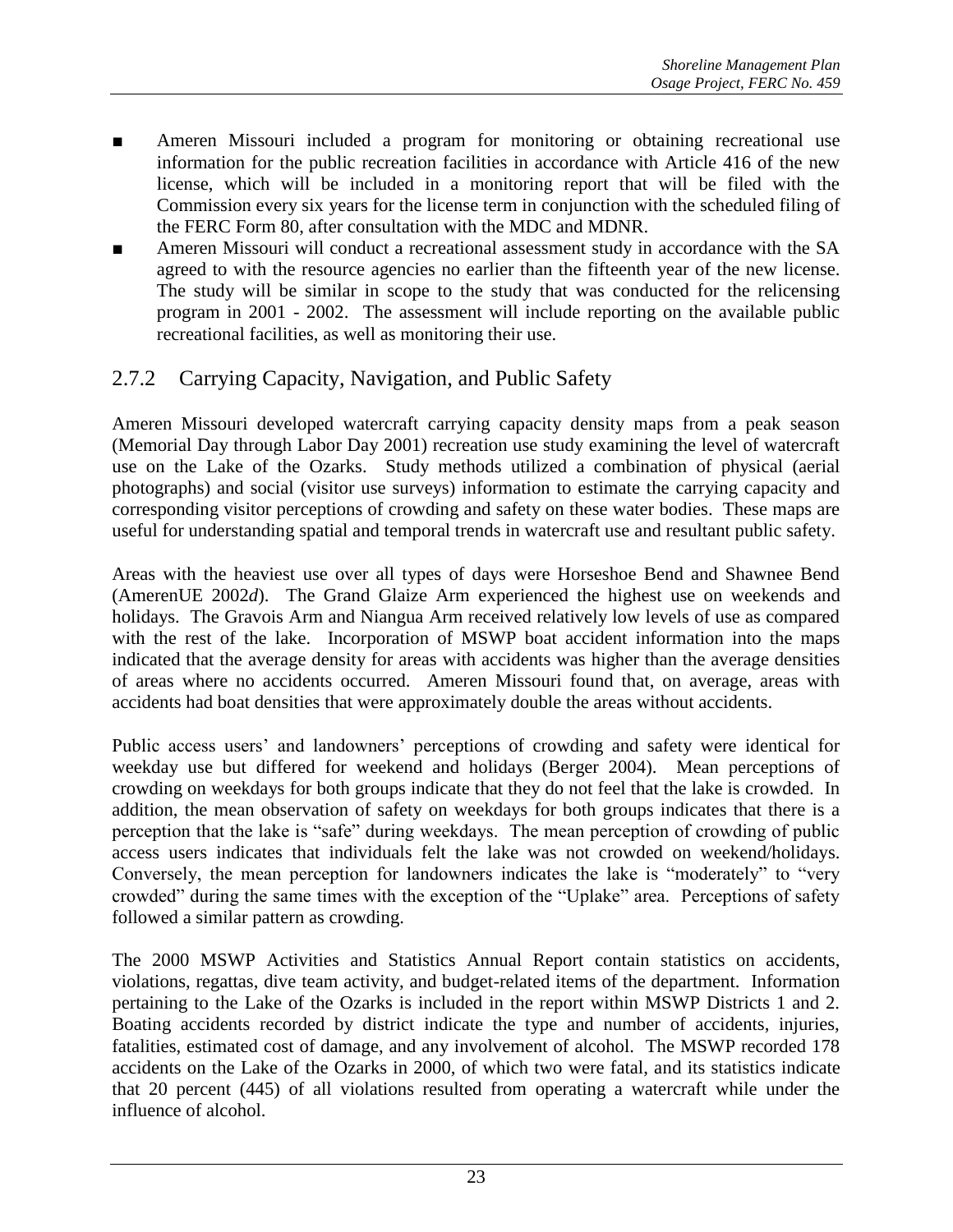- Ameren Missouri included a program for monitoring or obtaining recreational use information for the public recreation facilities in accordance with Article 416 of the new license, which will be included in a monitoring report that will be filed with the Commission every six years for the license term in conjunction with the scheduled filing of the FERC Form 80, after consultation with the MDC and MDNR.
- Ameren Missouri will conduct a recreational assessment study in accordance with the SA agreed to with the resource agencies no earlier than the fifteenth year of the new license. The study will be similar in scope to the study that was conducted for the relicensing program in 2001 - 2002. The assessment will include reporting on the available public recreational facilities, as well as monitoring their use.

## 2.7.2 Carrying Capacity, Navigation, and Public Safety

Ameren Missouri developed watercraft carrying capacity density maps from a peak season (Memorial Day through Labor Day 2001) recreation use study examining the level of watercraft use on the Lake of the Ozarks. Study methods utilized a combination of physical (aerial photographs) and social (visitor use surveys) information to estimate the carrying capacity and corresponding visitor perceptions of crowding and safety on these water bodies. These maps are useful for understanding spatial and temporal trends in watercraft use and resultant public safety.

Areas with the heaviest use over all types of days were Horseshoe Bend and Shawnee Bend (AmerenUE 2002*d*). The Grand Glaize Arm experienced the highest use on weekends and holidays. The Gravois Arm and Niangua Arm received relatively low levels of use as compared with the rest of the lake. Incorporation of MSWP boat accident information into the maps indicated that the average density for areas with accidents was higher than the average densities of areas where no accidents occurred. Ameren Missouri found that, on average, areas with accidents had boat densities that were approximately double the areas without accidents.

Public access users' and landowners' perceptions of crowding and safety were identical for weekday use but differed for weekend and holidays (Berger 2004). Mean perceptions of crowding on weekdays for both groups indicate that they do not feel that the lake is crowded. In addition, the mean observation of safety on weekdays for both groups indicates that there is a perception that the lake is "safe" during weekdays. The mean perception of crowding of public access users indicates that individuals felt the lake was not crowded on weekend/holidays. Conversely, the mean perception for landowners indicates the lake is "moderately" to "very crowded" during the same times with the exception of the "Uplake" area. Perceptions of safety followed a similar pattern as crowding.

The 2000 MSWP Activities and Statistics Annual Report contain statistics on accidents, violations, regattas, dive team activity, and budget-related items of the department. Information pertaining to the Lake of the Ozarks is included in the report within MSWP Districts 1 and 2. Boating accidents recorded by district indicate the type and number of accidents, injuries, fatalities, estimated cost of damage, and any involvement of alcohol. The MSWP recorded 178 accidents on the Lake of the Ozarks in 2000, of which two were fatal, and its statistics indicate that 20 percent (445) of all violations resulted from operating a watercraft while under the influence of alcohol.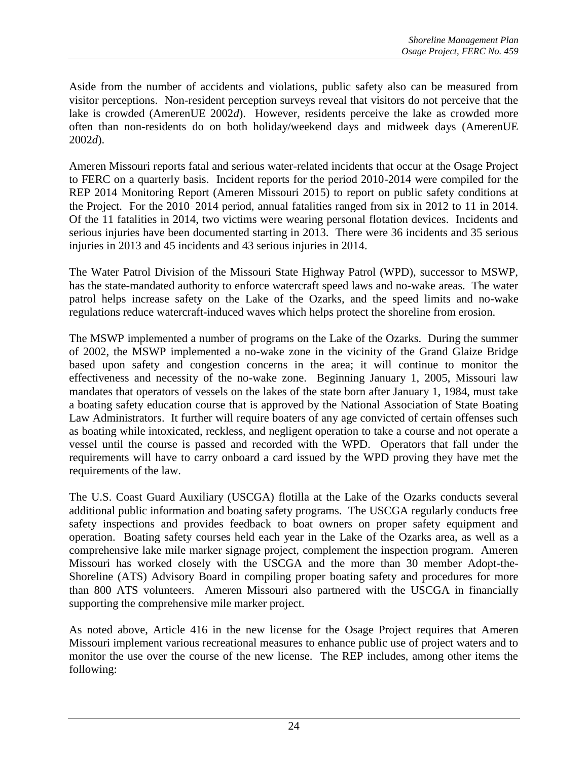Aside from the number of accidents and violations, public safety also can be measured from visitor perceptions. Non-resident perception surveys reveal that visitors do not perceive that the lake is crowded (AmerenUE 2002*d*). However, residents perceive the lake as crowded more often than non-residents do on both holiday/weekend days and midweek days (AmerenUE 2002*d*).

Ameren Missouri reports fatal and serious water-related incidents that occur at the Osage Project to FERC on a quarterly basis. Incident reports for the period 2010-2014 were compiled for the REP 2014 Monitoring Report (Ameren Missouri 2015) to report on public safety conditions at the Project. For the 2010–2014 period, annual fatalities ranged from six in 2012 to 11 in 2014. Of the 11 fatalities in 2014, two victims were wearing personal flotation devices. Incidents and serious injuries have been documented starting in 2013. There were 36 incidents and 35 serious injuries in 2013 and 45 incidents and 43 serious injuries in 2014.

The Water Patrol Division of the Missouri State Highway Patrol (WPD), successor to MSWP, has the state-mandated authority to enforce watercraft speed laws and no-wake areas. The water patrol helps increase safety on the Lake of the Ozarks, and the speed limits and no-wake regulations reduce watercraft-induced waves which helps protect the shoreline from erosion.

The MSWP implemented a number of programs on the Lake of the Ozarks. During the summer of 2002, the MSWP implemented a no-wake zone in the vicinity of the Grand Glaize Bridge based upon safety and congestion concerns in the area; it will continue to monitor the effectiveness and necessity of the no-wake zone. Beginning January 1, 2005, Missouri law mandates that operators of vessels on the lakes of the state born after January 1, 1984, must take a boating safety education course that is approved by the National Association of State Boating Law Administrators. It further will require boaters of any age convicted of certain offenses such as boating while intoxicated, reckless, and negligent operation to take a course and not operate a vessel until the course is passed and recorded with the WPD. Operators that fall under the requirements will have to carry onboard a card issued by the WPD proving they have met the requirements of the law.

The U.S. Coast Guard Auxiliary (USCGA) flotilla at the Lake of the Ozarks conducts several additional public information and boating safety programs. The USCGA regularly conducts free safety inspections and provides feedback to boat owners on proper safety equipment and operation. Boating safety courses held each year in the Lake of the Ozarks area, as well as a comprehensive lake mile marker signage project, complement the inspection program. Ameren Missouri has worked closely with the USCGA and the more than 30 member Adopt-the-Shoreline (ATS) Advisory Board in compiling proper boating safety and procedures for more than 800 ATS volunteers. Ameren Missouri also partnered with the USCGA in financially supporting the comprehensive mile marker project.

As noted above, Article 416 in the new license for the Osage Project requires that Ameren Missouri implement various recreational measures to enhance public use of project waters and to monitor the use over the course of the new license. The REP includes, among other items the following: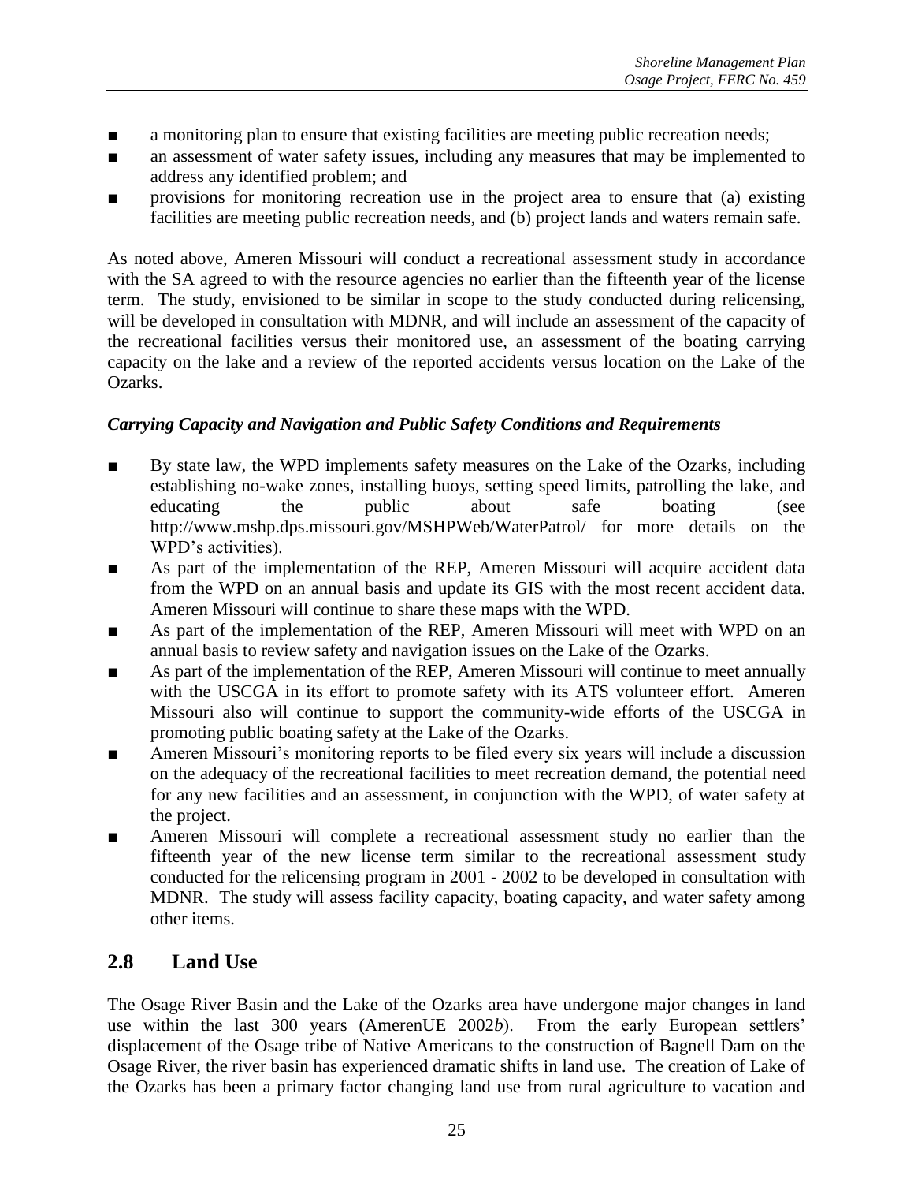- a monitoring plan to ensure that existing facilities are meeting public recreation needs;
- an assessment of water safety issues, including any measures that may be implemented to address any identified problem; and
- provisions for monitoring recreation use in the project area to ensure that (a) existing facilities are meeting public recreation needs, and (b) project lands and waters remain safe.

As noted above, Ameren Missouri will conduct a recreational assessment study in accordance with the SA agreed to with the resource agencies no earlier than the fifteenth year of the license term. The study, envisioned to be similar in scope to the study conducted during relicensing, will be developed in consultation with MDNR, and will include an assessment of the capacity of the recreational facilities versus their monitored use, an assessment of the boating carrying capacity on the lake and a review of the reported accidents versus location on the Lake of the Ozarks.

***Carrying Capacity and Navigation and Public Safety Conditions and Requirements***

- By state law, the WPD implements safety measures on the Lake of the Ozarks, including establishing no-wake zones, installing buoys, setting speed limits, patrolling the lake, and educating the public about safe boating (see http://www.mshp.dps.missouri.gov/MSHPWeb/WaterPatrol/ for more details on the WPD's activities).
- As part of the implementation of the REP, Ameren Missouri will acquire accident data from the WPD on an annual basis and update its GIS with the most recent accident data. Ameren Missouri will continue to share these maps with the WPD.
- As part of the implementation of the REP, Ameren Missouri will meet with WPD on an annual basis to review safety and navigation issues on the Lake of the Ozarks.
- As part of the implementation of the REP, Ameren Missouri will continue to meet annually with the USCGA in its effort to promote safety with its ATS volunteer effort. Ameren Missouri also will continue to support the community-wide efforts of the USCGA in promoting public boating safety at the Lake of the Ozarks.
- Ameren Missouri's monitoring reports to be filed every six years will include a discussion on the adequacy of the recreational facilities to meet recreation demand, the potential need for any new facilities and an assessment, in conjunction with the WPD, of water safety at the project.
- Ameren Missouri will complete a recreational assessment study no earlier than the fifteenth year of the new license term similar to the recreational assessment study conducted for the relicensing program in 2001 - 2002 to be developed in consultation with MDNR. The study will assess facility capacity, boating capacity, and water safety among other items.

## 2.8 Land Use

The Osage River Basin and the Lake of the Ozarks area have undergone major changes in land use within the last 300 years (AmerenUE 2002*b*). From the early European settlers' displacement of the Osage tribe of Native Americans to the construction of Bagnell Dam on the Osage River, the river basin has experienced dramatic shifts in land use. The creation of Lake of the Ozarks has been a primary factor changing land use from rural agriculture to vacation and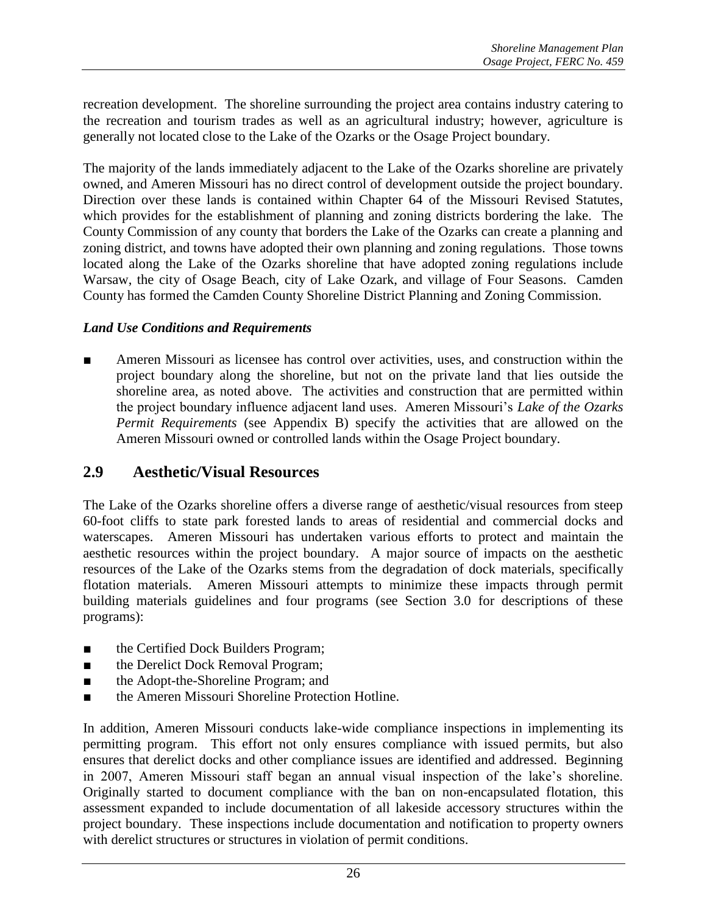recreation development. The shoreline surrounding the project area contains industry catering to the recreation and tourism trades as well as an agricultural industry; however, agriculture is generally not located close to the Lake of the Ozarks or the Osage Project boundary.

The majority of the lands immediately adjacent to the Lake of the Ozarks shoreline are privately owned, and Ameren Missouri has no direct control of development outside the project boundary. Direction over these lands is contained within Chapter 64 of the Missouri Revised Statutes, which provides for the establishment of planning and zoning districts bordering the lake. The County Commission of any county that borders the Lake of the Ozarks can create a planning and zoning district, and towns have adopted their own planning and zoning regulations. Those towns located along the Lake of the Ozarks shoreline that have adopted zoning regulations include Warsaw, the city of Osage Beach, city of Lake Ozark, and village of Four Seasons. Camden County has formed the Camden County Shoreline District Planning and Zoning Commission.

***Land Use Conditions and Requirements***

- Ameren Missouri as licensee has control over activities, uses, and construction within the project boundary along the shoreline, but not on the private land that lies outside the shoreline area, as noted above. The activities and construction that are permitted within the project boundary influence adjacent land uses. Ameren Missouri's *Lake of the Ozarks Permit Requirements* (see Appendix B) specify the activities that are allowed on the Ameren Missouri owned or controlled lands within the Osage Project boundary.

## 2.9 Aesthetic/Visual Resources

The Lake of the Ozarks shoreline offers a diverse range of aesthetic/visual resources from steep 60-foot cliffs to state park forested lands to areas of residential and commercial docks and waterscapes. Ameren Missouri has undertaken various efforts to protect and maintain the aesthetic resources within the project boundary. A major source of impacts on the aesthetic resources of the Lake of the Ozarks stems from the degradation of dock materials, specifically flotation materials. Ameren Missouri attempts to minimize these impacts through permit building materials guidelines and four programs (see Section 3.0 for descriptions of these programs):

- the Certified Dock Builders Program;
- the Derelict Dock Removal Program;
- the Adopt-the-Shoreline Program; and
- the Ameren Missouri Shoreline Protection Hotline.

In addition, Ameren Missouri conducts lake-wide compliance inspections in implementing its permitting program. This effort not only ensures compliance with issued permits, but also ensures that derelict docks and other compliance issues are identified and addressed. Beginning in 2007, Ameren Missouri staff began an annual visual inspection of the lake's shoreline. Originally started to document compliance with the ban on non-encapsulated flotation, this assessment expanded to include documentation of all lakeside accessory structures within the project boundary. These inspections include documentation and notification to property owners with derelict structures or structures in violation of permit conditions.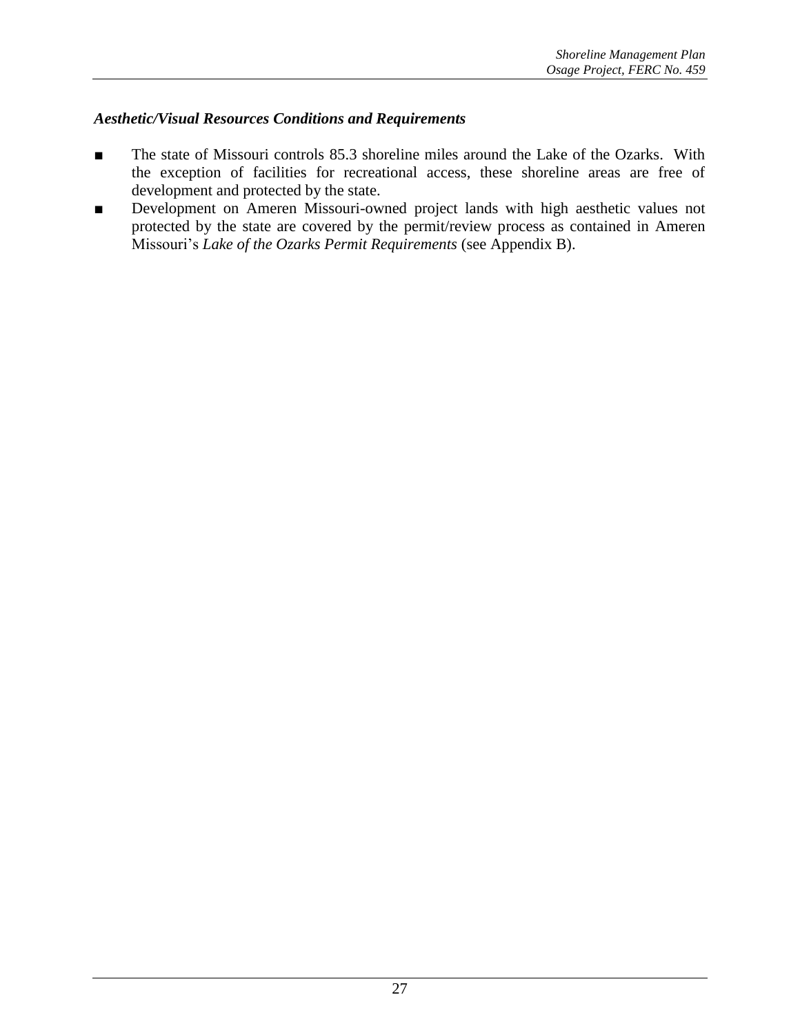***Aesthetic/Visual Resources Conditions and Requirements***

- The state of Missouri controls 85.3 shoreline miles around the Lake of the Ozarks. With the exception of facilities for recreational access, these shoreline areas are free of development and protected by the state.
- Development on Ameren Missouri-owned project lands with high aesthetic values not protected by the state are covered by the permit/review process as contained in Ameren Missouri's *Lake of the Ozarks Permit Requirements* (see Appendix B).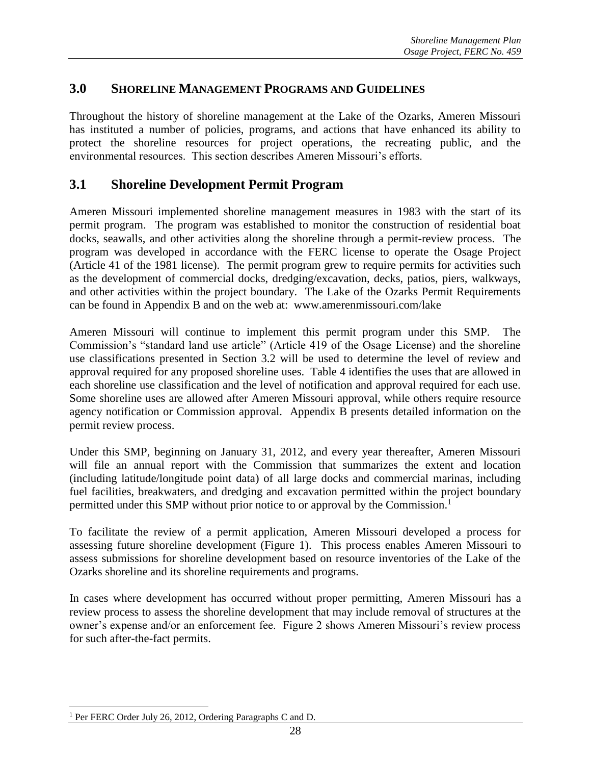## 3.0 SHORELINE MANAGEMENT PROGRAMS AND GUIDELINES

Throughout the history of shoreline management at the Lake of the Ozarks, Ameren Missouri has instituted a number of policies, programs, and actions that have enhanced its ability to protect the shoreline resources for project operations, the recreating public, and the environmental resources. This section describes Ameren Missouri's efforts.

## 3.1 Shoreline Development Permit Program

Ameren Missouri implemented shoreline management measures in 1983 with the start of its permit program. The program was established to monitor the construction of residential boat docks, seawalls, and other activities along the shoreline through a permit-review process. The program was developed in accordance with the FERC license to operate the Osage Project (Article 41 of the 1981 license). The permit program grew to require permits for activities such as the development of commercial docks, dredging/excavation, decks, patios, piers, walkways, and other activities within the project boundary. The Lake of the Ozarks Permit Requirements can be found in Appendix B and on the web at: www.amerenmissouri.com/lake

Ameren Missouri will continue to implement this permit program under this SMP. The Commission's "standard land use article" (Article 419 of the Osage License) and the shoreline use classifications presented in Section 3.2 will be used to determine the level of review and approval required for any proposed shoreline uses. Table 4 identifies the uses that are allowed in each shoreline use classification and the level of notification and approval required for each use. Some shoreline uses are allowed after Ameren Missouri approval, while others require resource agency notification or Commission approval. Appendix B presents detailed information on the permit review process.

Under this SMP, beginning on January 31, 2012, and every year thereafter, Ameren Missouri will file an annual report with the Commission that summarizes the extent and location (including latitude/longitude point data) of all large docks and commercial marinas, including fuel facilities, breakwaters, and dredging and excavation permitted within the project boundary permitted under this SMP without prior notice to or approval by the Commission.[1]

To facilitate the review of a permit application, Ameren Missouri developed a process for assessing future shoreline development (Figure 1). This process enables Ameren Missouri to assess submissions for shoreline development based on resource inventories of the Lake of the Ozarks shoreline and its shoreline requirements and programs.

In cases where development has occurred without proper permitting, Ameren Missouri has a review process to assess the shoreline development that may include removal of structures at the owner's expense and/or an enforcement fee. Figure 2 shows Ameren Missouri's review process for such after-the-fact permits.

---

[1] Per FERC Order July 26, 2012, Ordering Paragraphs C and D.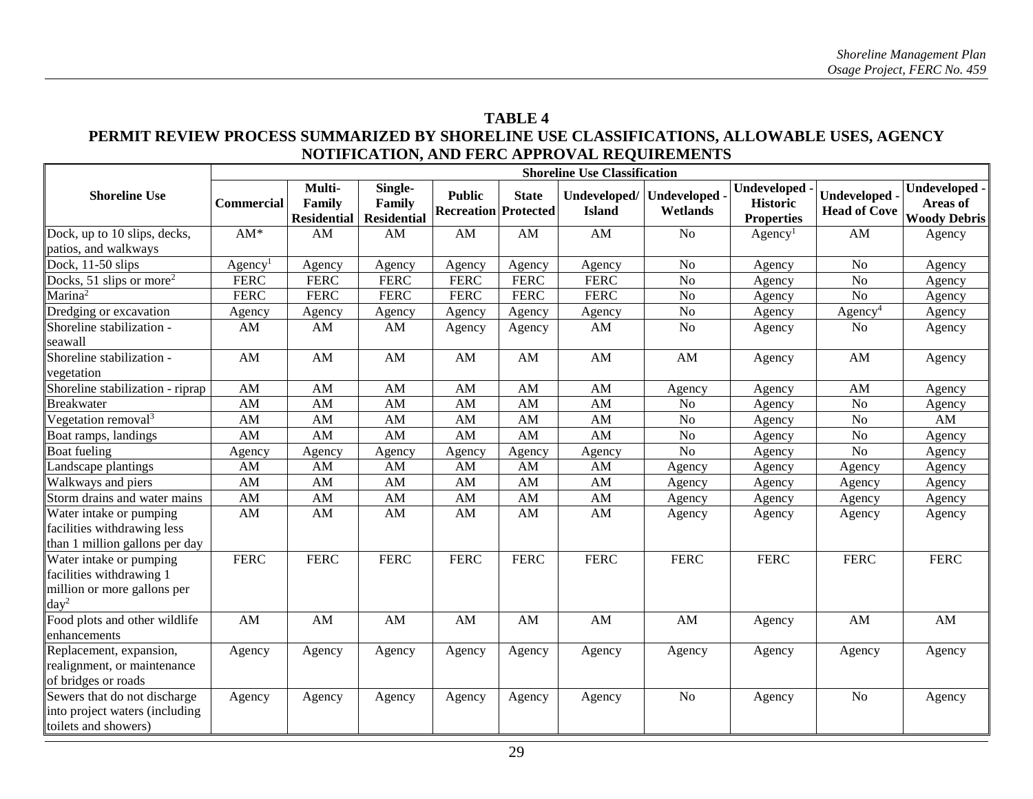## TABLE 4

## PERMIT REVIEW PROCESS SUMMARIZED BY SHORELINE USE CLASSIFICATIONS, ALLOWABLE USES, AGENCY NOTIFICATION, AND FERC APPROVAL REQUIREMENTS

| Shoreline Use | Shoreline Use Classification | | | | | | | | | |
|---|---|---|---|---|---|---|---|---|---|---|
| | Commercial | Multi-Family Residential | Single-Family Residential | Public Recreation | State Protected | Undeveloped/ Island | Undeveloped - Wetlands | Undeveloped - Historic Properties | Undeveloped - Head of Cove | Undeveloped - Areas of Woody Debris |
| Dock, up to 10 slips, decks, patios, and walkways | AM* | AM | AM | AM | AM | AM | No | Agency[1] | AM | Agency |
| Dock, 11-50 slips | Agency[1] | Agency | Agency | Agency | Agency | Agency | No | Agency | No | Agency |
| Docks, 51 slips or more[2] | FERC | FERC | FERC | FERC | FERC | FERC | No | Agency | No | Agency |
| Marina[2] | FERC | FERC | FERC | FERC | FERC | FERC | No | Agency | No | Agency |
| Dredging or excavation | Agency | Agency | Agency | Agency | Agency | Agency | No | Agency | Agency[4] | Agency |
| Shoreline stabilization - seawall | AM | AM | AM | Agency | Agency | AM | No | Agency | No | Agency |
| Shoreline stabilization - vegetation | AM | AM | AM | AM | AM | AM | AM | Agency | AM | Agency |
| Shoreline stabilization - riprap | AM | AM | AM | AM | AM | AM | Agency | Agency | AM | Agency |
| Breakwater | AM | AM | AM | AM | AM | AM | No | Agency | No | Agency |
| Vegetation removal[3] | AM | AM | AM | AM | AM | AM | No | Agency | No | AM |
| Boat ramps, landings | AM | AM | AM | AM | AM | AM | No | Agency | No | Agency |
| Boat fueling | Agency | Agency | Agency | Agency | Agency | Agency | No | Agency | No | Agency |
| Landscape plantings | AM | AM | AM | AM | AM | AM | Agency | Agency | Agency | Agency |
| Walkways and piers | AM | AM | AM | AM | AM | AM | Agency | Agency | Agency | Agency |
| Storm drains and water mains | AM | AM | AM | AM | AM | AM | Agency | Agency | Agency | Agency |
| Water intake or pumping facilities withdrawing less than 1 million gallons per day | AM | AM | AM | AM | AM | AM | Agency | Agency | Agency | Agency |
| Water intake or pumping facilities withdrawing 1 million or more gallons per day[2] | FERC | FERC | FERC | FERC | FERC | FERC | FERC | FERC | FERC | FERC |
| Food plots and other wildlife enhancements | AM | AM | AM | AM | AM | AM | AM | Agency | AM | AM |
| Replacement, expansion, realignment, or maintenance of bridges or roads | Agency | Agency | Agency | Agency | Agency | Agency | Agency | Agency | Agency | Agency |
| Sewers that do not discharge into project waters (including toilets and showers) | Agency | Agency | Agency | Agency | Agency | Agency | No | Agency | No | Agency |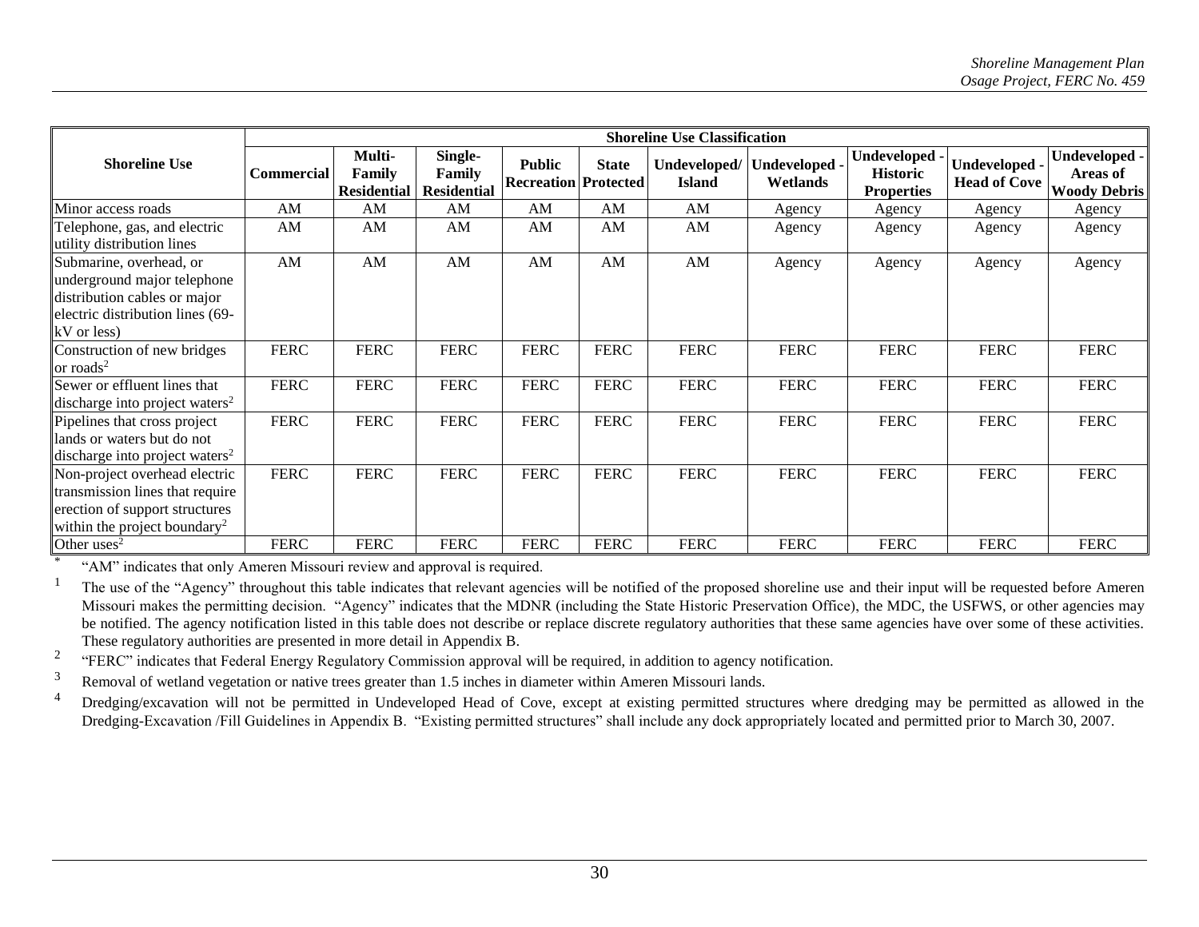| Shoreline Use | Shoreline Use Classification | | | | | | | | | |
|---|---|---|---|---|---|---|---|---|---|---|
| | Commercial | Multi-Family Residential | Single-Family Residential | Public Recreation | State Protected | Undeveloped/ Island | Undeveloped - Wetlands | Undeveloped - Historic Properties | Undeveloped - Head of Cove | Undeveloped - Areas of Woody Debris |
| Minor access roads | AM | AM | AM | AM | AM | AM | Agency | Agency | Agency | Agency |
| Telephone, gas, and electric utility distribution lines | AM | AM | AM | AM | AM | AM | Agency | Agency | Agency | Agency |
| Submarine, overhead, or underground major telephone distribution cables or major electric distribution lines (69-kV or less) | AM | AM | AM | AM | AM | AM | Agency | Agency | Agency | Agency |
| Construction of new bridges or roads[2] | FERC | FERC | FERC | FERC | FERC | FERC | FERC | FERC | FERC | FERC |
| Sewer or effluent lines that discharge into project waters[2] | FERC | FERC | FERC | FERC | FERC | FERC | FERC | FERC | FERC | FERC |
| Pipelines that cross project lands or waters but do not discharge into project waters[2] | FERC | FERC | FERC | FERC | FERC | FERC | FERC | FERC | FERC | FERC |
| Non-project overhead electric transmission lines that require erection of support structures within the project boundary[2] | FERC | FERC | FERC | FERC | FERC | FERC | FERC | FERC | FERC | FERC |
| Other uses[2] | FERC | FERC | FERC | FERC | FERC | FERC | FERC | FERC | FERC | FERC |

[*] "AM" indicates that only Ameren Missouri review and approval is required.

[1] The use of the "Agency" throughout this table indicates that relevant agencies will be notified of the proposed shoreline use and their input will be requested before Ameren Missouri makes the permitting decision. "Agency" indicates that the MDNR (including the State Historic Preservation Office), the MDC, the USFWS, or other agencies may be notified. The agency notification listed in this table does not describe or replace discrete regulatory authorities that these same agencies have over some of these activities. These regulatory authorities are presented in more detail in Appendix B.

[2] "FERC" indicates that Federal Energy Regulatory Commission approval will be required, in addition to agency notification.

[3] Removal of wetland vegetation or native trees greater than 1.5 inches in diameter within Ameren Missouri lands.

[4] Dredging/excavation will not be permitted in Undeveloped Head of Cove, except at existing permitted structures where dredging may be permitted as allowed in the Dredging-Excavation /Fill Guidelines in Appendix B. "Existing permitted structures" shall include any dock appropriately located and permitted prior to March 30, 2007.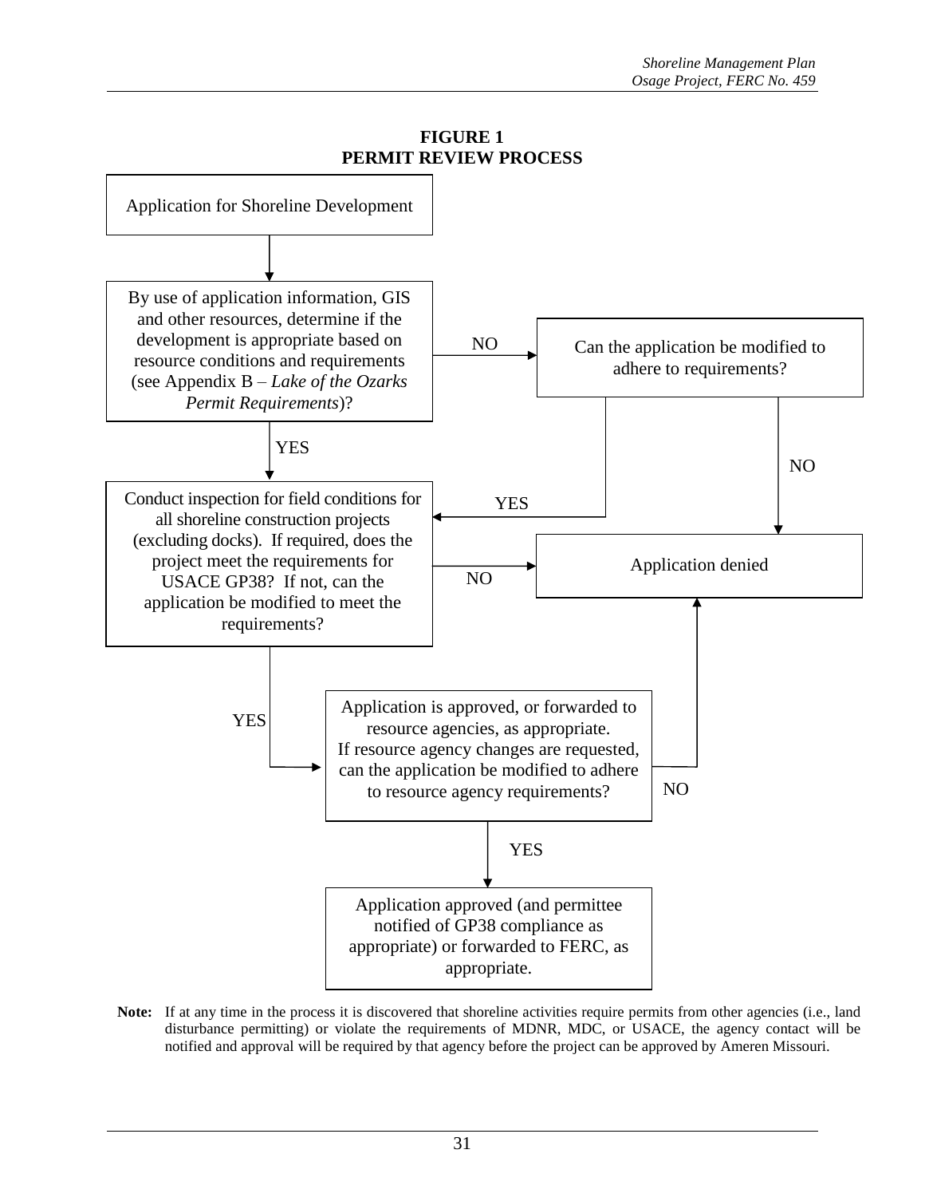**FIGURE 1**
**PERMIT REVIEW PROCESS**

Application for Shoreline Development

↓

By use of application information, GIS and other resources, determine if the development is appropriate based on resource conditions and requirements (see Appendix B – *Lake of the Ozarks Permit Requirements*)?

- NO → Can the application be modified to adhere to requirements?
  - YES → Conduct inspection for field conditions for all shoreline construction projects
  - NO → Application denied
- YES → Conduct inspection for field conditions for all shoreline construction projects (excluding docks). If required, does the project meet the requirements for USACE GP38? If not, can the application be modified to meet the requirements?
  - NO → Application denied
  - YES → Application is approved, or forwarded to resource agencies, as appropriate. If resource agency changes are requested, can the application be modified to adhere to resource agency requirements?
    - NO → Application denied
    - YES → Application approved (and permittee notified of GP38 compliance as appropriate) or forwarded to FERC, as appropriate.

**Note:** If at any time in the process it is discovered that shoreline activities require permits from other agencies (i.e., land disturbance permitting) or violate the requirements of MDNR, MDC, or USACE, the agency contact will be notified and approval will be required by that agency before the project can be approved by Ameren Missouri.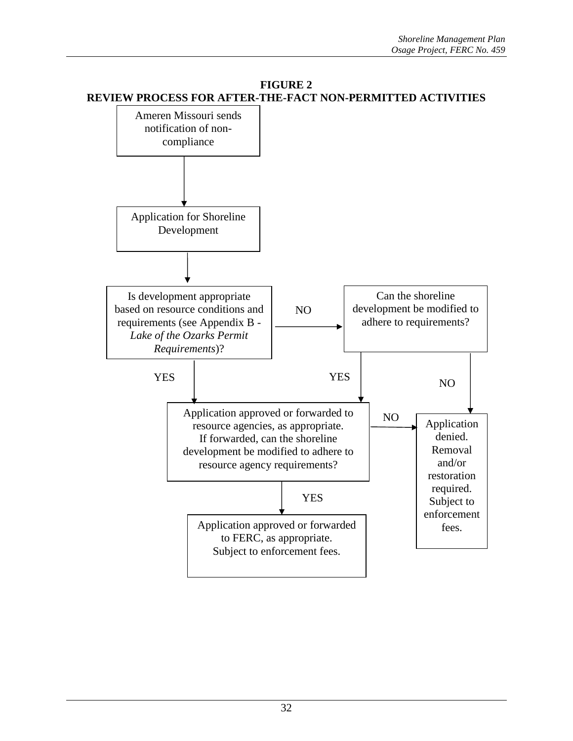**FIGURE 2**
**REVIEW PROCESS FOR AFTER-THE-FACT NON-PERMITTED ACTIVITIES**

Ameren Missouri sends notification of non-compliance

Application for Shoreline Development

Is development appropriate based on resource conditions and requirements (see Appendix B - *Lake of the Ozarks Permit Requirements*)?

NO

Can the shoreline development be modified to adhere to requirements?

YES

YES

NO

Application approved or forwarded to resource agencies, as appropriate. If forwarded, can the shoreline development be modified to adhere to resource agency requirements?

NO

Application denied. Removal and/or restoration required. Subject to enforcement fees.

YES

Application approved or forwarded to FERC, as appropriate. Subject to enforcement fees.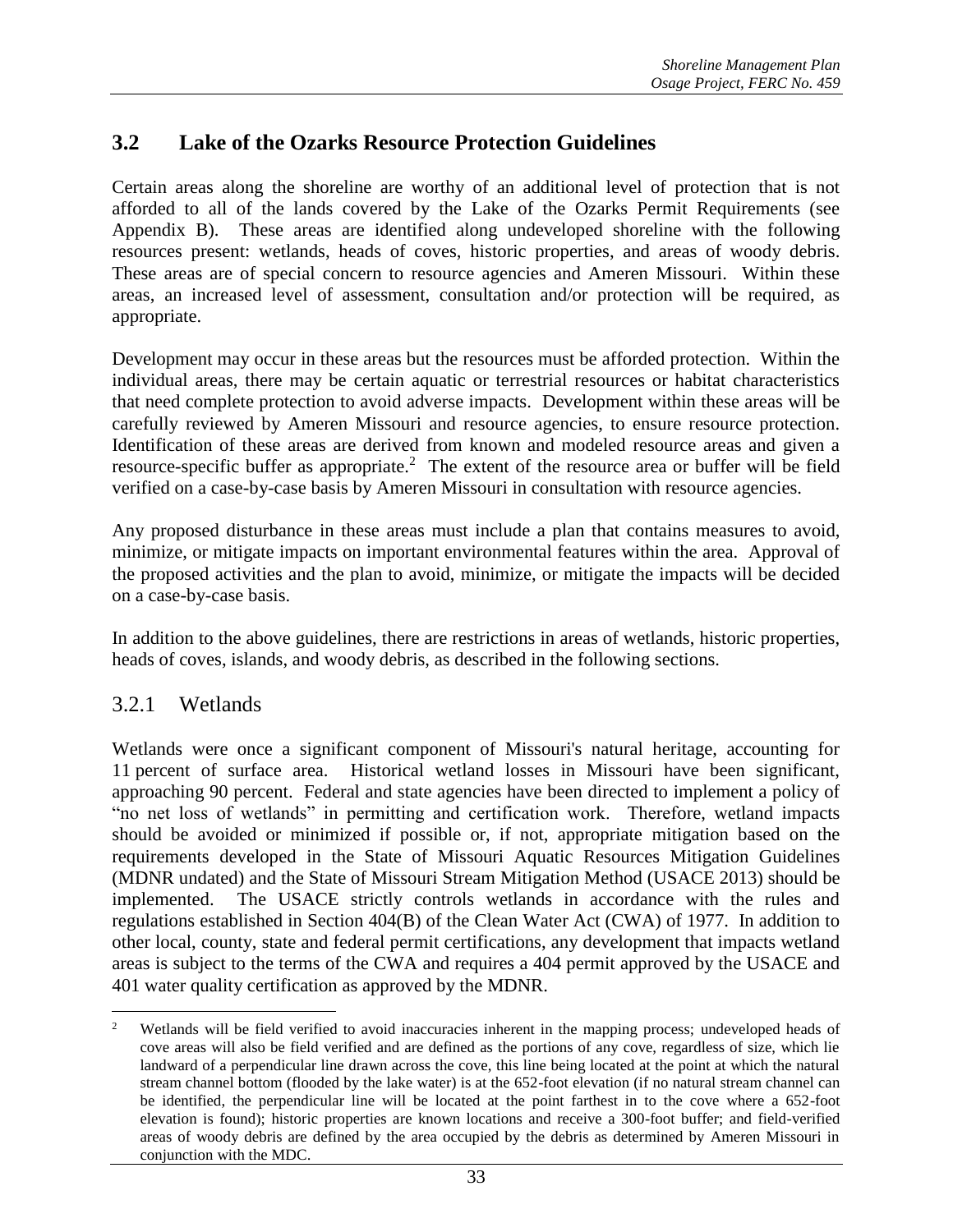## 3.2 Lake of the Ozarks Resource Protection Guidelines

Certain areas along the shoreline are worthy of an additional level of protection that is not afforded to all of the lands covered by the Lake of the Ozarks Permit Requirements (see Appendix B). These areas are identified along undeveloped shoreline with the following resources present: wetlands, heads of coves, historic properties, and areas of woody debris. These areas are of special concern to resource agencies and Ameren Missouri. Within these areas, an increased level of assessment, consultation and/or protection will be required, as appropriate.

Development may occur in these areas but the resources must be afforded protection. Within the individual areas, there may be certain aquatic or terrestrial resources or habitat characteristics that need complete protection to avoid adverse impacts. Development within these areas will be carefully reviewed by Ameren Missouri and resource agencies, to ensure resource protection. Identification of these areas are derived from known and modeled resource areas and given a resource-specific buffer as appropriate.[2] The extent of the resource area or buffer will be field verified on a case-by-case basis by Ameren Missouri in consultation with resource agencies.

Any proposed disturbance in these areas must include a plan that contains measures to avoid, minimize, or mitigate impacts on important environmental features within the area. Approval of the proposed activities and the plan to avoid, minimize, or mitigate the impacts will be decided on a case-by-case basis.

In addition to the above guidelines, there are restrictions in areas of wetlands, historic properties, heads of coves, islands, and woody debris, as described in the following sections.

### 3.2.1 Wetlands

Wetlands were once a significant component of Missouri's natural heritage, accounting for 11 percent of surface area. Historical wetland losses in Missouri have been significant, approaching 90 percent. Federal and state agencies have been directed to implement a policy of "no net loss of wetlands" in permitting and certification work. Therefore, wetland impacts should be avoided or minimized if possible or, if not, appropriate mitigation based on the requirements developed in the State of Missouri Aquatic Resources Mitigation Guidelines (MDNR undated) and the State of Missouri Stream Mitigation Method (USACE 2013) should be implemented. The USACE strictly controls wetlands in accordance with the rules and regulations established in Section 404(B) of the Clean Water Act (CWA) of 1977. In addition to other local, county, state and federal permit certifications, any development that impacts wetland areas is subject to the terms of the CWA and requires a 404 permit approved by the USACE and 401 water quality certification as approved by the MDNR.

---

[2] Wetlands will be field verified to avoid inaccuracies inherent in the mapping process; undeveloped heads of cove areas will also be field verified and are defined as the portions of any cove, regardless of size, which lie landward of a perpendicular line drawn across the cove, this line being located at the point at which the natural stream channel bottom (flooded by the lake water) is at the 652-foot elevation (if no natural stream channel can be identified, the perpendicular line will be located at the point farthest in to the cove where a 652-foot elevation is found); historic properties are known locations and receive a 300-foot buffer; and field-verified areas of woody debris are defined by the area occupied by the debris as determined by Ameren Missouri in conjunction with the MDC.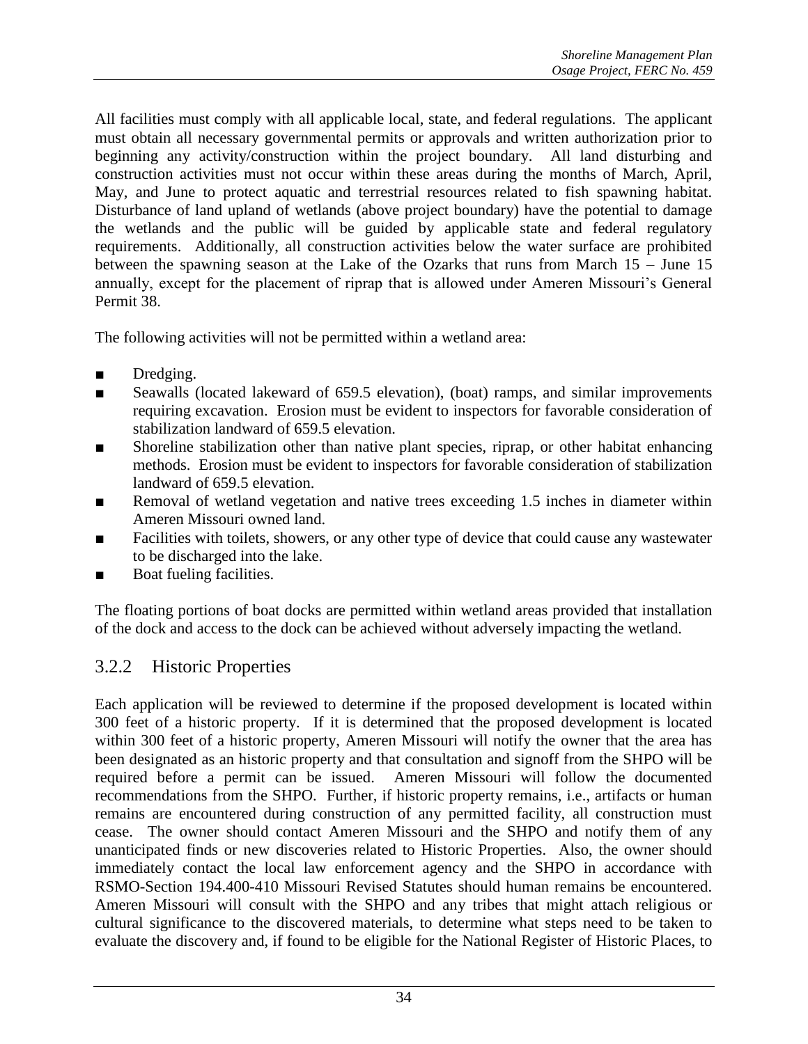All facilities must comply with all applicable local, state, and federal regulations. The applicant must obtain all necessary governmental permits or approvals and written authorization prior to beginning any activity/construction within the project boundary. All land disturbing and construction activities must not occur within these areas during the months of March, April, May, and June to protect aquatic and terrestrial resources related to fish spawning habitat. Disturbance of land upland of wetlands (above project boundary) have the potential to damage the wetlands and the public will be guided by applicable state and federal regulatory requirements. Additionally, all construction activities below the water surface are prohibited between the spawning season at the Lake of the Ozarks that runs from March 15 – June 15 annually, except for the placement of riprap that is allowed under Ameren Missouri's General Permit 38.

The following activities will not be permitted within a wetland area:

- Dredging.
- Seawalls (located lakeward of 659.5 elevation), (boat) ramps, and similar improvements requiring excavation. Erosion must be evident to inspectors for favorable consideration of stabilization landward of 659.5 elevation.
- Shoreline stabilization other than native plant species, riprap, or other habitat enhancing methods. Erosion must be evident to inspectors for favorable consideration of stabilization landward of 659.5 elevation.
- Removal of wetland vegetation and native trees exceeding 1.5 inches in diameter within Ameren Missouri owned land.
- Facilities with toilets, showers, or any other type of device that could cause any wastewater to be discharged into the lake.
- Boat fueling facilities.

The floating portions of boat docks are permitted within wetland areas provided that installation of the dock and access to the dock can be achieved without adversely impacting the wetland.

### 3.2.2 Historic Properties

Each application will be reviewed to determine if the proposed development is located within 300 feet of a historic property. If it is determined that the proposed development is located within 300 feet of a historic property, Ameren Missouri will notify the owner that the area has been designated as an historic property and that consultation and signoff from the SHPO will be required before a permit can be issued. Ameren Missouri will follow the documented recommendations from the SHPO. Further, if historic property remains, i.e., artifacts or human remains are encountered during construction of any permitted facility, all construction must cease. The owner should contact Ameren Missouri and the SHPO and notify them of any unanticipated finds or new discoveries related to Historic Properties. Also, the owner should immediately contact the local law enforcement agency and the SHPO in accordance with RSMO-Section 194.400-410 Missouri Revised Statutes should human remains be encountered. Ameren Missouri will consult with the SHPO and any tribes that might attach religious or cultural significance to the discovered materials, to determine what steps need to be taken to evaluate the discovery and, if found to be eligible for the National Register of Historic Places, to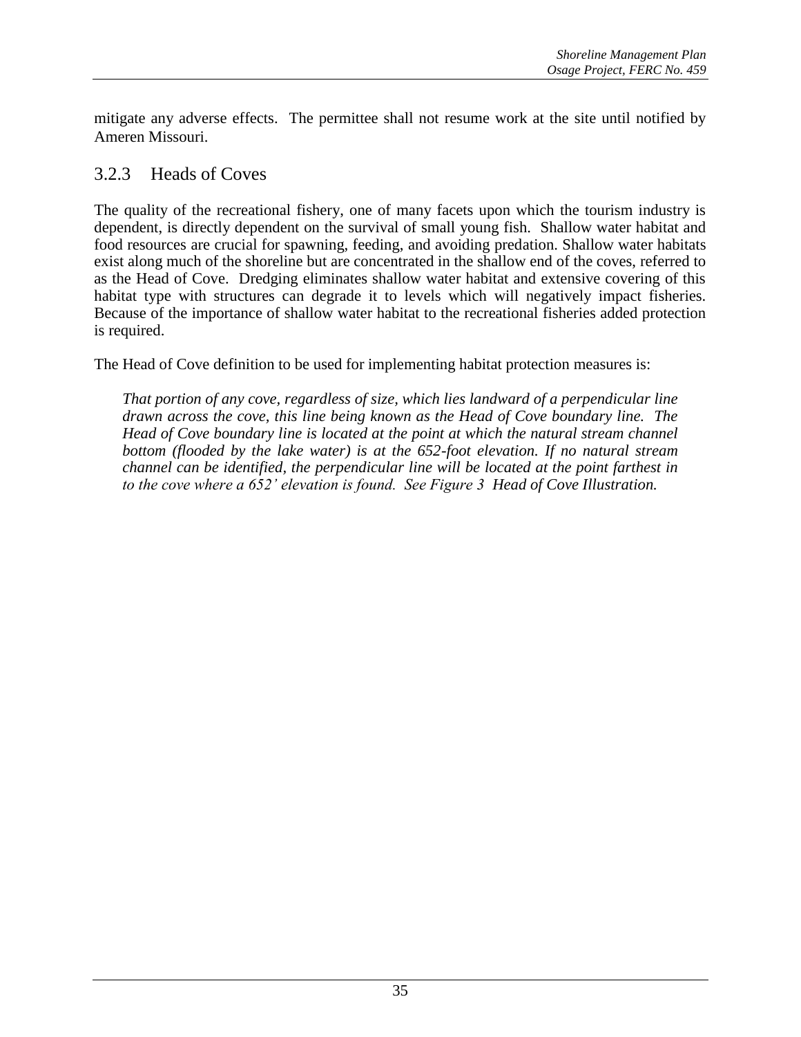mitigate any adverse effects. The permittee shall not resume work at the site until notified by Ameren Missouri.

### 3.2.3 Heads of Coves

The quality of the recreational fishery, one of many facets upon which the tourism industry is dependent, is directly dependent on the survival of small young fish. Shallow water habitat and food resources are crucial for spawning, feeding, and avoiding predation. Shallow water habitats exist along much of the shoreline but are concentrated in the shallow end of the coves, referred to as the Head of Cove. Dredging eliminates shallow water habitat and extensive covering of this habitat type with structures can degrade it to levels which will negatively impact fisheries. Because of the importance of shallow water habitat to the recreational fisheries added protection is required.

The Head of Cove definition to be used for implementing habitat protection measures is:

> *That portion of any cove, regardless of size, which lies landward of a perpendicular line drawn across the cove, this line being known as the Head of Cove boundary line. The Head of Cove boundary line is located at the point at which the natural stream channel bottom (flooded by the lake water) is at the 652-foot elevation. If no natural stream channel can be identified, the perpendicular line will be located at the point farthest in to the cove where a 652' elevation is found. See Figure 3 Head of Cove Illustration.*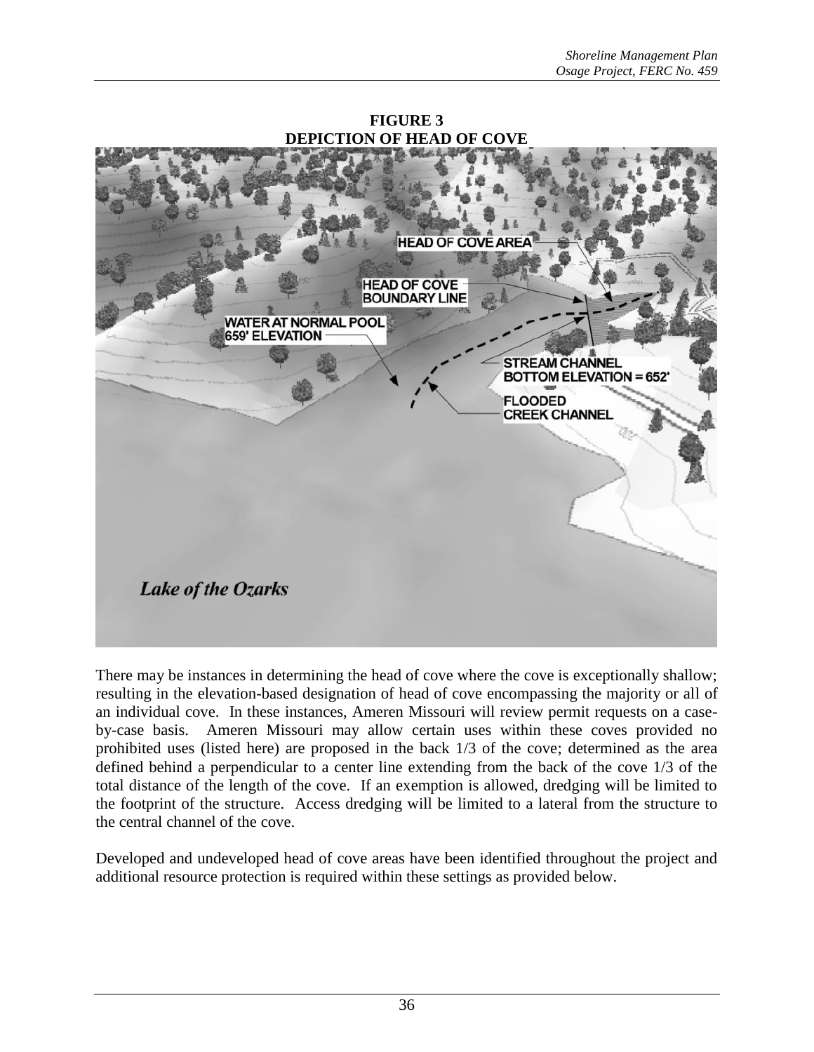**FIGURE 3**
**DEPICTION OF HEAD OF COVE**

There may be instances in determining the head of cove where the cove is exceptionally shallow; resulting in the elevation-based designation of head of cove encompassing the majority or all of an individual cove. In these instances, Ameren Missouri will review permit requests on a case-by-case basis. Ameren Missouri may allow certain uses within these coves provided no prohibited uses (listed here) are proposed in the back 1/3 of the cove; determined as the area defined behind a perpendicular to a center line extending from the back of the cove 1/3 of the total distance of the length of the cove. If an exemption is allowed, dredging will be limited to the footprint of the structure. Access dredging will be limited to a lateral from the structure to the central channel of the cove.

Developed and undeveloped head of cove areas have been identified throughout the project and additional resource protection is required within these settings as provided below.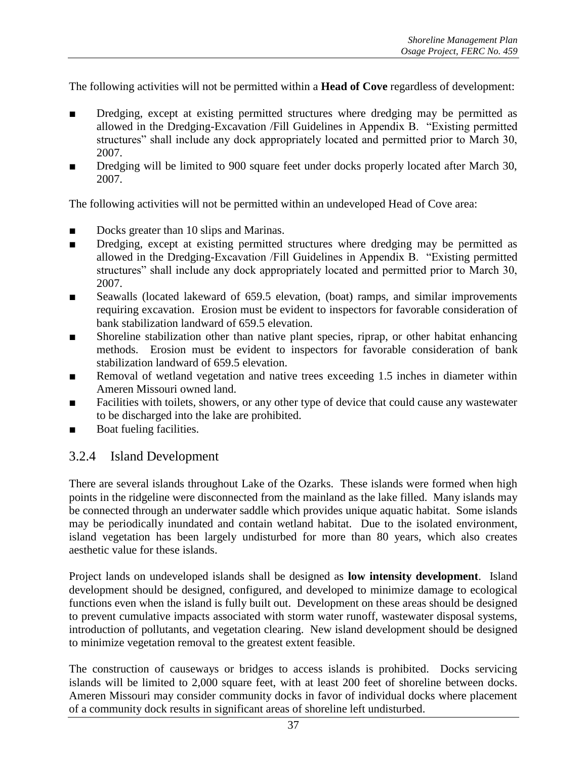The following activities will not be permitted within a **Head of Cove** regardless of development:

- Dredging, except at existing permitted structures where dredging may be permitted as allowed in the Dredging-Excavation /Fill Guidelines in Appendix B. "Existing permitted structures" shall include any dock appropriately located and permitted prior to March 30, 2007.
- Dredging will be limited to 900 square feet under docks properly located after March 30, 2007.

The following activities will not be permitted within an undeveloped Head of Cove area:

- Docks greater than 10 slips and Marinas.
- Dredging, except at existing permitted structures where dredging may be permitted as allowed in the Dredging-Excavation /Fill Guidelines in Appendix B. "Existing permitted structures" shall include any dock appropriately located and permitted prior to March 30, 2007.
- Seawalls (located lakeward of 659.5 elevation, (boat) ramps, and similar improvements requiring excavation. Erosion must be evident to inspectors for favorable consideration of bank stabilization landward of 659.5 elevation.
- Shoreline stabilization other than native plant species, riprap, or other habitat enhancing methods. Erosion must be evident to inspectors for favorable consideration of bank stabilization landward of 659.5 elevation.
- Removal of wetland vegetation and native trees exceeding 1.5 inches in diameter within Ameren Missouri owned land.
- Facilities with toilets, showers, or any other type of device that could cause any wastewater to be discharged into the lake are prohibited.
- Boat fueling facilities.

### 3.2.4 Island Development

There are several islands throughout Lake of the Ozarks. These islands were formed when high points in the ridgeline were disconnected from the mainland as the lake filled. Many islands may be connected through an underwater saddle which provides unique aquatic habitat. Some islands may be periodically inundated and contain wetland habitat. Due to the isolated environment, island vegetation has been largely undisturbed for more than 80 years, which also creates aesthetic value for these islands.

Project lands on undeveloped islands shall be designed as **low intensity development**. Island development should be designed, configured, and developed to minimize damage to ecological functions even when the island is fully built out. Development on these areas should be designed to prevent cumulative impacts associated with storm water runoff, wastewater disposal systems, introduction of pollutants, and vegetation clearing. New island development should be designed to minimize vegetation removal to the greatest extent feasible.

The construction of causeways or bridges to access islands is prohibited. Docks servicing islands will be limited to 2,000 square feet, with at least 200 feet of shoreline between docks. Ameren Missouri may consider community docks in favor of individual docks where placement of a community dock results in significant areas of shoreline left undisturbed.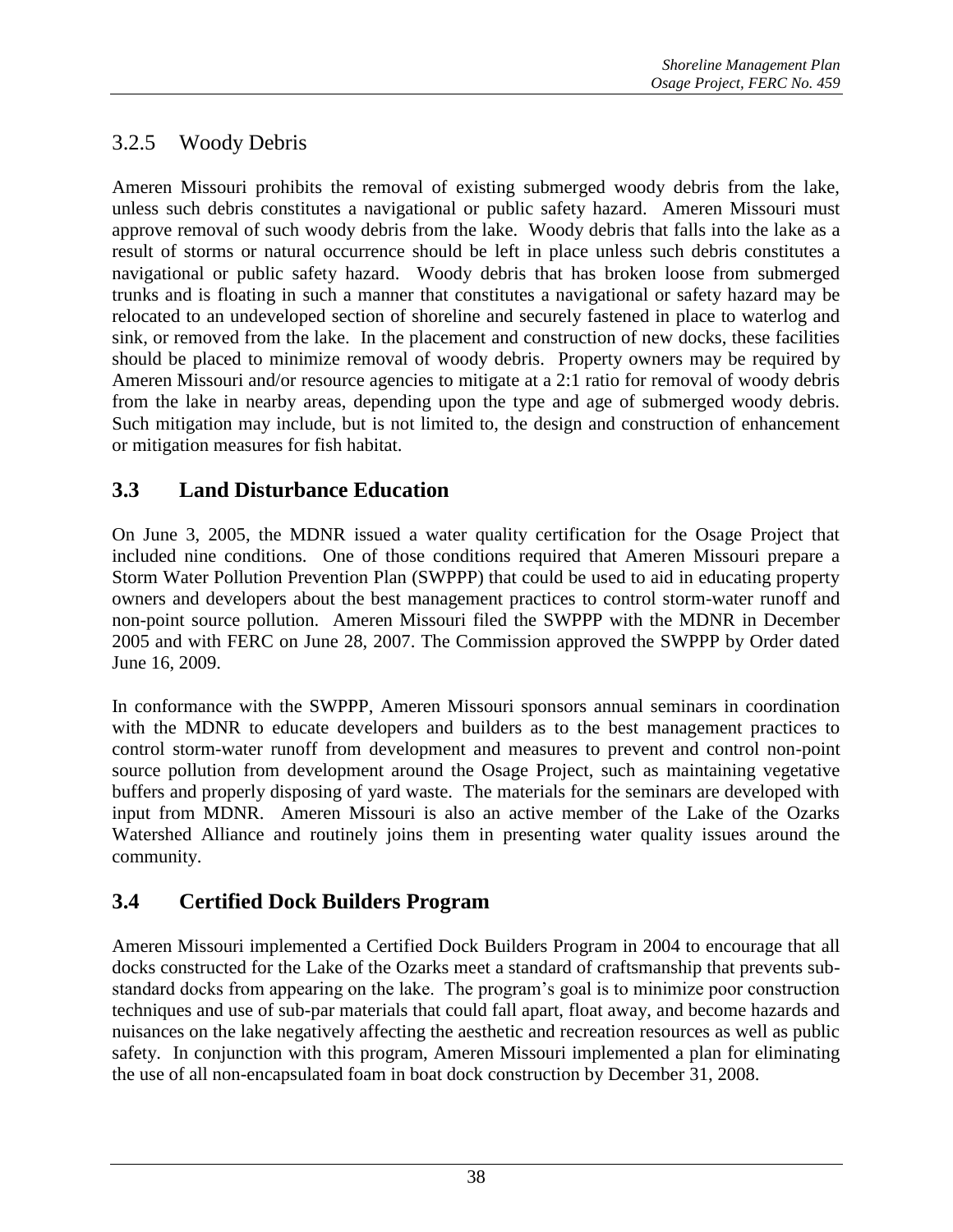### 3.2.5 Woody Debris

Ameren Missouri prohibits the removal of existing submerged woody debris from the lake, unless such debris constitutes a navigational or public safety hazard. Ameren Missouri must approve removal of such woody debris from the lake. Woody debris that falls into the lake as a result of storms or natural occurrence should be left in place unless such debris constitutes a navigational or public safety hazard. Woody debris that has broken loose from submerged trunks and is floating in such a manner that constitutes a navigational or safety hazard may be relocated to an undeveloped section of shoreline and securely fastened in place to waterlog and sink, or removed from the lake. In the placement and construction of new docks, these facilities should be placed to minimize removal of woody debris. Property owners may be required by Ameren Missouri and/or resource agencies to mitigate at a 2:1 ratio for removal of woody debris from the lake in nearby areas, depending upon the type and age of submerged woody debris. Such mitigation may include, but is not limited to, the design and construction of enhancement or mitigation measures for fish habitat.

## 3.3 Land Disturbance Education

On June 3, 2005, the MDNR issued a water quality certification for the Osage Project that included nine conditions. One of those conditions required that Ameren Missouri prepare a Storm Water Pollution Prevention Plan (SWPPP) that could be used to aid in educating property owners and developers about the best management practices to control storm-water runoff and non-point source pollution. Ameren Missouri filed the SWPPP with the MDNR in December 2005 and with FERC on June 28, 2007. The Commission approved the SWPPP by Order dated June 16, 2009.

In conformance with the SWPPP, Ameren Missouri sponsors annual seminars in coordination with the MDNR to educate developers and builders as to the best management practices to control storm-water runoff from development and measures to prevent and control non-point source pollution from development around the Osage Project, such as maintaining vegetative buffers and properly disposing of yard waste. The materials for the seminars are developed with input from MDNR. Ameren Missouri is also an active member of the Lake of the Ozarks Watershed Alliance and routinely joins them in presenting water quality issues around the community.

## 3.4 Certified Dock Builders Program

Ameren Missouri implemented a Certified Dock Builders Program in 2004 to encourage that all docks constructed for the Lake of the Ozarks meet a standard of craftsmanship that prevents sub-standard docks from appearing on the lake. The program's goal is to minimize poor construction techniques and use of sub-par materials that could fall apart, float away, and become hazards and nuisances on the lake negatively affecting the aesthetic and recreation resources as well as public safety. In conjunction with this program, Ameren Missouri implemented a plan for eliminating the use of all non-encapsulated foam in boat dock construction by December 31, 2008.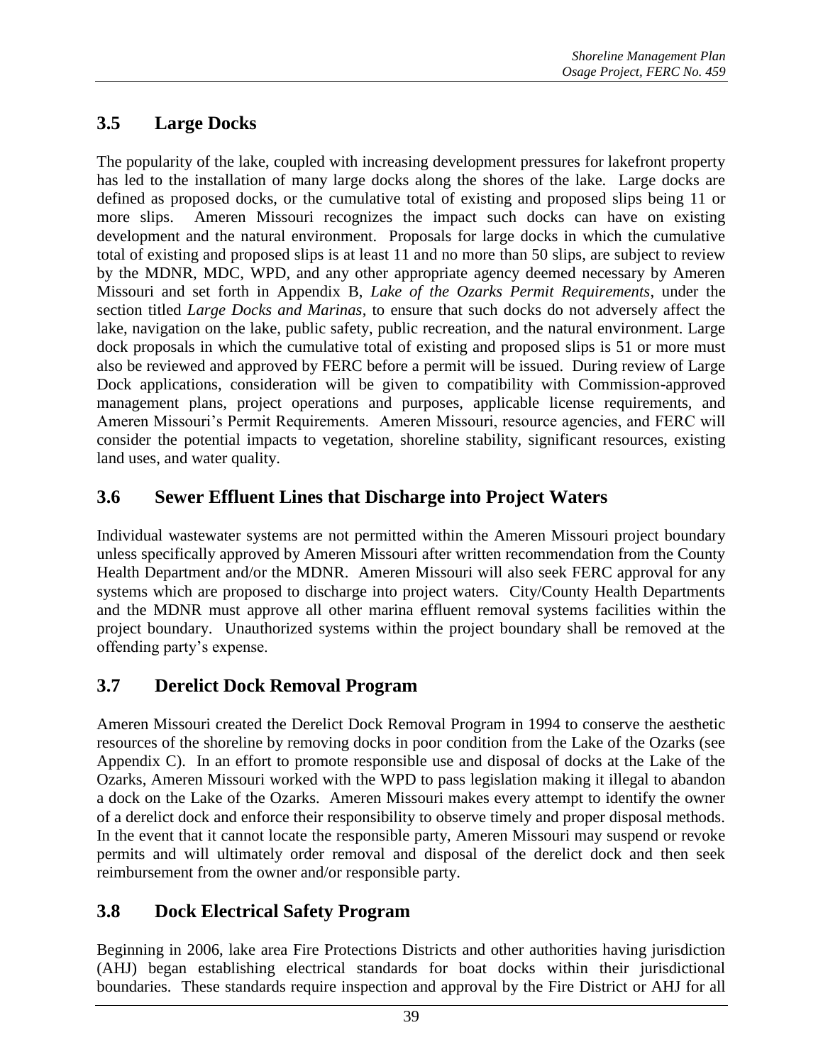## 3.5 Large Docks

The popularity of the lake, coupled with increasing development pressures for lakefront property has led to the installation of many large docks along the shores of the lake. Large docks are defined as proposed docks, or the cumulative total of existing and proposed slips being 11 or more slips. Ameren Missouri recognizes the impact such docks can have on existing development and the natural environment. Proposals for large docks in which the cumulative total of existing and proposed slips is at least 11 and no more than 50 slips, are subject to review by the MDNR, MDC, WPD, and any other appropriate agency deemed necessary by Ameren Missouri and set forth in Appendix B, *Lake of the Ozarks Permit Requirements*, under the section titled *Large Docks and Marinas*, to ensure that such docks do not adversely affect the lake, navigation on the lake, public safety, public recreation, and the natural environment. Large dock proposals in which the cumulative total of existing and proposed slips is 51 or more must also be reviewed and approved by FERC before a permit will be issued. During review of Large Dock applications, consideration will be given to compatibility with Commission-approved management plans, project operations and purposes, applicable license requirements, and Ameren Missouri's Permit Requirements. Ameren Missouri, resource agencies, and FERC will consider the potential impacts to vegetation, shoreline stability, significant resources, existing land uses, and water quality.

## 3.6 Sewer Effluent Lines that Discharge into Project Waters

Individual wastewater systems are not permitted within the Ameren Missouri project boundary unless specifically approved by Ameren Missouri after written recommendation from the County Health Department and/or the MDNR. Ameren Missouri will also seek FERC approval for any systems which are proposed to discharge into project waters. City/County Health Departments and the MDNR must approve all other marina effluent removal systems facilities within the project boundary. Unauthorized systems within the project boundary shall be removed at the offending party's expense.

## 3.7 Derelict Dock Removal Program

Ameren Missouri created the Derelict Dock Removal Program in 1994 to conserve the aesthetic resources of the shoreline by removing docks in poor condition from the Lake of the Ozarks (see Appendix C). In an effort to promote responsible use and disposal of docks at the Lake of the Ozarks, Ameren Missouri worked with the WPD to pass legislation making it illegal to abandon a dock on the Lake of the Ozarks. Ameren Missouri makes every attempt to identify the owner of a derelict dock and enforce their responsibility to observe timely and proper disposal methods. In the event that it cannot locate the responsible party, Ameren Missouri may suspend or revoke permits and will ultimately order removal and disposal of the derelict dock and then seek reimbursement from the owner and/or responsible party.

## 3.8 Dock Electrical Safety Program

Beginning in 2006, lake area Fire Protections Districts and other authorities having jurisdiction (AHJ) began establishing electrical standards for boat docks within their jurisdictional boundaries. These standards require inspection and approval by the Fire District or AHJ for all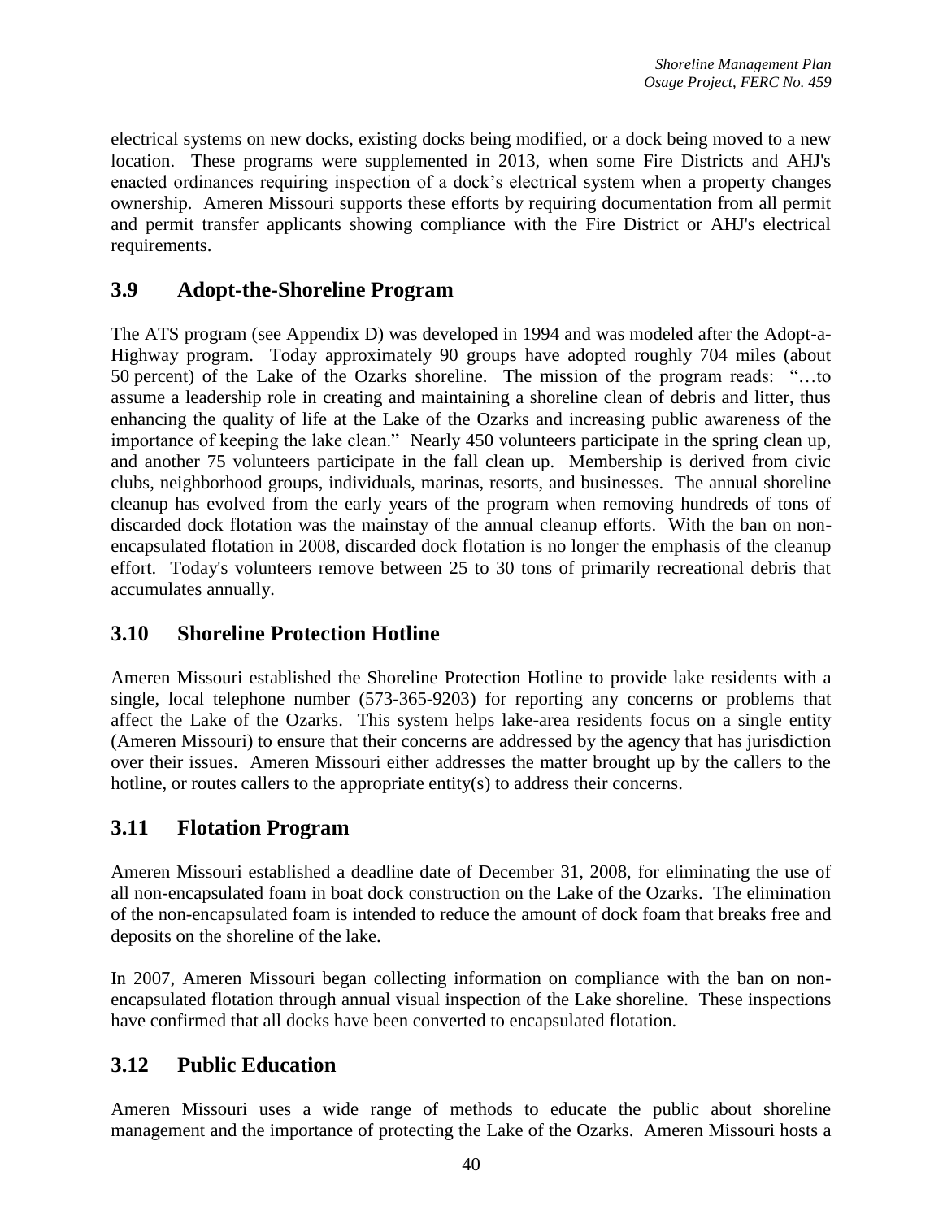electrical systems on new docks, existing docks being modified, or a dock being moved to a new location. These programs were supplemented in 2013, when some Fire Districts and AHJ's enacted ordinances requiring inspection of a dock's electrical system when a property changes ownership. Ameren Missouri supports these efforts by requiring documentation from all permit and permit transfer applicants showing compliance with the Fire District or AHJ's electrical requirements.

## 3.9 Adopt-the-Shoreline Program

The ATS program (see Appendix D) was developed in 1994 and was modeled after the Adopt-a-Highway program. Today approximately 90 groups have adopted roughly 704 miles (about 50 percent) of the Lake of the Ozarks shoreline. The mission of the program reads: "…to assume a leadership role in creating and maintaining a shoreline clean of debris and litter, thus enhancing the quality of life at the Lake of the Ozarks and increasing public awareness of the importance of keeping the lake clean." Nearly 450 volunteers participate in the spring clean up, and another 75 volunteers participate in the fall clean up. Membership is derived from civic clubs, neighborhood groups, individuals, marinas, resorts, and businesses. The annual shoreline cleanup has evolved from the early years of the program when removing hundreds of tons of discarded dock flotation was the mainstay of the annual cleanup efforts. With the ban on non-encapsulated flotation in 2008, discarded dock flotation is no longer the emphasis of the cleanup effort. Today's volunteers remove between 25 to 30 tons of primarily recreational debris that accumulates annually.

## 3.10 Shoreline Protection Hotline

Ameren Missouri established the Shoreline Protection Hotline to provide lake residents with a single, local telephone number (573-365-9203) for reporting any concerns or problems that affect the Lake of the Ozarks. This system helps lake-area residents focus on a single entity (Ameren Missouri) to ensure that their concerns are addressed by the agency that has jurisdiction over their issues. Ameren Missouri either addresses the matter brought up by the callers to the hotline, or routes callers to the appropriate entity(s) to address their concerns.

## 3.11 Flotation Program

Ameren Missouri established a deadline date of December 31, 2008, for eliminating the use of all non-encapsulated foam in boat dock construction on the Lake of the Ozarks. The elimination of the non-encapsulated foam is intended to reduce the amount of dock foam that breaks free and deposits on the shoreline of the lake.

In 2007, Ameren Missouri began collecting information on compliance with the ban on non-encapsulated flotation through annual visual inspection of the Lake shoreline. These inspections have confirmed that all docks have been converted to encapsulated flotation.

## 3.12 Public Education

Ameren Missouri uses a wide range of methods to educate the public about shoreline management and the importance of protecting the Lake of the Ozarks. Ameren Missouri hosts a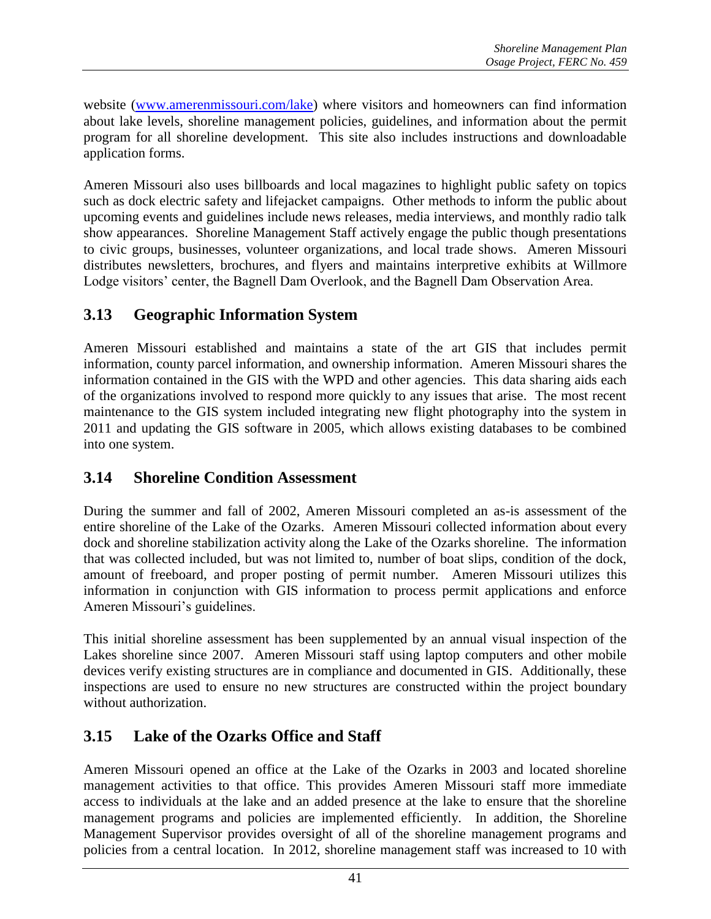website ([www.amerenmissouri.com/lake](www.amerenmissouri.com/lake)) where visitors and homeowners can find information about lake levels, shoreline management policies, guidelines, and information about the permit program for all shoreline development. This site also includes instructions and downloadable application forms.

Ameren Missouri also uses billboards and local magazines to highlight public safety on topics such as dock electric safety and lifejacket campaigns. Other methods to inform the public about upcoming events and guidelines include news releases, media interviews, and monthly radio talk show appearances. Shoreline Management Staff actively engage the public though presentations to civic groups, businesses, volunteer organizations, and local trade shows. Ameren Missouri distributes newsletters, brochures, and flyers and maintains interpretive exhibits at Willmore Lodge visitors' center, the Bagnell Dam Overlook, and the Bagnell Dam Observation Area.

## 3.13 Geographic Information System

Ameren Missouri established and maintains a state of the art GIS that includes permit information, county parcel information, and ownership information. Ameren Missouri shares the information contained in the GIS with the WPD and other agencies. This data sharing aids each of the organizations involved to respond more quickly to any issues that arise. The most recent maintenance to the GIS system included integrating new flight photography into the system in 2011 and updating the GIS software in 2005, which allows existing databases to be combined into one system.

## 3.14 Shoreline Condition Assessment

During the summer and fall of 2002, Ameren Missouri completed an as-is assessment of the entire shoreline of the Lake of the Ozarks. Ameren Missouri collected information about every dock and shoreline stabilization activity along the Lake of the Ozarks shoreline. The information that was collected included, but was not limited to, number of boat slips, condition of the dock, amount of freeboard, and proper posting of permit number. Ameren Missouri utilizes this information in conjunction with GIS information to process permit applications and enforce Ameren Missouri's guidelines.

This initial shoreline assessment has been supplemented by an annual visual inspection of the Lakes shoreline since 2007. Ameren Missouri staff using laptop computers and other mobile devices verify existing structures are in compliance and documented in GIS. Additionally, these inspections are used to ensure no new structures are constructed within the project boundary without authorization.

## 3.15 Lake of the Ozarks Office and Staff

Ameren Missouri opened an office at the Lake of the Ozarks in 2003 and located shoreline management activities to that office. This provides Ameren Missouri staff more immediate access to individuals at the lake and an added presence at the lake to ensure that the shoreline management programs and policies are implemented efficiently. In addition, the Shoreline Management Supervisor provides oversight of all of the shoreline management programs and policies from a central location. In 2012, shoreline management staff was increased to 10 with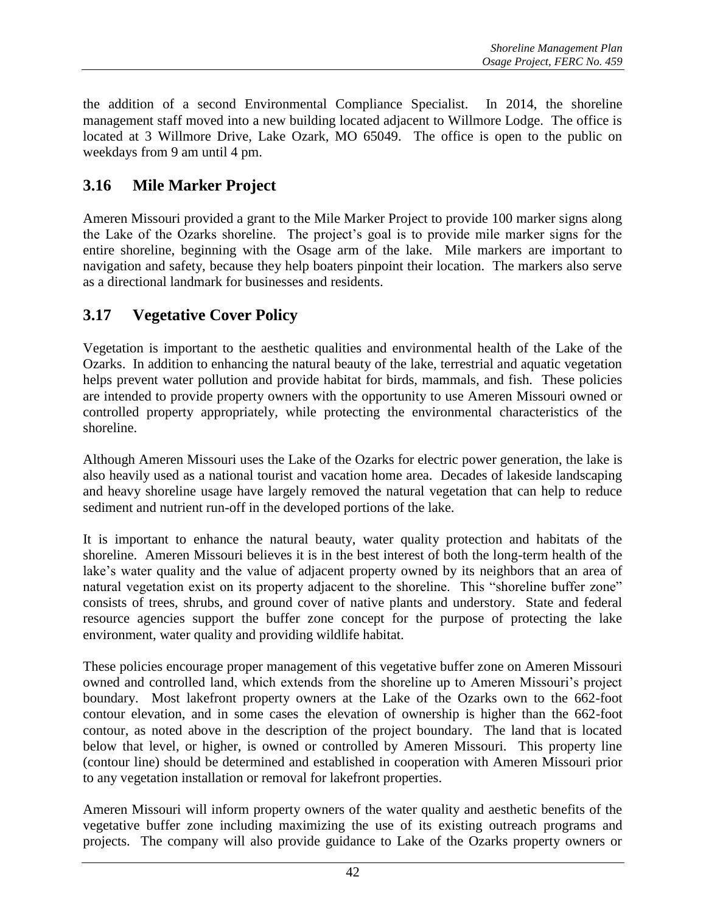the addition of a second Environmental Compliance Specialist. In 2014, the shoreline management staff moved into a new building located adjacent to Willmore Lodge. The office is located at 3 Willmore Drive, Lake Ozark, MO 65049. The office is open to the public on weekdays from 9 am until 4 pm.

## 3.16 Mile Marker Project

Ameren Missouri provided a grant to the Mile Marker Project to provide 100 marker signs along the Lake of the Ozarks shoreline. The project's goal is to provide mile marker signs for the entire shoreline, beginning with the Osage arm of the lake. Mile markers are important to navigation and safety, because they help boaters pinpoint their location. The markers also serve as a directional landmark for businesses and residents.

## 3.17 Vegetative Cover Policy

Vegetation is important to the aesthetic qualities and environmental health of the Lake of the Ozarks. In addition to enhancing the natural beauty of the lake, terrestrial and aquatic vegetation helps prevent water pollution and provide habitat for birds, mammals, and fish. These policies are intended to provide property owners with the opportunity to use Ameren Missouri owned or controlled property appropriately, while protecting the environmental characteristics of the shoreline.

Although Ameren Missouri uses the Lake of the Ozarks for electric power generation, the lake is also heavily used as a national tourist and vacation home area. Decades of lakeside landscaping and heavy shoreline usage have largely removed the natural vegetation that can help to reduce sediment and nutrient run-off in the developed portions of the lake.

It is important to enhance the natural beauty, water quality protection and habitats of the shoreline. Ameren Missouri believes it is in the best interest of both the long-term health of the lake's water quality and the value of adjacent property owned by its neighbors that an area of natural vegetation exist on its property adjacent to the shoreline. This "shoreline buffer zone" consists of trees, shrubs, and ground cover of native plants and understory. State and federal resource agencies support the buffer zone concept for the purpose of protecting the lake environment, water quality and providing wildlife habitat.

These policies encourage proper management of this vegetative buffer zone on Ameren Missouri owned and controlled land, which extends from the shoreline up to Ameren Missouri's project boundary. Most lakefront property owners at the Lake of the Ozarks own to the 662-foot contour elevation, and in some cases the elevation of ownership is higher than the 662-foot contour, as noted above in the description of the project boundary. The land that is located below that level, or higher, is owned or controlled by Ameren Missouri. This property line (contour line) should be determined and established in cooperation with Ameren Missouri prior to any vegetation installation or removal for lakefront properties.

Ameren Missouri will inform property owners of the water quality and aesthetic benefits of the vegetative buffer zone including maximizing the use of its existing outreach programs and projects. The company will also provide guidance to Lake of the Ozarks property owners or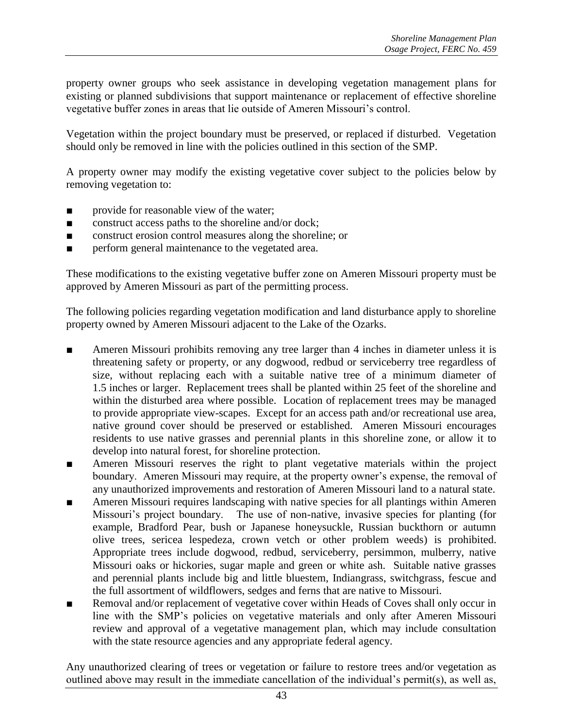property owner groups who seek assistance in developing vegetation management plans for existing or planned subdivisions that support maintenance or replacement of effective shoreline vegetative buffer zones in areas that lie outside of Ameren Missouri's control.

Vegetation within the project boundary must be preserved, or replaced if disturbed. Vegetation should only be removed in line with the policies outlined in this section of the SMP.

A property owner may modify the existing vegetative cover subject to the policies below by removing vegetation to:

- provide for reasonable view of the water;
- construct access paths to the shoreline and/or dock;
- construct erosion control measures along the shoreline; or
- perform general maintenance to the vegetated area.

These modifications to the existing vegetative buffer zone on Ameren Missouri property must be approved by Ameren Missouri as part of the permitting process.

The following policies regarding vegetation modification and land disturbance apply to shoreline property owned by Ameren Missouri adjacent to the Lake of the Ozarks.

- Ameren Missouri prohibits removing any tree larger than 4 inches in diameter unless it is threatening safety or property, or any dogwood, redbud or serviceberry tree regardless of size, without replacing each with a suitable native tree of a minimum diameter of 1.5 inches or larger. Replacement trees shall be planted within 25 feet of the shoreline and within the disturbed area where possible. Location of replacement trees may be managed to provide appropriate view-scapes. Except for an access path and/or recreational use area, native ground cover should be preserved or established. Ameren Missouri encourages residents to use native grasses and perennial plants in this shoreline zone, or allow it to develop into natural forest, for shoreline protection.
- Ameren Missouri reserves the right to plant vegetative materials within the project boundary. Ameren Missouri may require, at the property owner's expense, the removal of any unauthorized improvements and restoration of Ameren Missouri land to a natural state.
- Ameren Missouri requires landscaping with native species for all plantings within Ameren Missouri's project boundary. The use of non-native, invasive species for planting (for example, Bradford Pear, bush or Japanese honeysuckle, Russian buckthorn or autumn olive trees, sericea lespedeza, crown vetch or other problem weeds) is prohibited. Appropriate trees include dogwood, redbud, serviceberry, persimmon, mulberry, native Missouri oaks or hickories, sugar maple and green or white ash. Suitable native grasses and perennial plants include big and little bluestem, Indiangrass, switchgrass, fescue and the full assortment of wildflowers, sedges and ferns that are native to Missouri.
- Removal and/or replacement of vegetative cover within Heads of Coves shall only occur in line with the SMP's policies on vegetative materials and only after Ameren Missouri review and approval of a vegetative management plan, which may include consultation with the state resource agencies and any appropriate federal agency.

Any unauthorized clearing of trees or vegetation or failure to restore trees and/or vegetation as outlined above may result in the immediate cancellation of the individual's permit(s), as well as,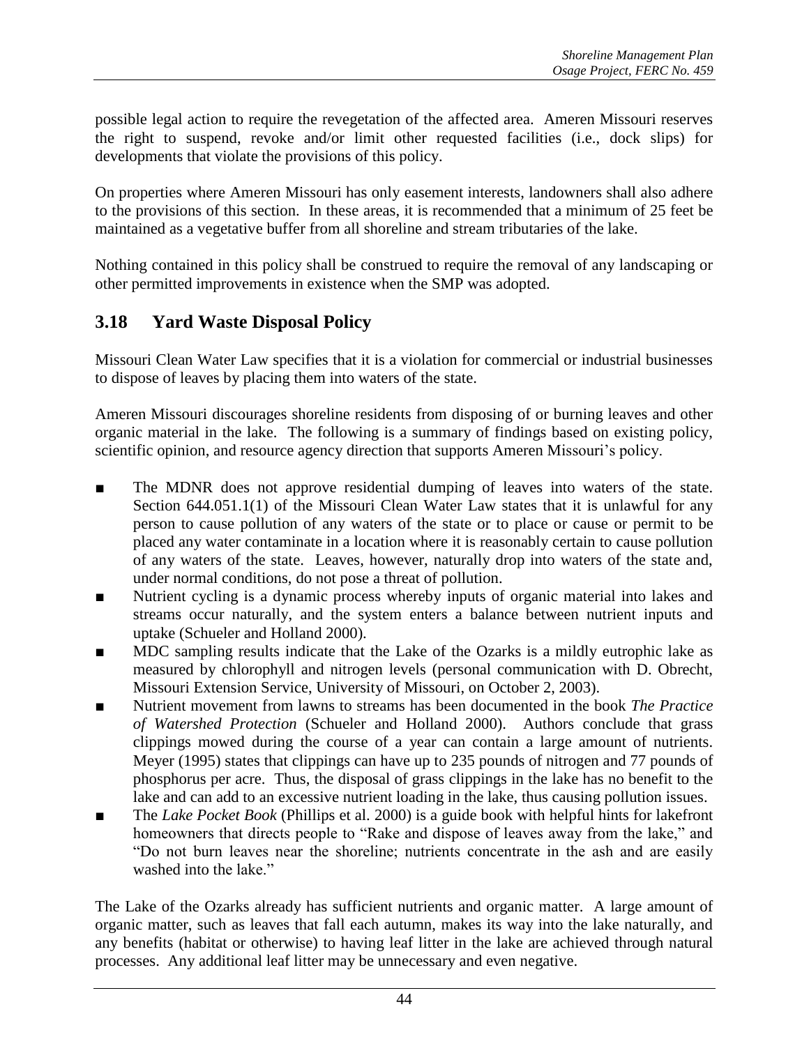possible legal action to require the revegetation of the affected area. Ameren Missouri reserves the right to suspend, revoke and/or limit other requested facilities (i.e., dock slips) for developments that violate the provisions of this policy.

On properties where Ameren Missouri has only easement interests, landowners shall also adhere to the provisions of this section. In these areas, it is recommended that a minimum of 25 feet be maintained as a vegetative buffer from all shoreline and stream tributaries of the lake.

Nothing contained in this policy shall be construed to require the removal of any landscaping or other permitted improvements in existence when the SMP was adopted.

## 3.18 Yard Waste Disposal Policy

Missouri Clean Water Law specifies that it is a violation for commercial or industrial businesses to dispose of leaves by placing them into waters of the state.

Ameren Missouri discourages shoreline residents from disposing of or burning leaves and other organic material in the lake. The following is a summary of findings based on existing policy, scientific opinion, and resource agency direction that supports Ameren Missouri's policy.

- The MDNR does not approve residential dumping of leaves into waters of the state. Section 644.051.1(1) of the Missouri Clean Water Law states that it is unlawful for any person to cause pollution of any waters of the state or to place or cause or permit to be placed any water contaminate in a location where it is reasonably certain to cause pollution of any waters of the state. Leaves, however, naturally drop into waters of the state and, under normal conditions, do not pose a threat of pollution.
- Nutrient cycling is a dynamic process whereby inputs of organic material into lakes and streams occur naturally, and the system enters a balance between nutrient inputs and uptake (Schueler and Holland 2000).
- MDC sampling results indicate that the Lake of the Ozarks is a mildly eutrophic lake as measured by chlorophyll and nitrogen levels (personal communication with D. Obrecht, Missouri Extension Service, University of Missouri, on October 2, 2003).
- Nutrient movement from lawns to streams has been documented in the book *The Practice of Watershed Protection* (Schueler and Holland 2000). Authors conclude that grass clippings mowed during the course of a year can contain a large amount of nutrients. Meyer (1995) states that clippings can have up to 235 pounds of nitrogen and 77 pounds of phosphorus per acre. Thus, the disposal of grass clippings in the lake has no benefit to the lake and can add to an excessive nutrient loading in the lake, thus causing pollution issues.
- The *Lake Pocket Book* (Phillips et al. 2000) is a guide book with helpful hints for lakefront homeowners that directs people to "Rake and dispose of leaves away from the lake," and "Do not burn leaves near the shoreline; nutrients concentrate in the ash and are easily washed into the lake."

The Lake of the Ozarks already has sufficient nutrients and organic matter. A large amount of organic matter, such as leaves that fall each autumn, makes its way into the lake naturally, and any benefits (habitat or otherwise) to having leaf litter in the lake are achieved through natural processes. Any additional leaf litter may be unnecessary and even negative.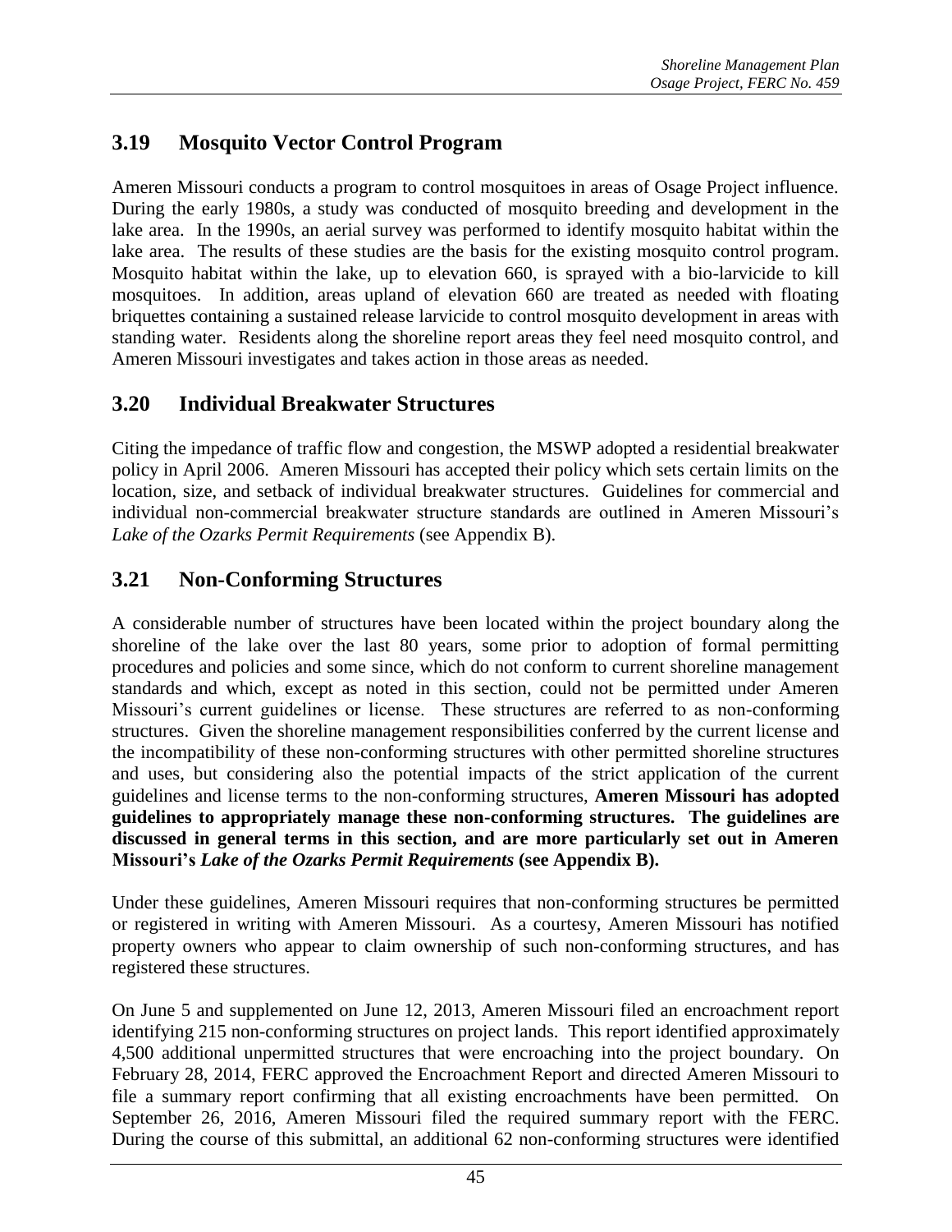## 3.19 Mosquito Vector Control Program

Ameren Missouri conducts a program to control mosquitoes in areas of Osage Project influence. During the early 1980s, a study was conducted of mosquito breeding and development in the lake area. In the 1990s, an aerial survey was performed to identify mosquito habitat within the lake area. The results of these studies are the basis for the existing mosquito control program. Mosquito habitat within the lake, up to elevation 660, is sprayed with a bio-larvicide to kill mosquitoes. In addition, areas upland of elevation 660 are treated as needed with floating briquettes containing a sustained release larvicide to control mosquito development in areas with standing water. Residents along the shoreline report areas they feel need mosquito control, and Ameren Missouri investigates and takes action in those areas as needed.

## 3.20 Individual Breakwater Structures

Citing the impedance of traffic flow and congestion, the MSWP adopted a residential breakwater policy in April 2006. Ameren Missouri has accepted their policy which sets certain limits on the location, size, and setback of individual breakwater structures. Guidelines for commercial and individual non-commercial breakwater structure standards are outlined in Ameren Missouri's *Lake of the Ozarks Permit Requirements* (see Appendix B).

## 3.21 Non-Conforming Structures

A considerable number of structures have been located within the project boundary along the shoreline of the lake over the last 80 years, some prior to adoption of formal permitting procedures and policies and some since, which do not conform to current shoreline management standards and which, except as noted in this section, could not be permitted under Ameren Missouri's current guidelines or license. These structures are referred to as non-conforming structures. Given the shoreline management responsibilities conferred by the current license and the incompatibility of these non-conforming structures with other permitted shoreline structures and uses, but considering also the potential impacts of the strict application of the current guidelines and license terms to the non-conforming structures, **Ameren Missouri has adopted guidelines to appropriately manage these non-conforming structures. The guidelines are discussed in general terms in this section, and are more particularly set out in Ameren Missouri's *Lake of the Ozarks Permit Requirements* (see Appendix B).**

Under these guidelines, Ameren Missouri requires that non-conforming structures be permitted or registered in writing with Ameren Missouri. As a courtesy, Ameren Missouri has notified property owners who appear to claim ownership of such non-conforming structures, and has registered these structures.

On June 5 and supplemented on June 12, 2013, Ameren Missouri filed an encroachment report identifying 215 non-conforming structures on project lands. This report identified approximately 4,500 additional unpermitted structures that were encroaching into the project boundary. On February 28, 2014, FERC approved the Encroachment Report and directed Ameren Missouri to file a summary report confirming that all existing encroachments have been permitted. On September 26, 2016, Ameren Missouri filed the required summary report with the FERC. During the course of this submittal, an additional 62 non-conforming structures were identified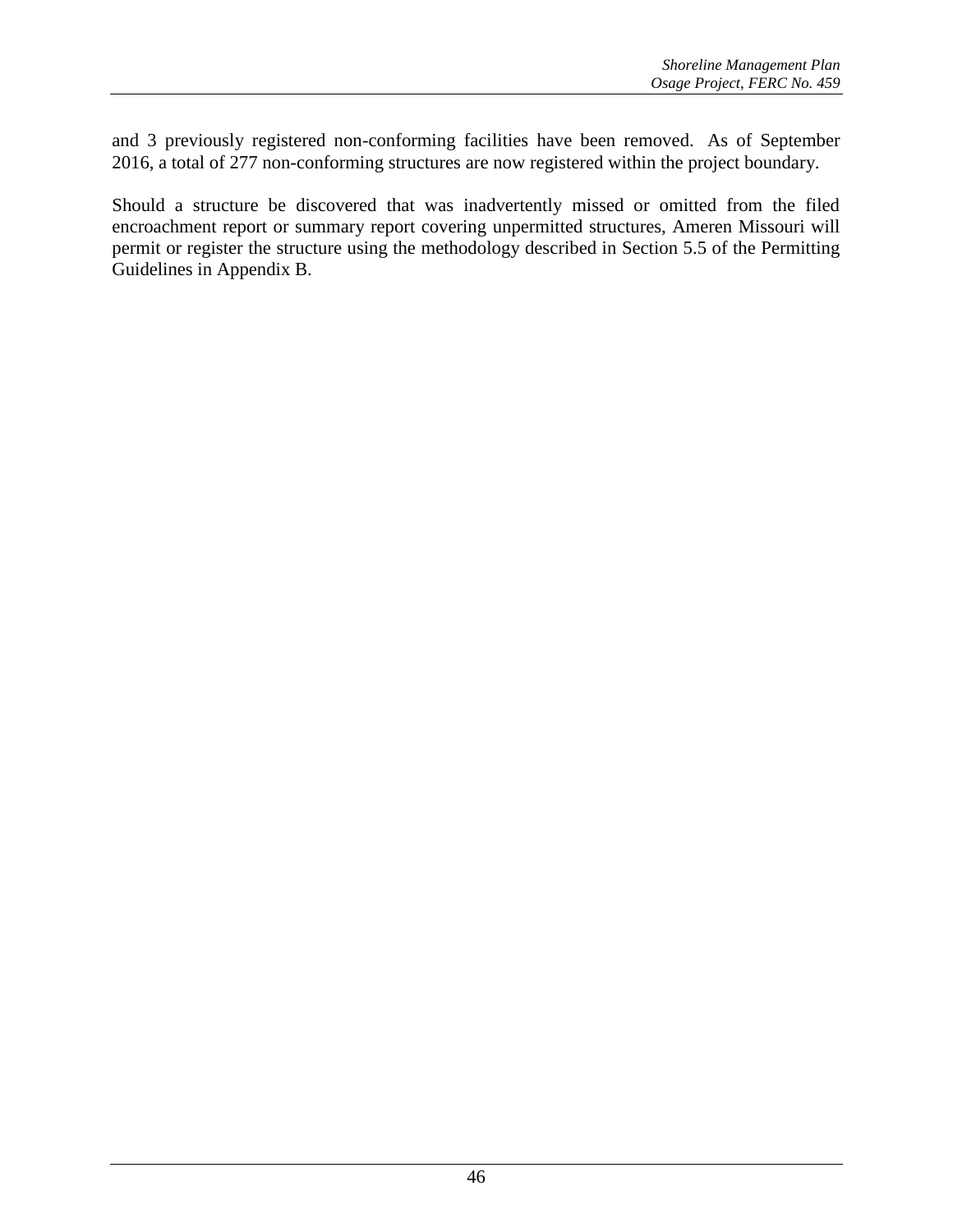and 3 previously registered non-conforming facilities have been removed. As of September 2016, a total of 277 non-conforming structures are now registered within the project boundary.

Should a structure be discovered that was inadvertently missed or omitted from the filed encroachment report or summary report covering unpermitted structures, Ameren Missouri will permit or register the structure using the methodology described in Section 5.5 of the Permitting Guidelines in Appendix B.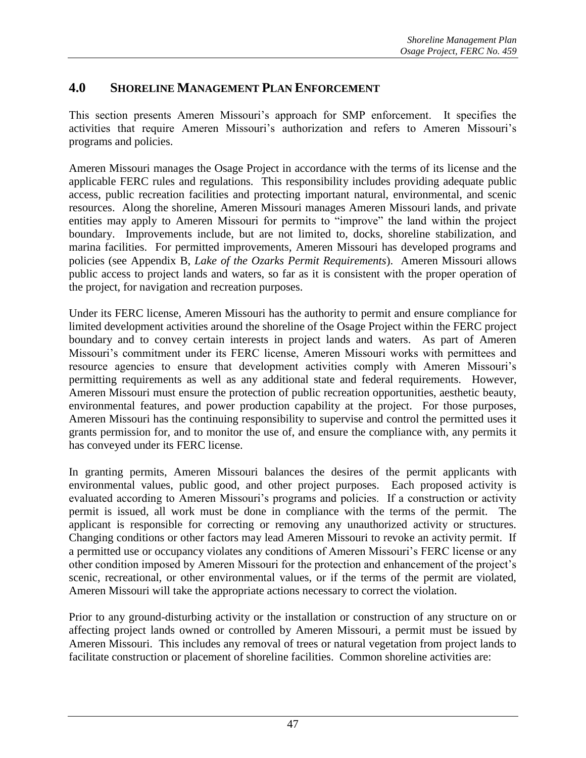## 4.0 SHORELINE MANAGEMENT PLAN ENFORCEMENT

This section presents Ameren Missouri's approach for SMP enforcement. It specifies the activities that require Ameren Missouri's authorization and refers to Ameren Missouri's programs and policies.

Ameren Missouri manages the Osage Project in accordance with the terms of its license and the applicable FERC rules and regulations. This responsibility includes providing adequate public access, public recreation facilities and protecting important natural, environmental, and scenic resources. Along the shoreline, Ameren Missouri manages Ameren Missouri lands, and private entities may apply to Ameren Missouri for permits to "improve" the land within the project boundary. Improvements include, but are not limited to, docks, shoreline stabilization, and marina facilities. For permitted improvements, Ameren Missouri has developed programs and policies (see Appendix B, *Lake of the Ozarks Permit Requirements*). Ameren Missouri allows public access to project lands and waters, so far as it is consistent with the proper operation of the project, for navigation and recreation purposes.

Under its FERC license, Ameren Missouri has the authority to permit and ensure compliance for limited development activities around the shoreline of the Osage Project within the FERC project boundary and to convey certain interests in project lands and waters. As part of Ameren Missouri's commitment under its FERC license, Ameren Missouri works with permittees and resource agencies to ensure that development activities comply with Ameren Missouri's permitting requirements as well as any additional state and federal requirements. However, Ameren Missouri must ensure the protection of public recreation opportunities, aesthetic beauty, environmental features, and power production capability at the project. For those purposes, Ameren Missouri has the continuing responsibility to supervise and control the permitted uses it grants permission for, and to monitor the use of, and ensure the compliance with, any permits it has conveyed under its FERC license.

In granting permits, Ameren Missouri balances the desires of the permit applicants with environmental values, public good, and other project purposes. Each proposed activity is evaluated according to Ameren Missouri's programs and policies. If a construction or activity permit is issued, all work must be done in compliance with the terms of the permit. The applicant is responsible for correcting or removing any unauthorized activity or structures. Changing conditions or other factors may lead Ameren Missouri to revoke an activity permit. If a permitted use or occupancy violates any conditions of Ameren Missouri's FERC license or any other condition imposed by Ameren Missouri for the protection and enhancement of the project's scenic, recreational, or other environmental values, or if the terms of the permit are violated, Ameren Missouri will take the appropriate actions necessary to correct the violation.

Prior to any ground-disturbing activity or the installation or construction of any structure on or affecting project lands owned or controlled by Ameren Missouri, a permit must be issued by Ameren Missouri. This includes any removal of trees or natural vegetation from project lands to facilitate construction or placement of shoreline facilities. Common shoreline activities are: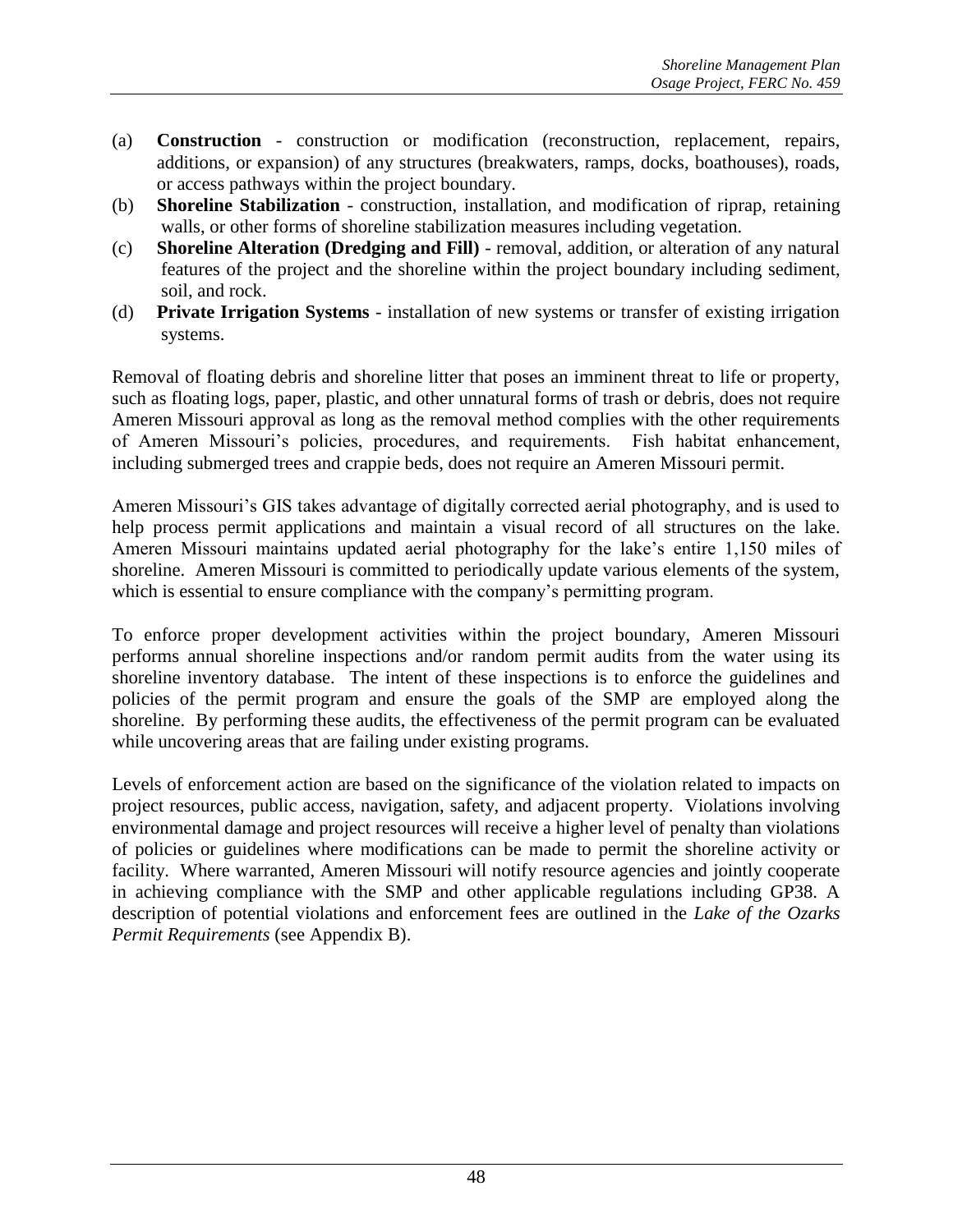(a) **Construction** - construction or modification (reconstruction, replacement, repairs, additions, or expansion) of any structures (breakwaters, ramps, docks, boathouses), roads, or access pathways within the project boundary.
(b) **Shoreline Stabilization** - construction, installation, and modification of riprap, retaining walls, or other forms of shoreline stabilization measures including vegetation.
(c) **Shoreline Alteration (Dredging and Fill)** - removal, addition, or alteration of any natural features of the project and the shoreline within the project boundary including sediment, soil, and rock.
(d) **Private Irrigation Systems** - installation of new systems or transfer of existing irrigation systems.

Removal of floating debris and shoreline litter that poses an imminent threat to life or property, such as floating logs, paper, plastic, and other unnatural forms of trash or debris, does not require Ameren Missouri approval as long as the removal method complies with the other requirements of Ameren Missouri's policies, procedures, and requirements. Fish habitat enhancement, including submerged trees and crappie beds, does not require an Ameren Missouri permit.

Ameren Missouri's GIS takes advantage of digitally corrected aerial photography, and is used to help process permit applications and maintain a visual record of all structures on the lake. Ameren Missouri maintains updated aerial photography for the lake's entire 1,150 miles of shoreline. Ameren Missouri is committed to periodically update various elements of the system, which is essential to ensure compliance with the company's permitting program.

To enforce proper development activities within the project boundary, Ameren Missouri performs annual shoreline inspections and/or random permit audits from the water using its shoreline inventory database. The intent of these inspections is to enforce the guidelines and policies of the permit program and ensure the goals of the SMP are employed along the shoreline. By performing these audits, the effectiveness of the permit program can be evaluated while uncovering areas that are failing under existing programs.

Levels of enforcement action are based on the significance of the violation related to impacts on project resources, public access, navigation, safety, and adjacent property. Violations involving environmental damage and project resources will receive a higher level of penalty than violations of policies or guidelines where modifications can be made to permit the shoreline activity or facility. Where warranted, Ameren Missouri will notify resource agencies and jointly cooperate in achieving compliance with the SMP and other applicable regulations including GP38. A description of potential violations and enforcement fees are outlined in the *Lake of the Ozarks Permit Requirements* (see Appendix B).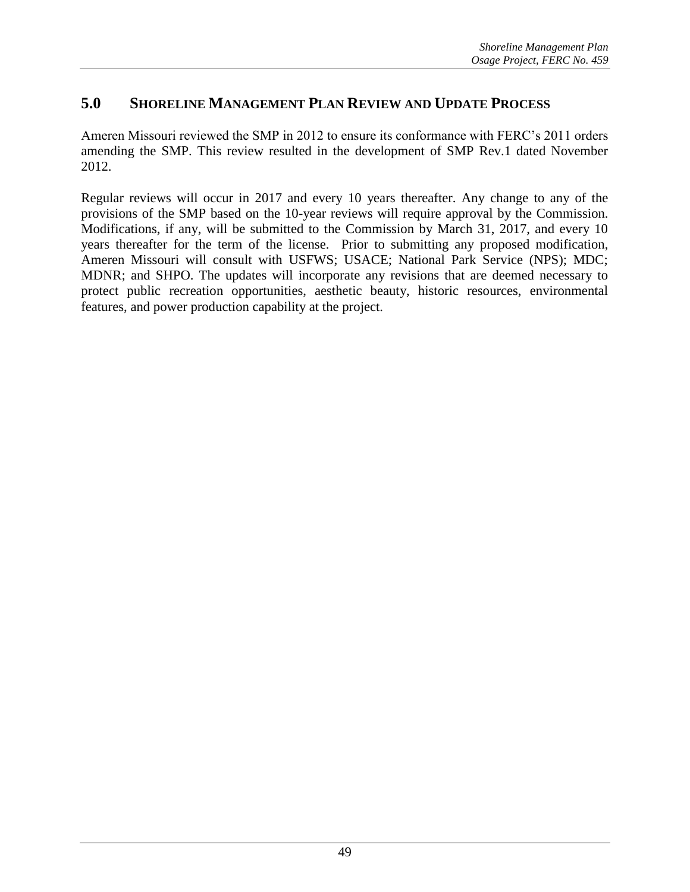# 5.0 Shoreline Management Plan Review and Update Process

Ameren Missouri reviewed the SMP in 2012 to ensure its conformance with FERC's 2011 orders amending the SMP. This review resulted in the development of SMP Rev.1 dated November 2012.

Regular reviews will occur in 2017 and every 10 years thereafter. Any change to any of the provisions of the SMP based on the 10-year reviews will require approval by the Commission. Modifications, if any, will be submitted to the Commission by March 31, 2017, and every 10 years thereafter for the term of the license. Prior to submitting any proposed modification, Ameren Missouri will consult with USFWS; USACE; National Park Service (NPS); MDC; MDNR; and SHPO. The updates will incorporate any revisions that are deemed necessary to protect public recreation opportunities, aesthetic beauty, historic resources, environmental features, and power production capability at the project.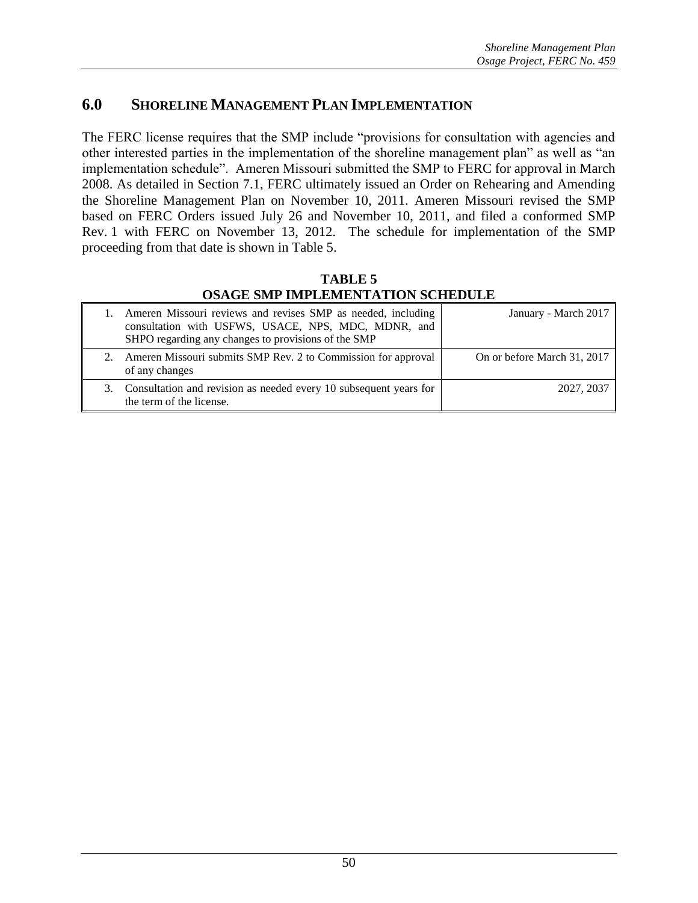# 6.0 SHORELINE MANAGEMENT PLAN IMPLEMENTATION

The FERC license requires that the SMP include "provisions for consultation with agencies and other interested parties in the implementation of the shoreline management plan" as well as "an implementation schedule". Ameren Missouri submitted the SMP to FERC for approval in March 2008. As detailed in Section 7.1, FERC ultimately issued an Order on Rehearing and Amending the Shoreline Management Plan on November 10, 2011. Ameren Missouri revised the SMP based on FERC Orders issued July 26 and November 10, 2011, and filed a conformed SMP Rev. 1 with FERC on November 13, 2012. The schedule for implementation of the SMP proceeding from that date is shown in Table 5.

**TABLE 5**
**OSAGE SMP IMPLEMENTATION SCHEDULE**

| | |
|---|---|
| 1. Ameren Missouri reviews and revises SMP as needed, including consultation with USFWS, USACE, NPS, MDC, MDNR, and SHPO regarding any changes to provisions of the SMP | January - March 2017 |
| 2. Ameren Missouri submits SMP Rev. 2 to Commission for approval of any changes | On or before March 31, 2017 |
| 3. Consultation and revision as needed every 10 subsequent years for the term of the license. | 2027, 2037 |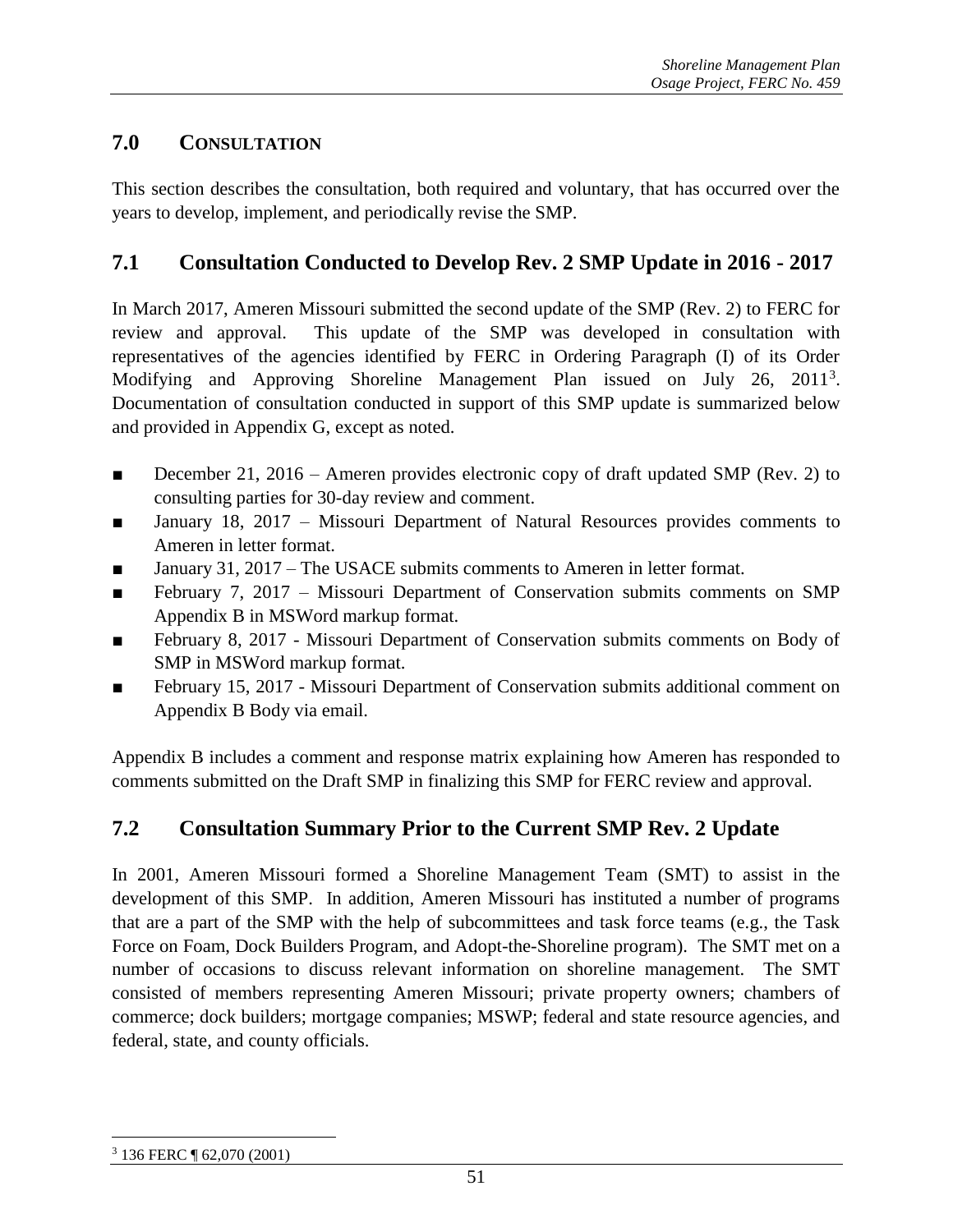## 7.0 CONSULTATION

This section describes the consultation, both required and voluntary, that has occurred over the years to develop, implement, and periodically revise the SMP.

## 7.1 Consultation Conducted to Develop Rev. 2 SMP Update in 2016 - 2017

In March 2017, Ameren Missouri submitted the second update of the SMP (Rev. 2) to FERC for review and approval. This update of the SMP was developed in consultation with representatives of the agencies identified by FERC in Ordering Paragraph (I) of its Order Modifying and Approving Shoreline Management Plan issued on July 26, 2011[3]. Documentation of consultation conducted in support of this SMP update is summarized below and provided in Appendix G, except as noted.

- December 21, 2016 – Ameren provides electronic copy of draft updated SMP (Rev. 2) to consulting parties for 30-day review and comment.
- January 18, 2017 – Missouri Department of Natural Resources provides comments to Ameren in letter format.
- January 31, 2017 – The USACE submits comments to Ameren in letter format.
- February 7, 2017 – Missouri Department of Conservation submits comments on SMP Appendix B in MSWord markup format.
- February 8, 2017 - Missouri Department of Conservation submits comments on Body of SMP in MSWord markup format.
- February 15, 2017 - Missouri Department of Conservation submits additional comment on Appendix B Body via email.

Appendix B includes a comment and response matrix explaining how Ameren has responded to comments submitted on the Draft SMP in finalizing this SMP for FERC review and approval.

## 7.2 Consultation Summary Prior to the Current SMP Rev. 2 Update

In 2001, Ameren Missouri formed a Shoreline Management Team (SMT) to assist in the development of this SMP. In addition, Ameren Missouri has instituted a number of programs that are a part of the SMP with the help of subcommittees and task force teams (e.g., the Task Force on Foam, Dock Builders Program, and Adopt-the-Shoreline program). The SMT met on a number of occasions to discuss relevant information on shoreline management. The SMT consisted of members representing Ameren Missouri; private property owners; chambers of commerce; dock builders; mortgage companies; MSWP; federal and state resource agencies, and federal, state, and county officials.

[3] 136 FERC ¶ 62,070 (2001)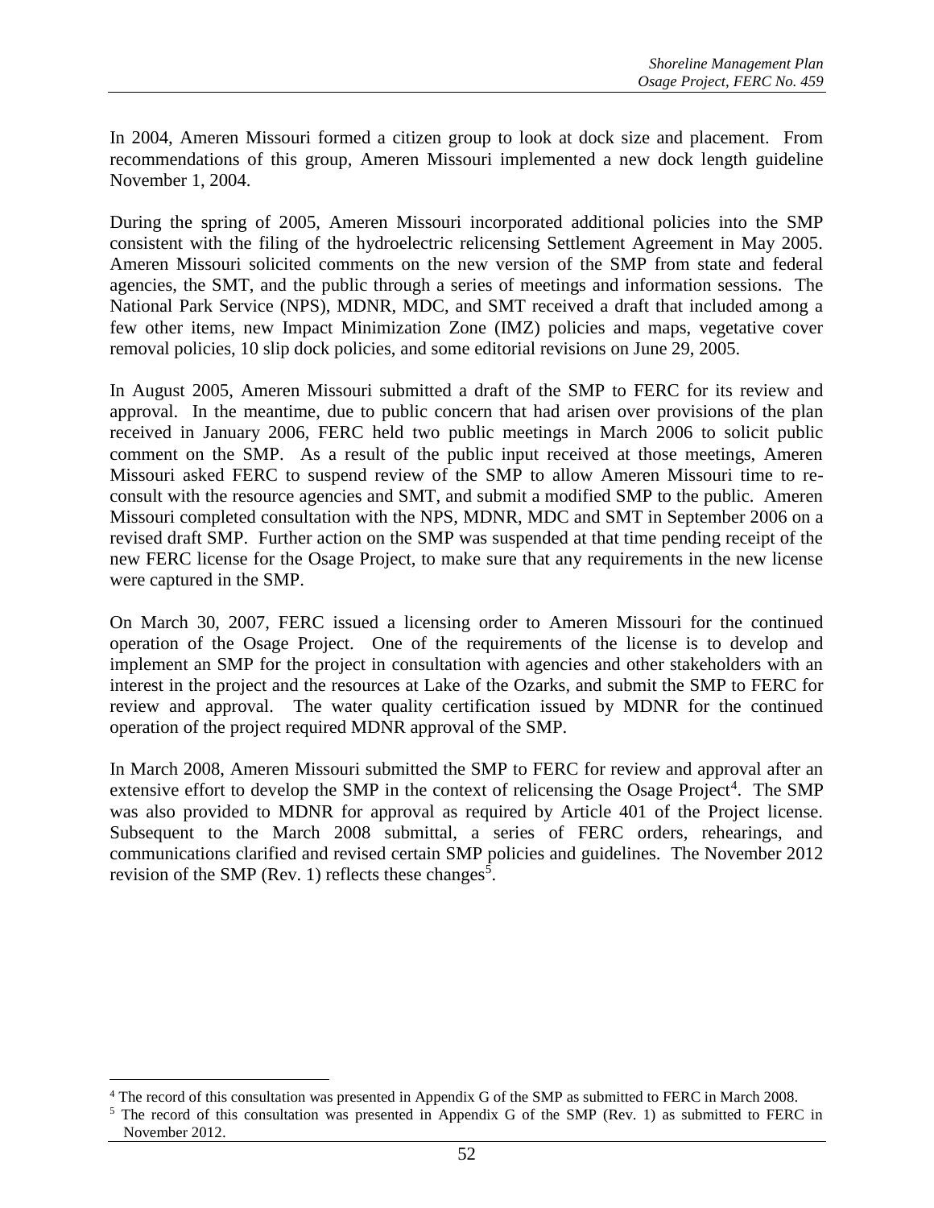In 2004, Ameren Missouri formed a citizen group to look at dock size and placement. From recommendations of this group, Ameren Missouri implemented a new dock length guideline November 1, 2004.

During the spring of 2005, Ameren Missouri incorporated additional policies into the SMP consistent with the filing of the hydroelectric relicensing Settlement Agreement in May 2005. Ameren Missouri solicited comments on the new version of the SMP from state and federal agencies, the SMT, and the public through a series of meetings and information sessions. The National Park Service (NPS), MDNR, MDC, and SMT received a draft that included among a few other items, new Impact Minimization Zone (IMZ) policies and maps, vegetative cover removal policies, 10 slip dock policies, and some editorial revisions on June 29, 2005.

In August 2005, Ameren Missouri submitted a draft of the SMP to FERC for its review and approval. In the meantime, due to public concern that had arisen over provisions of the plan received in January 2006, FERC held two public meetings in March 2006 to solicit public comment on the SMP. As a result of the public input received at those meetings, Ameren Missouri asked FERC to suspend review of the SMP to allow Ameren Missouri time to re-consult with the resource agencies and SMT, and submit a modified SMP to the public. Ameren Missouri completed consultation with the NPS, MDNR, MDC and SMT in September 2006 on a revised draft SMP. Further action on the SMP was suspended at that time pending receipt of the new FERC license for the Osage Project, to make sure that any requirements in the new license were captured in the SMP.

On March 30, 2007, FERC issued a licensing order to Ameren Missouri for the continued operation of the Osage Project. One of the requirements of the license is to develop and implement an SMP for the project in consultation with agencies and other stakeholders with an interest in the project and the resources at Lake of the Ozarks, and submit the SMP to FERC for review and approval. The water quality certification issued by MDNR for the continued operation of the project required MDNR approval of the SMP.

In March 2008, Ameren Missouri submitted the SMP to FERC for review and approval after an extensive effort to develop the SMP in the context of relicensing the Osage Project[4]. The SMP was also provided to MDNR for approval as required by Article 401 of the Project license. Subsequent to the March 2008 submittal, a series of FERC orders, rehearings, and communications clarified and revised certain SMP policies and guidelines. The November 2012 revision of the SMP (Rev. 1) reflects these changes[5].

---

[4] The record of this consultation was presented in Appendix G of the SMP as submitted to FERC in March 2008.

[5] The record of this consultation was presented in Appendix G of the SMP (Rev. 1) as submitted to FERC in November 2012.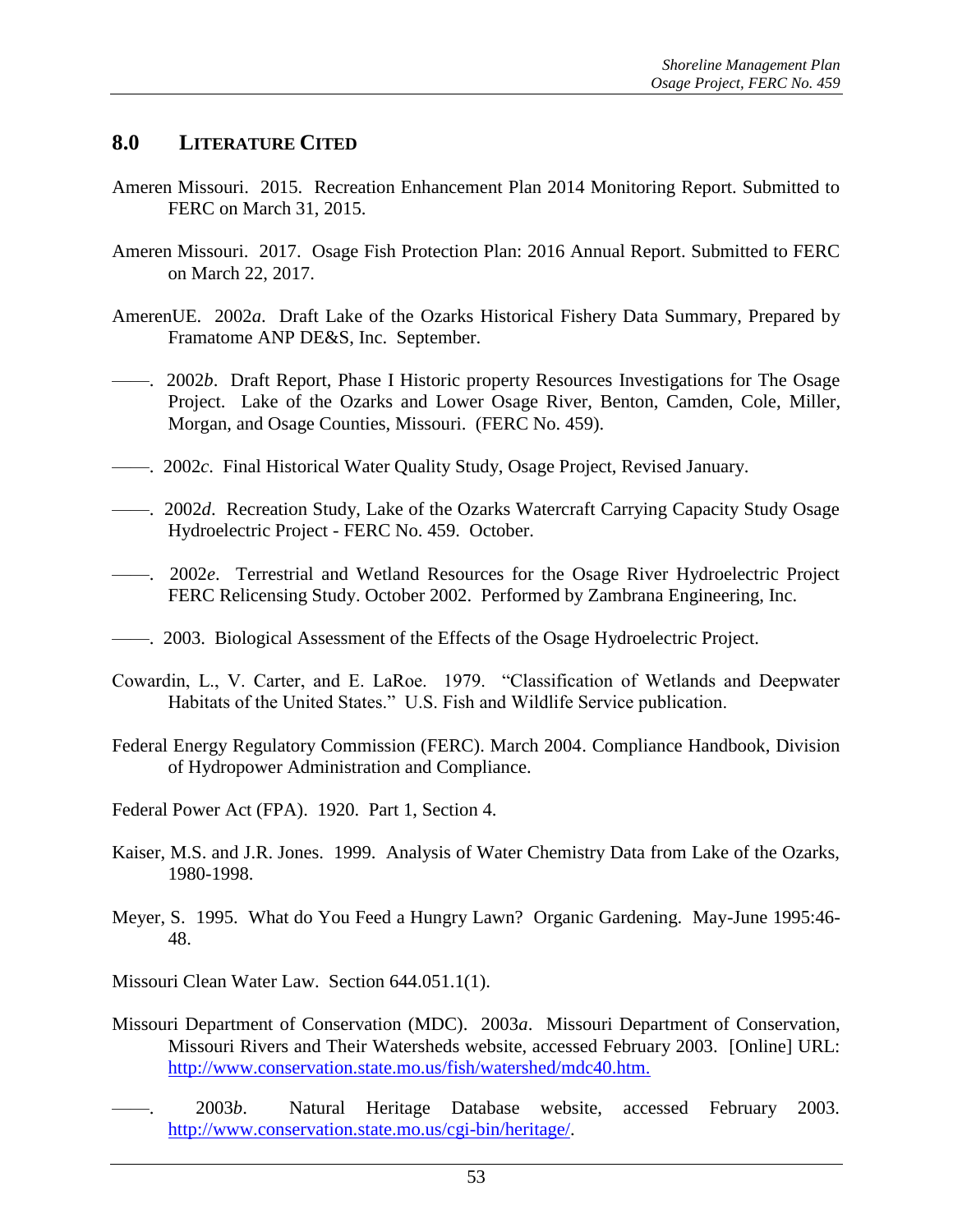## 8.0 LITERATURE CITED

Ameren Missouri. 2015. Recreation Enhancement Plan 2014 Monitoring Report. Submitted to FERC on March 31, 2015.

Ameren Missouri. 2017. Osage Fish Protection Plan: 2016 Annual Report. Submitted to FERC on March 22, 2017.

AmerenUE. 2002*a*. Draft Lake of the Ozarks Historical Fishery Data Summary, Prepared by Framatome ANP DE&S, Inc. September.

——. 2002*b*. Draft Report, Phase I Historic property Resources Investigations for The Osage Project. Lake of the Ozarks and Lower Osage River, Benton, Camden, Cole, Miller, Morgan, and Osage Counties, Missouri. (FERC No. 459).

——. 2002*c*. Final Historical Water Quality Study, Osage Project, Revised January.

——. 2002*d*. Recreation Study, Lake of the Ozarks Watercraft Carrying Capacity Study Osage Hydroelectric Project - FERC No. 459. October.

——. 2002*e*. Terrestrial and Wetland Resources for the Osage River Hydroelectric Project FERC Relicensing Study. October 2002. Performed by Zambrana Engineering, Inc.

——. 2003. Biological Assessment of the Effects of the Osage Hydroelectric Project.

Cowardin, L., V. Carter, and E. LaRoe. 1979. "Classification of Wetlands and Deepwater Habitats of the United States." U.S. Fish and Wildlife Service publication.

Federal Energy Regulatory Commission (FERC). March 2004. Compliance Handbook, Division of Hydropower Administration and Compliance.

Federal Power Act (FPA). 1920. Part 1, Section 4.

Kaiser, M.S. and J.R. Jones. 1999. Analysis of Water Chemistry Data from Lake of the Ozarks, 1980-1998.

Meyer, S. 1995. What do You Feed a Hungry Lawn? Organic Gardening. May-June 1995:46-48.

Missouri Clean Water Law. Section 644.051.1(1).

Missouri Department of Conservation (MDC). 2003*a*. Missouri Department of Conservation, Missouri Rivers and Their Watersheds website, accessed February 2003. [Online] URL: http://www.conservation.state.mo.us/fish/watershed/mdc40.htm.

——. 2003*b*. Natural Heritage Database website, accessed February 2003. http://www.conservation.state.mo.us/cgi-bin/heritage/.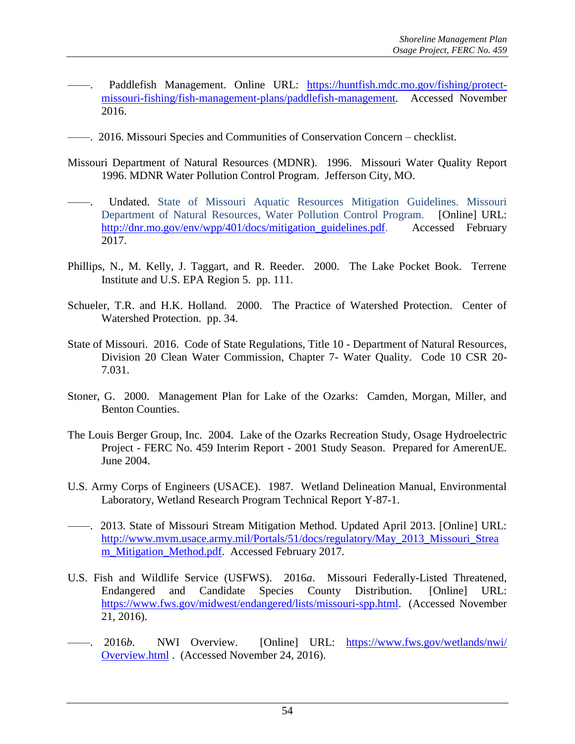——. Paddlefish Management. Online URL: https://huntfish.mdc.mo.gov/fishing/protect-missouri-fishing/fish-management-plans/paddlefish-management. Accessed November 2016.

——. 2016. Missouri Species and Communities of Conservation Concern – checklist.

Missouri Department of Natural Resources (MDNR). 1996. Missouri Water Quality Report 1996. MDNR Water Pollution Control Program. Jefferson City, MO.

——. Undated. State of Missouri Aquatic Resources Mitigation Guidelines. Missouri Department of Natural Resources, Water Pollution Control Program. [Online] URL: http://dnr.mo.gov/env/wpp/401/docs/mitigation_guidelines.pdf. Accessed February 2017.

Phillips, N., M. Kelly, J. Taggart, and R. Reeder. 2000. The Lake Pocket Book. Terrene Institute and U.S. EPA Region 5. pp. 111.

Schueler, T.R. and H.K. Holland. 2000. The Practice of Watershed Protection. Center of Watershed Protection. pp. 34.

State of Missouri. 2016. Code of State Regulations, Title 10 - Department of Natural Resources, Division 20 Clean Water Commission, Chapter 7- Water Quality. Code 10 CSR 20-7.031.

Stoner, G. 2000. Management Plan for Lake of the Ozarks: Camden, Morgan, Miller, and Benton Counties.

The Louis Berger Group, Inc. 2004. Lake of the Ozarks Recreation Study, Osage Hydroelectric Project - FERC No. 459 Interim Report - 2001 Study Season. Prepared for AmerenUE. June 2004.

U.S. Army Corps of Engineers (USACE). 1987. Wetland Delineation Manual, Environmental Laboratory, Wetland Research Program Technical Report Y-87-1.

——. 2013. State of Missouri Stream Mitigation Method. Updated April 2013. [Online] URL: http://www.mvm.usace.army.mil/Portals/51/docs/regulatory/May_2013_Missouri_Stream_Mitigation_Method.pdf. Accessed February 2017.

U.S. Fish and Wildlife Service (USFWS). 2016*a*. Missouri Federally-Listed Threatened, Endangered and Candidate Species County Distribution. [Online] URL: https://www.fws.gov/midwest/endangered/lists/missouri-spp.html. (Accessed November 21, 2016).

——. 2016*b*. NWI Overview. [Online] URL: https://www.fws.gov/wetlands/nwi/Overview.html . (Accessed November 24, 2016).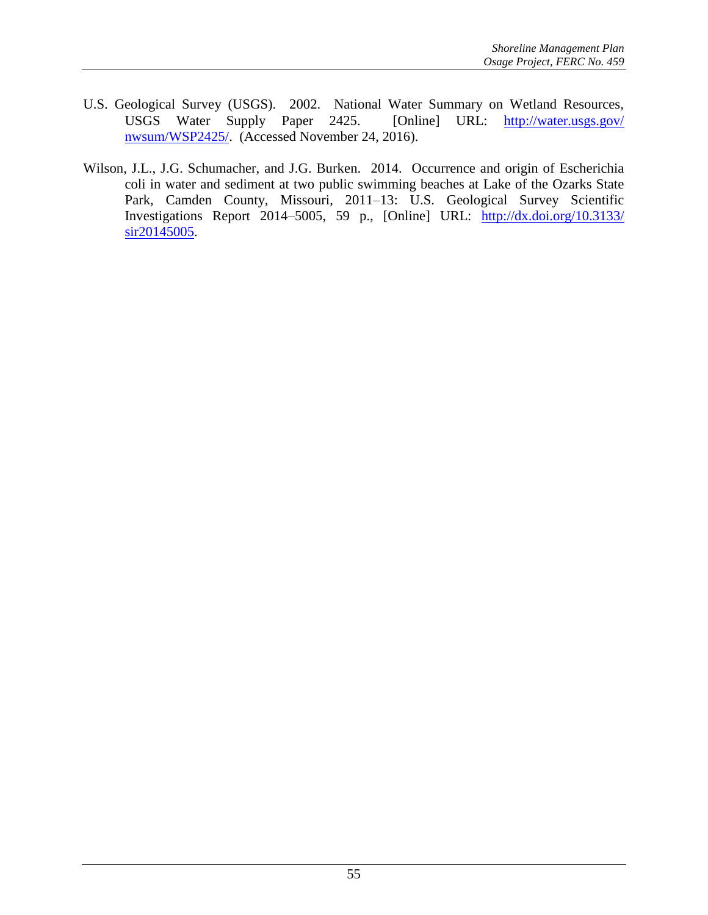U.S. Geological Survey (USGS). 2002. National Water Summary on Wetland Resources, USGS Water Supply Paper 2425. [Online] URL: http://water.usgs.gov/nwsum/WSP2425/. (Accessed November 24, 2016).

Wilson, J.L., J.G. Schumacher, and J.G. Burken. 2014. Occurrence and origin of Escherichia coli in water and sediment at two public swimming beaches at Lake of the Ozarks State Park, Camden County, Missouri, 2011–13: U.S. Geological Survey Scientific Investigations Report 2014–5005, 59 p., [Online] URL: http://dx.doi.org/10.3133/sir20145005.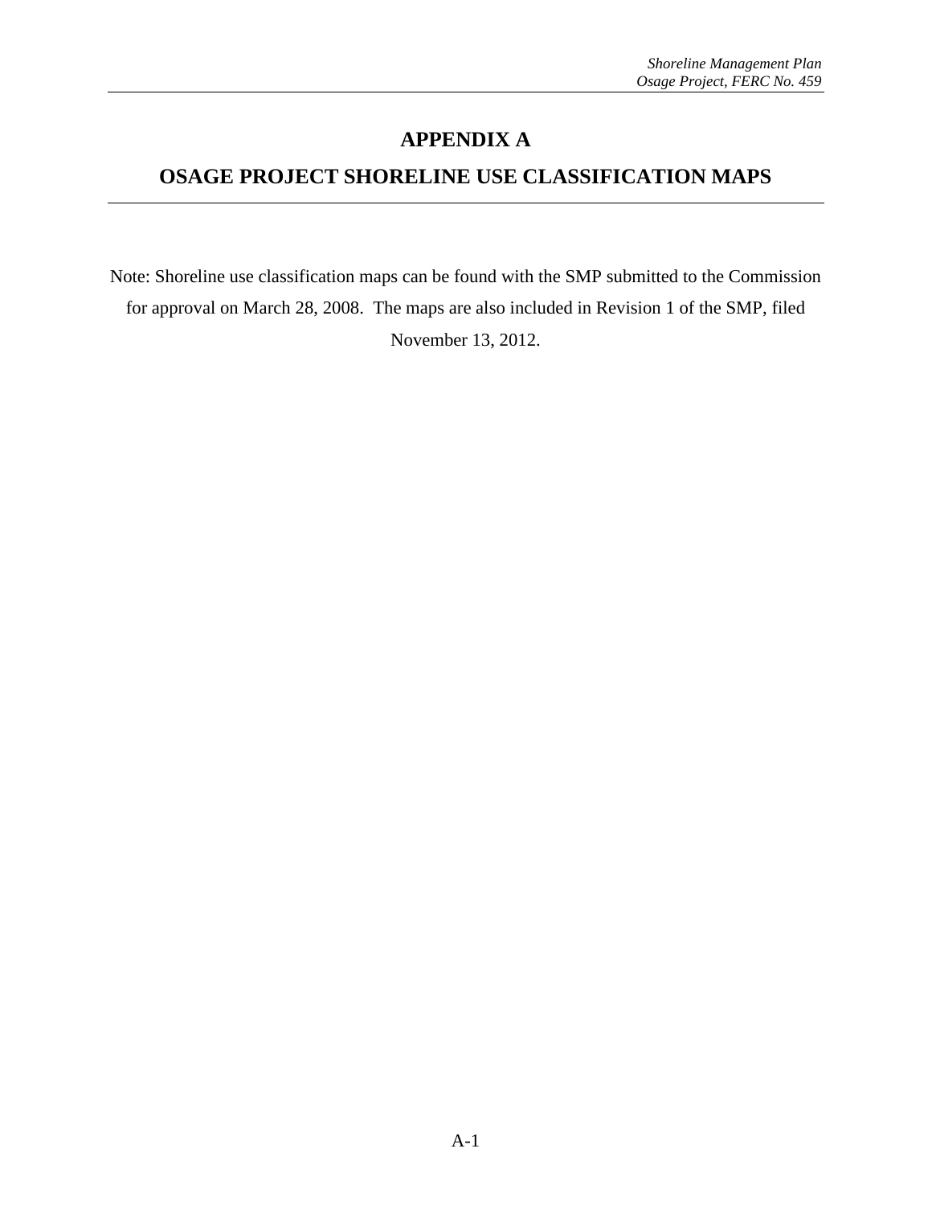# APPENDIX A

# OSAGE PROJECT SHORELINE USE CLASSIFICATION MAPS

Note: Shoreline use classification maps can be found with the SMP submitted to the Commission for approval on March 28, 2008. The maps are also included in Revision 1 of the SMP, filed November 13, 2012.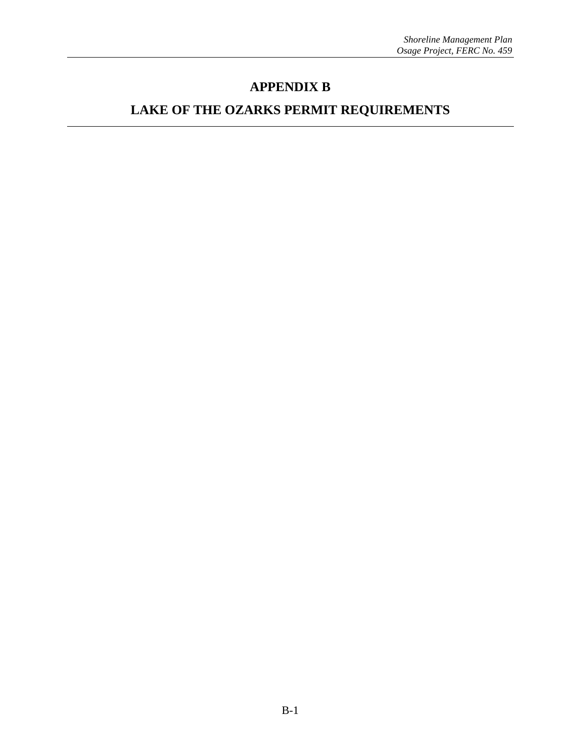# APPENDIX B

# LAKE OF THE OZARKS PERMIT REQUIREMENTS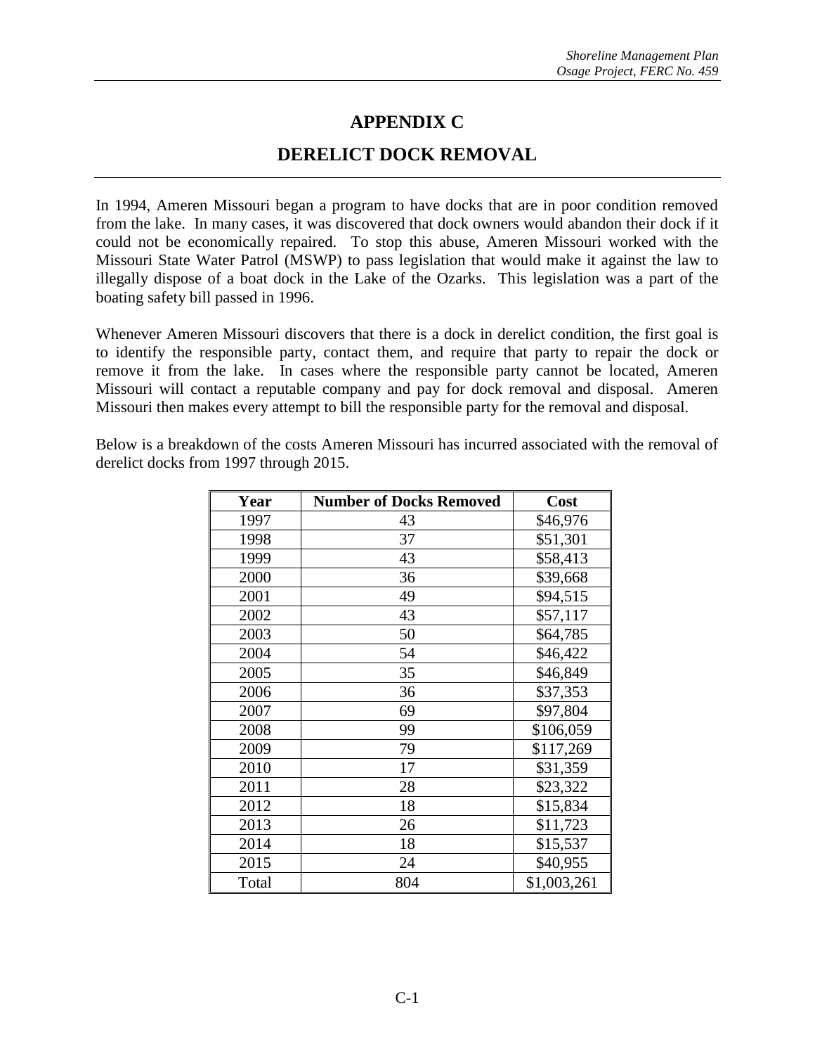# APPENDIX C

# DERELICT DOCK REMOVAL

In 1994, Ameren Missouri began a program to have docks that are in poor condition removed from the lake. In many cases, it was discovered that dock owners would abandon their dock if it could not be economically repaired. To stop this abuse, Ameren Missouri worked with the Missouri State Water Patrol (MSWP) to pass legislation that would make it against the law to illegally dispose of a boat dock in the Lake of the Ozarks. This legislation was a part of the boating safety bill passed in 1996.

Whenever Ameren Missouri discovers that there is a dock in derelict condition, the first goal is to identify the responsible party, contact them, and require that party to repair the dock or remove it from the lake. In cases where the responsible party cannot be located, Ameren Missouri will contact a reputable company and pay for dock removal and disposal. Ameren Missouri then makes every attempt to bill the responsible party for the removal and disposal.

Below is a breakdown of the costs Ameren Missouri has incurred associated with the removal of derelict docks from 1997 through 2015.

| Year | Number of Docks Removed | Cost |
|---|---|---|
| 1997 | 43 | $46,976 |
| 1998 | 37 | $51,301 |
| 1999 | 43 | $58,413 |
| 2000 | 36 | $39,668 |
| 2001 | 49 | $94,515 |
| 2002 | 43 | $57,117 |
| 2003 | 50 | $64,785 |
| 2004 | 54 | $46,422 |
| 2005 | 35 | $46,849 |
| 2006 | 36 | $37,353 |
| 2007 | 69 | $97,804 |
| 2008 | 99 | $106,059 |
| 2009 | 79 | $117,269 |
| 2010 | 17 | $31,359 |
| 2011 | 28 | $23,322 |
| 2012 | 18 | $15,834 |
| 2013 | 26 | $11,723 |
| 2014 | 18 | $15,537 |
| 2015 | 24 | $40,955 |
| Total | 804 | $1,003,261 |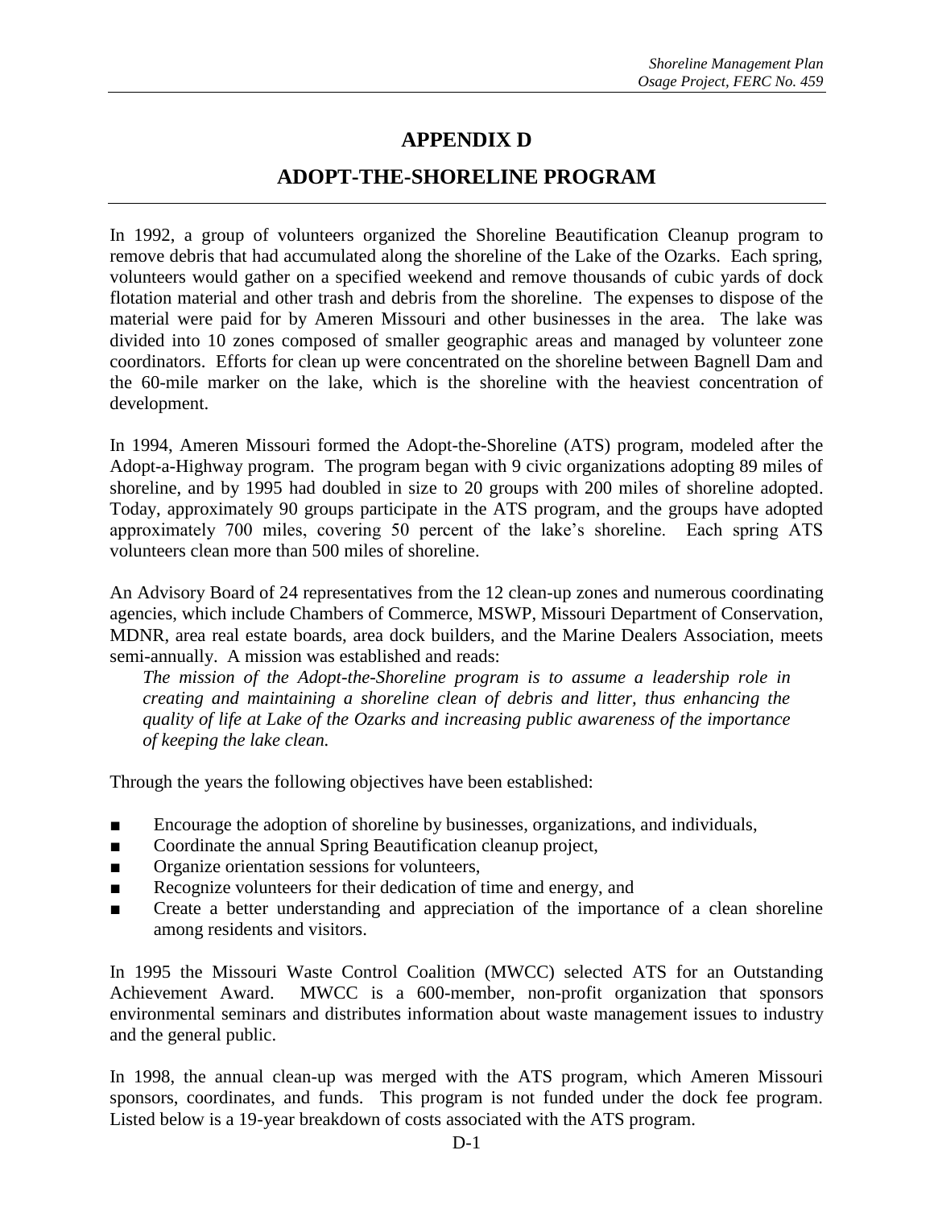# APPENDIX D

# ADOPT-THE-SHORELINE PROGRAM

In 1992, a group of volunteers organized the Shoreline Beautification Cleanup program to remove debris that had accumulated along the shoreline of the Lake of the Ozarks. Each spring, volunteers would gather on a specified weekend and remove thousands of cubic yards of dock flotation material and other trash and debris from the shoreline. The expenses to dispose of the material were paid for by Ameren Missouri and other businesses in the area. The lake was divided into 10 zones composed of smaller geographic areas and managed by volunteer zone coordinators. Efforts for clean up were concentrated on the shoreline between Bagnell Dam and the 60-mile marker on the lake, which is the shoreline with the heaviest concentration of development.

In 1994, Ameren Missouri formed the Adopt-the-Shoreline (ATS) program, modeled after the Adopt-a-Highway program. The program began with 9 civic organizations adopting 89 miles of shoreline, and by 1995 had doubled in size to 20 groups with 200 miles of shoreline adopted. Today, approximately 90 groups participate in the ATS program, and the groups have adopted approximately 700 miles, covering 50 percent of the lake's shoreline. Each spring ATS volunteers clean more than 500 miles of shoreline.

An Advisory Board of 24 representatives from the 12 clean-up zones and numerous coordinating agencies, which include Chambers of Commerce, MSWP, Missouri Department of Conservation, MDNR, area real estate boards, area dock builders, and the Marine Dealers Association, meets semi-annually. A mission was established and reads:

> *The mission of the Adopt-the-Shoreline program is to assume a leadership role in creating and maintaining a shoreline clean of debris and litter, thus enhancing the quality of life at Lake of the Ozarks and increasing public awareness of the importance of keeping the lake clean.*

Through the years the following objectives have been established:

- Encourage the adoption of shoreline by businesses, organizations, and individuals,
- Coordinate the annual Spring Beautification cleanup project,
- Organize orientation sessions for volunteers,
- Recognize volunteers for their dedication of time and energy, and
- Create a better understanding and appreciation of the importance of a clean shoreline among residents and visitors.

In 1995 the Missouri Waste Control Coalition (MWCC) selected ATS for an Outstanding Achievement Award. MWCC is a 600-member, non-profit organization that sponsors environmental seminars and distributes information about waste management issues to industry and the general public.

In 1998, the annual clean-up was merged with the ATS program, which Ameren Missouri sponsors, coordinates, and funds. This program is not funded under the dock fee program. Listed below is a 19-year breakdown of costs associated with the ATS program.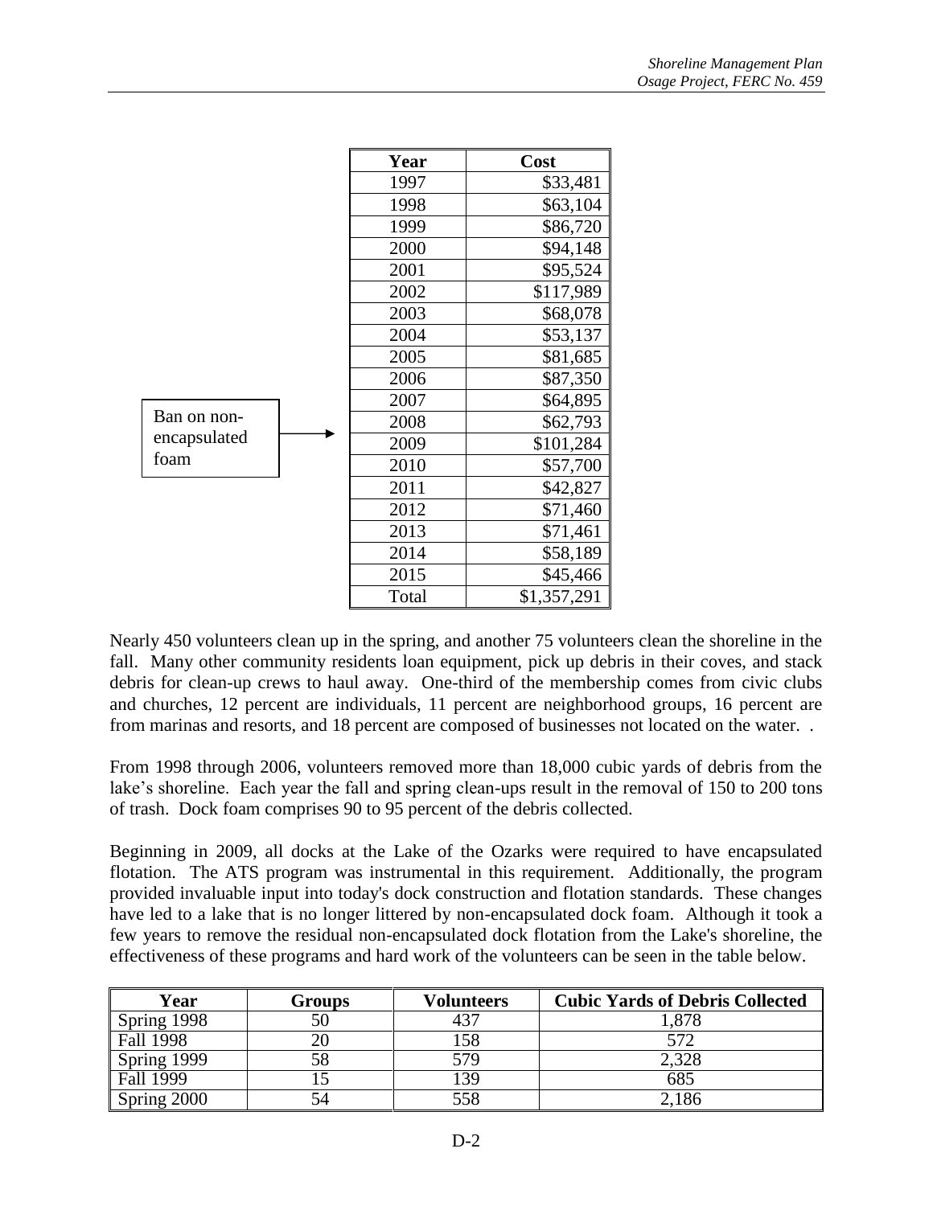Ban on non-encapsulated foam → 2009

| Year | Cost |
|---|---|
| 1997 | $33,481 |
| 1998 | $63,104 |
| 1999 | $86,720 |
| 2000 | $94,148 |
| 2001 | $95,524 |
| 2002 | $117,989 |
| 2003 | $68,078 |
| 2004 | $53,137 |
| 2005 | $81,685 |
| 2006 | $87,350 |
| 2007 | $64,895 |
| 2008 | $62,793 |
| 2009 | $101,284 |
| 2010 | $57,700 |
| 2011 | $42,827 |
| 2012 | $71,460 |
| 2013 | $71,461 |
| 2014 | $58,189 |
| 2015 | $45,466 |
| Total | $1,357,291 |

Nearly 450 volunteers clean up in the spring, and another 75 volunteers clean the shoreline in the fall. Many other community residents loan equipment, pick up debris in their coves, and stack debris for clean-up crews to haul away. One-third of the membership comes from civic clubs and churches, 12 percent are individuals, 11 percent are neighborhood groups, 16 percent are from marinas and resorts, and 18 percent are composed of businesses not located on the water. .

From 1998 through 2006, volunteers removed more than 18,000 cubic yards of debris from the lake's shoreline. Each year the fall and spring clean-ups result in the removal of 150 to 200 tons of trash. Dock foam comprises 90 to 95 percent of the debris collected.

Beginning in 2009, all docks at the Lake of the Ozarks were required to have encapsulated flotation. The ATS program was instrumental in this requirement. Additionally, the program provided invaluable input into today's dock construction and flotation standards. These changes have led to a lake that is no longer littered by non-encapsulated dock foam. Although it took a few years to remove the residual non-encapsulated dock flotation from the Lake's shoreline, the effectiveness of these programs and hard work of the volunteers can be seen in the table below.

| Year | Groups | Volunteers | Cubic Yards of Debris Collected |
|---|---|---|---|
| Spring 1998 | 50 | 437 | 1,878 |
| Fall 1998 | 20 | 158 | 572 |
| Spring 1999 | 58 | 579 | 2,328 |
| Fall 1999 | 15 | 139 | 685 |
| Spring 2000 | 54 | 558 | 2,186 |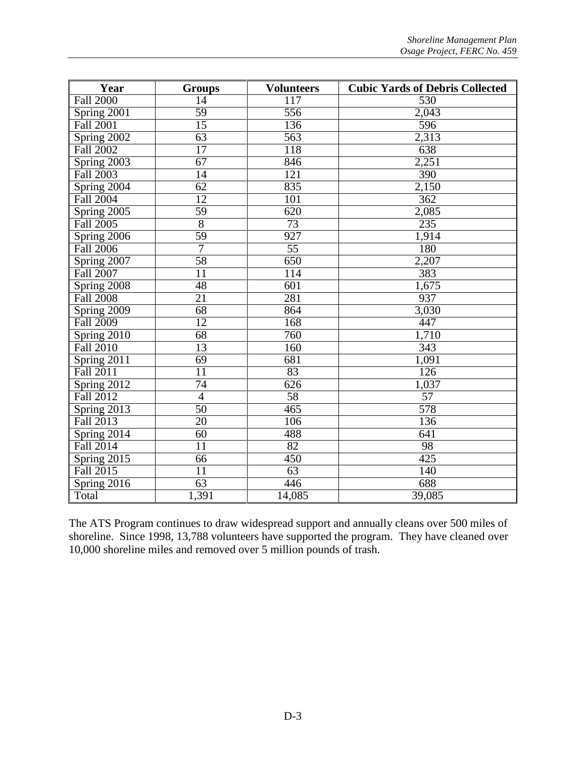| Year | Groups | Volunteers | Cubic Yards of Debris Collected |
| --- | --- | --- | --- |
| Fall 2000 | 14 | 117 | 530 |
| Spring 2001 | 59 | 556 | 2,043 |
| Fall 2001 | 15 | 136 | 596 |
| Spring 2002 | 63 | 563 | 2,313 |
| Fall 2002 | 17 | 118 | 638 |
| Spring 2003 | 67 | 846 | 2,251 |
| Fall 2003 | 14 | 121 | 390 |
| Spring 2004 | 62 | 835 | 2,150 |
| Fall 2004 | 12 | 101 | 362 |
| Spring 2005 | 59 | 620 | 2,085 |
| Fall 2005 | 8 | 73 | 235 |
| Spring 2006 | 59 | 927 | 1,914 |
| Fall 2006 | 7 | 55 | 180 |
| Spring 2007 | 58 | 650 | 2,207 |
| Fall 2007 | 11 | 114 | 383 |
| Spring 2008 | 48 | 601 | 1,675 |
| Fall 2008 | 21 | 281 | 937 |
| Spring 2009 | 68 | 864 | 3,030 |
| Fall 2009 | 12 | 168 | 447 |
| Spring 2010 | 68 | 760 | 1,710 |
| Fall 2010 | 13 | 160 | 343 |
| Spring 2011 | 69 | 681 | 1,091 |
| Fall 2011 | 11 | 83 | 126 |
| Spring 2012 | 74 | 626 | 1,037 |
| Fall 2012 | 4 | 58 | 57 |
| Spring 2013 | 50 | 465 | 578 |
| Fall 2013 | 20 | 106 | 136 |
| Spring 2014 | 60 | 488 | 641 |
| Fall 2014 | 11 | 82 | 98 |
| Spring 2015 | 66 | 450 | 425 |
| Fall 2015 | 11 | 63 | 140 |
| Spring 2016 | 63 | 446 | 688 |
| Total | 1,391 | 14,085 | 39,085 |

The ATS Program continues to draw widespread support and annually cleans over 500 miles of shoreline. Since 1998, 13,788 volunteers have supported the program. They have cleaned over 10,000 shoreline miles and removed over 5 million pounds of trash.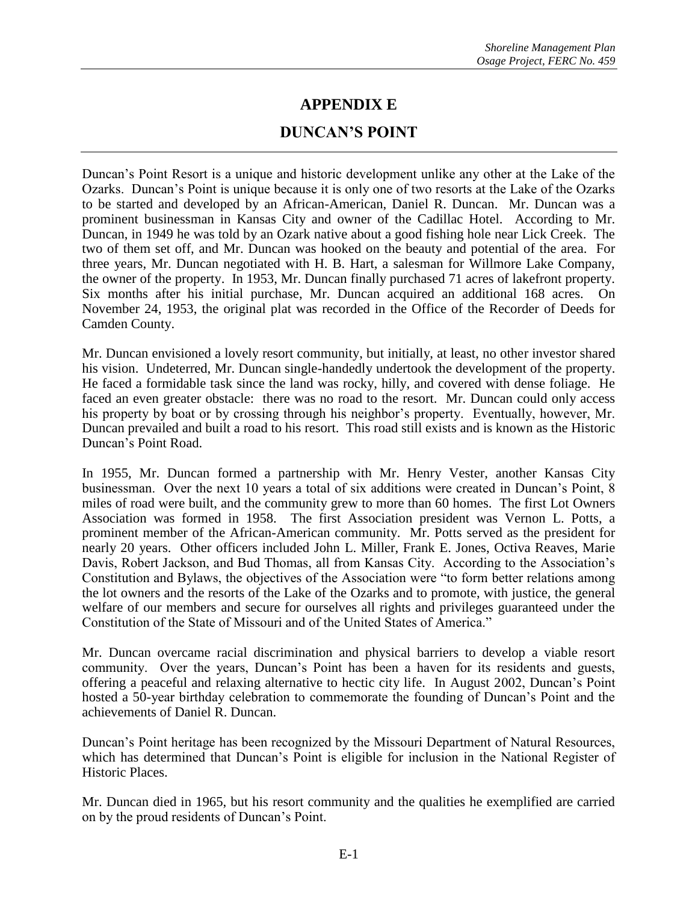# APPENDIX E

# DUNCAN'S POINT

Duncan's Point Resort is a unique and historic development unlike any other at the Lake of the Ozarks. Duncan's Point is unique because it is only one of two resorts at the Lake of the Ozarks to be started and developed by an African-American, Daniel R. Duncan. Mr. Duncan was a prominent businessman in Kansas City and owner of the Cadillac Hotel. According to Mr. Duncan, in 1949 he was told by an Ozark native about a good fishing hole near Lick Creek. The two of them set off, and Mr. Duncan was hooked on the beauty and potential of the area. For three years, Mr. Duncan negotiated with H. B. Hart, a salesman for Willmore Lake Company, the owner of the property. In 1953, Mr. Duncan finally purchased 71 acres of lakefront property. Six months after his initial purchase, Mr. Duncan acquired an additional 168 acres. On November 24, 1953, the original plat was recorded in the Office of the Recorder of Deeds for Camden County.

Mr. Duncan envisioned a lovely resort community, but initially, at least, no other investor shared his vision. Undeterred, Mr. Duncan single-handedly undertook the development of the property. He faced a formidable task since the land was rocky, hilly, and covered with dense foliage. He faced an even greater obstacle: there was no road to the resort. Mr. Duncan could only access his property by boat or by crossing through his neighbor's property. Eventually, however, Mr. Duncan prevailed and built a road to his resort. This road still exists and is known as the Historic Duncan's Point Road.

In 1955, Mr. Duncan formed a partnership with Mr. Henry Vester, another Kansas City businessman. Over the next 10 years a total of six additions were created in Duncan's Point, 8 miles of road were built, and the community grew to more than 60 homes. The first Lot Owners Association was formed in 1958. The first Association president was Vernon L. Potts, a prominent member of the African-American community. Mr. Potts served as the president for nearly 20 years. Other officers included John L. Miller, Frank E. Jones, Octiva Reaves, Marie Davis, Robert Jackson, and Bud Thomas, all from Kansas City. According to the Association's Constitution and Bylaws, the objectives of the Association were "to form better relations among the lot owners and the resorts of the Lake of the Ozarks and to promote, with justice, the general welfare of our members and secure for ourselves all rights and privileges guaranteed under the Constitution of the State of Missouri and of the United States of America."

Mr. Duncan overcame racial discrimination and physical barriers to develop a viable resort community. Over the years, Duncan's Point has been a haven for its residents and guests, offering a peaceful and relaxing alternative to hectic city life. In August 2002, Duncan's Point hosted a 50-year birthday celebration to commemorate the founding of Duncan's Point and the achievements of Daniel R. Duncan.

Duncan's Point heritage has been recognized by the Missouri Department of Natural Resources, which has determined that Duncan's Point is eligible for inclusion in the National Register of Historic Places.

Mr. Duncan died in 1965, but his resort community and the qualities he exemplified are carried on by the proud residents of Duncan's Point.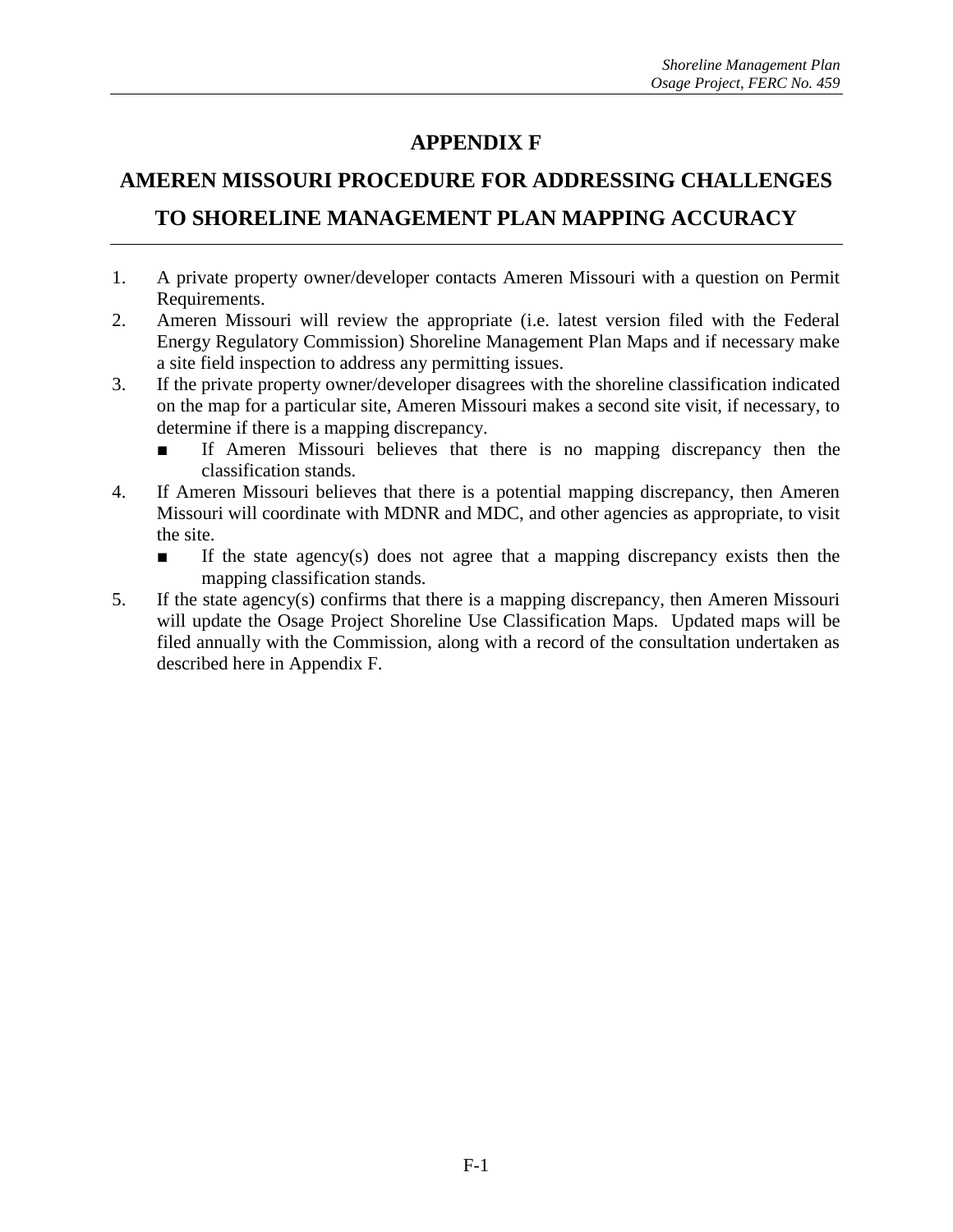# APPENDIX F

# AMEREN MISSOURI PROCEDURE FOR ADDRESSING CHALLENGES TO SHORELINE MANAGEMENT PLAN MAPPING ACCURACY

1. A private property owner/developer contacts Ameren Missouri with a question on Permit Requirements.
2. Ameren Missouri will review the appropriate (i.e. latest version filed with the Federal Energy Regulatory Commission) Shoreline Management Plan Maps and if necessary make a site field inspection to address any permitting issues.
3. If the private property owner/developer disagrees with the shoreline classification indicated on the map for a particular site, Ameren Missouri makes a second site visit, if necessary, to determine if there is a mapping discrepancy.
   - If Ameren Missouri believes that there is no mapping discrepancy then the classification stands.
4. If Ameren Missouri believes that there is a potential mapping discrepancy, then Ameren Missouri will coordinate with MDNR and MDC, and other agencies as appropriate, to visit the site.
   - If the state agency(s) does not agree that a mapping discrepancy exists then the mapping classification stands.
5. If the state agency(s) confirms that there is a mapping discrepancy, then Ameren Missouri will update the Osage Project Shoreline Use Classification Maps. Updated maps will be filed annually with the Commission, along with a record of the consultation undertaken as described here in Appendix F.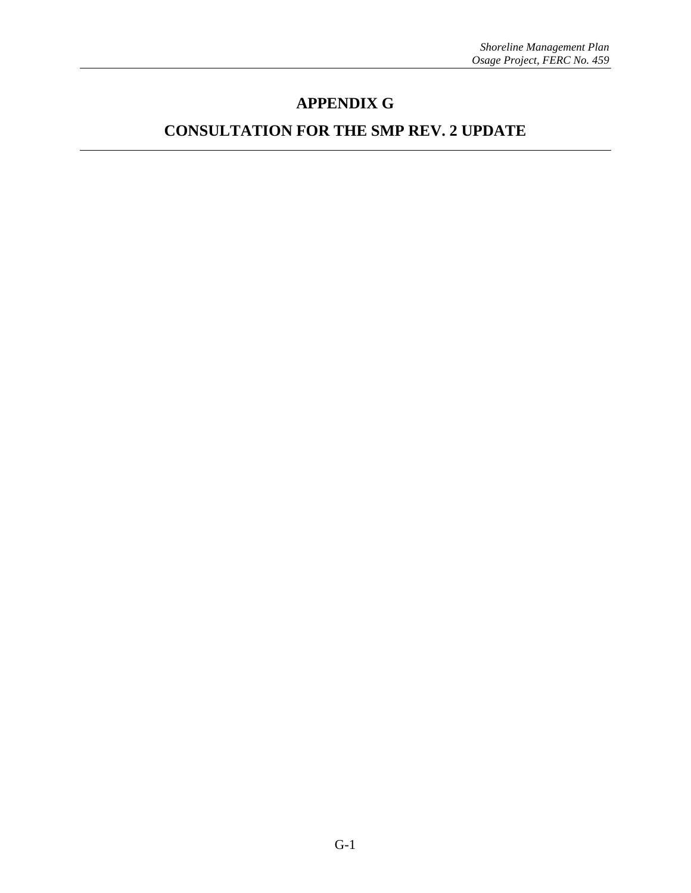# APPENDIX G

# CONSULTATION FOR THE SMP REV. 2 UPDATE